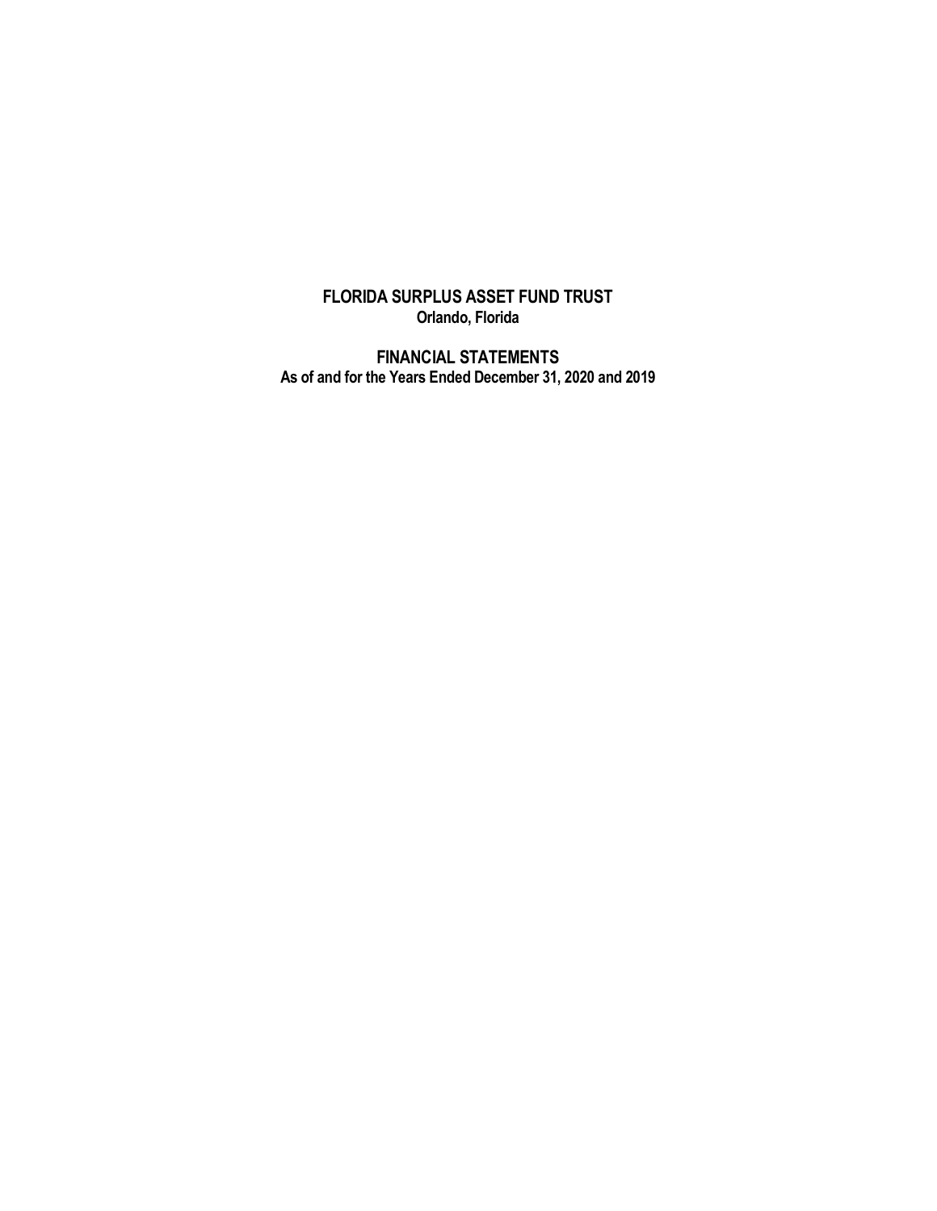# FLORIDA SURPLUS ASSET FUND TRUST

**Orlando, Florida**

## FINANCIAL STATEMENTS

**As of and for the Years Ended December 31, 2020 and 2019**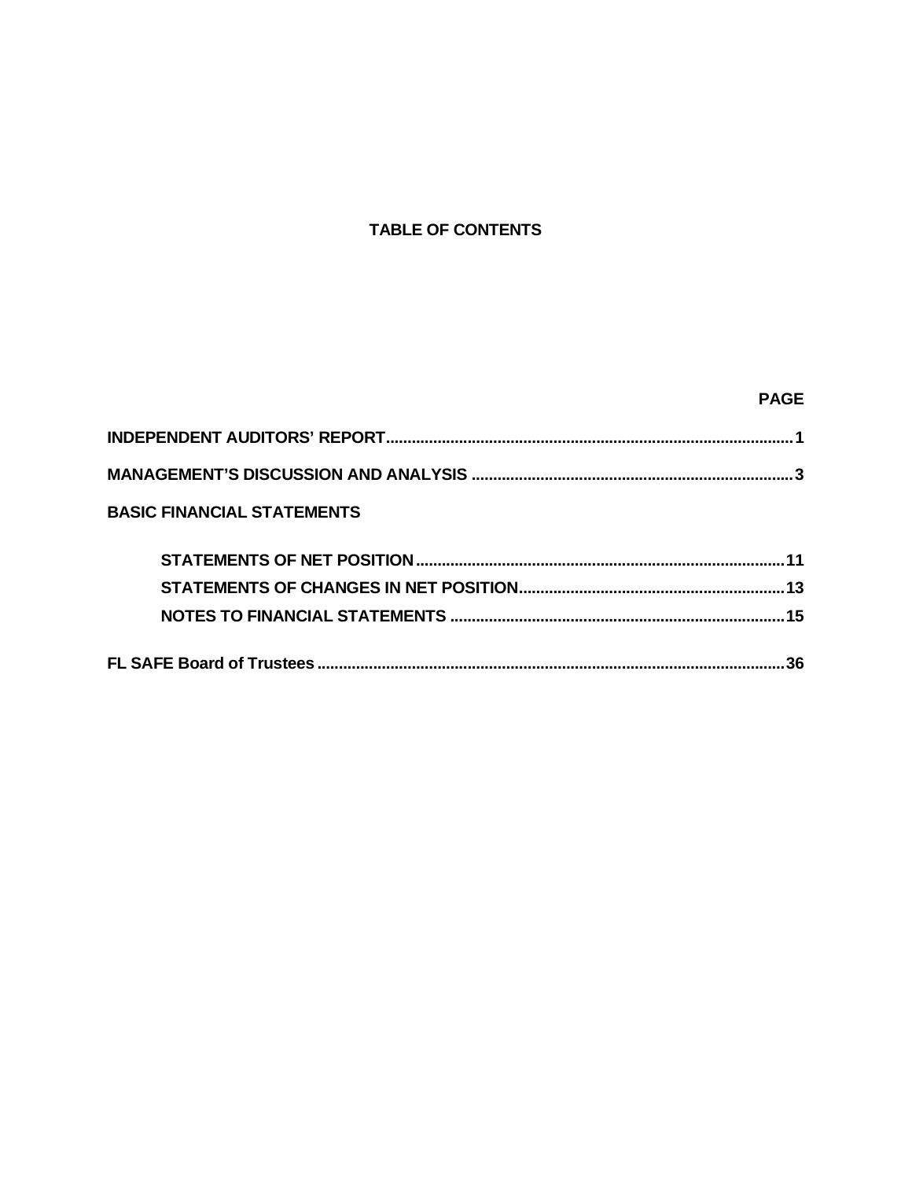# TABLE OF CONTENTS

| | PAGE |
|---|---|
| **INDEPENDENT AUDITORS' REPORT** | **1** |
| **MANAGEMENT'S DISCUSSION AND ANALYSIS** | **3** |
| **BASIC FINANCIAL STATEMENTS** | |
| **STATEMENTS OF NET POSITION** | **11** |
| **STATEMENTS OF CHANGES IN NET POSITION** | **13** |
| **NOTES TO FINANCIAL STATEMENTS** | **15** |
| **FL SAFE Board of Trustees** | **36** |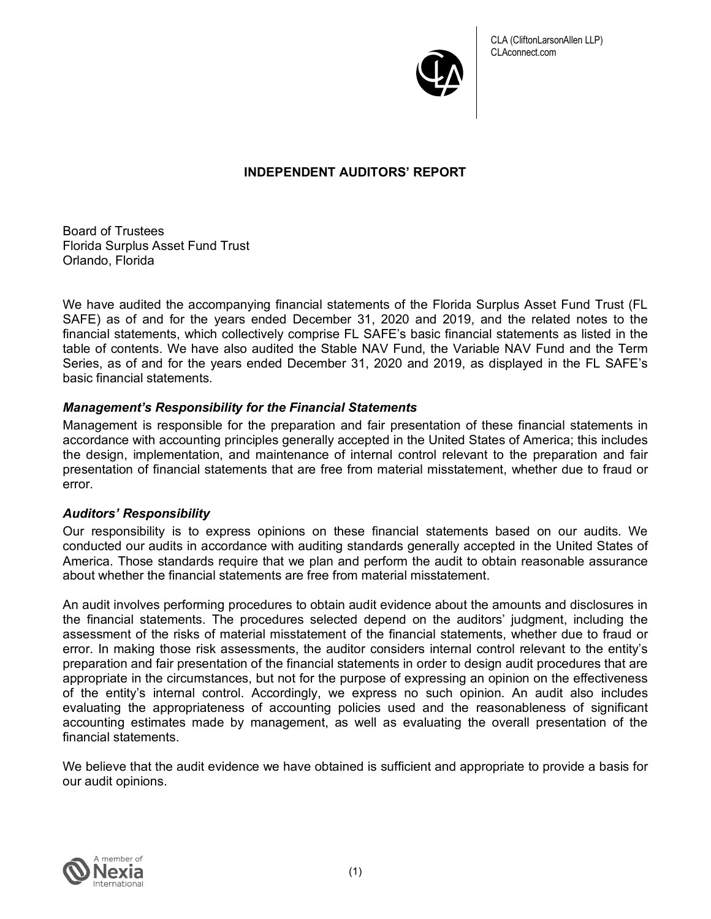CLA (CliftonLarsonAllen LLP)
CLAconnect.com

# INDEPENDENT AUDITORS' REPORT

Board of Trustees
Florida Surplus Asset Fund Trust
Orlando, Florida

We have audited the accompanying financial statements of the Florida Surplus Asset Fund Trust (FL SAFE) as of and for the years ended December 31, 2020 and 2019, and the related notes to the financial statements, which collectively comprise FL SAFE's basic financial statements as listed in the table of contents. We have also audited the Stable NAV Fund, the Variable NAV Fund and the Term Series, as of and for the years ended December 31, 2020 and 2019, as displayed in the FL SAFE's basic financial statements.

### *Management's Responsibility for the Financial Statements*

Management is responsible for the preparation and fair presentation of these financial statements in accordance with accounting principles generally accepted in the United States of America; this includes the design, implementation, and maintenance of internal control relevant to the preparation and fair presentation of financial statements that are free from material misstatement, whether due to fraud or error.

### *Auditors' Responsibility*

Our responsibility is to express opinions on these financial statements based on our audits. We conducted our audits in accordance with auditing standards generally accepted in the United States of America. Those standards require that we plan and perform the audit to obtain reasonable assurance about whether the financial statements are free from material misstatement.

An audit involves performing procedures to obtain audit evidence about the amounts and disclosures in the financial statements. The procedures selected depend on the auditors' judgment, including the assessment of the risks of material misstatement of the financial statements, whether due to fraud or error. In making those risk assessments, the auditor considers internal control relevant to the entity's preparation and fair presentation of the financial statements in order to design audit procedures that are appropriate in the circumstances, but not for the purpose of expressing an opinion on the effectiveness of the entity's internal control. Accordingly, we express no such opinion. An audit also includes evaluating the appropriateness of accounting policies used and the reasonableness of significant accounting estimates made by management, as well as evaluating the overall presentation of the financial statements.

We believe that the audit evidence we have obtained is sufficient and appropriate to provide a basis for our audit opinions.

A member of Nexia International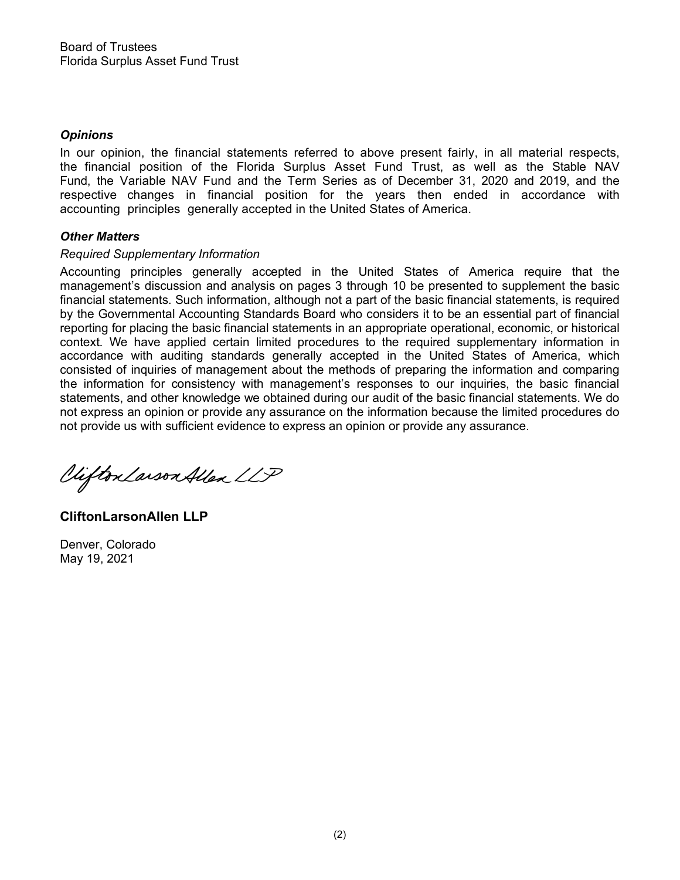Board of Trustees
Florida Surplus Asset Fund Trust

### *Opinions*

In our opinion, the financial statements referred to above present fairly, in all material respects, the financial position of the Florida Surplus Asset Fund Trust, as well as the Stable NAV Fund, the Variable NAV Fund and the Term Series as of December 31, 2020 and 2019, and the respective changes in financial position for the years then ended in accordance with accounting principles generally accepted in the United States of America.

### *Other Matters*

*Required Supplementary Information*

Accounting principles generally accepted in the United States of America require that the management's discussion and analysis on pages 3 through 10 be presented to supplement the basic financial statements. Such information, although not a part of the basic financial statements, is required by the Governmental Accounting Standards Board who considers it to be an essential part of financial reporting for placing the basic financial statements in an appropriate operational, economic, or historical context. We have applied certain limited procedures to the required supplementary information in accordance with auditing standards generally accepted in the United States of America, which consisted of inquiries of management about the methods of preparing the information and comparing the information for consistency with management's responses to our inquiries, the basic financial statements, and other knowledge we obtained during our audit of the basic financial statements. We do not express an opinion or provide any assurance on the information because the limited procedures do not provide us with sufficient evidence to express an opinion or provide any assurance.

CliftonLarsonAllen LLP

**CliftonLarsonAllen LLP**

Denver, Colorado
May 19, 2021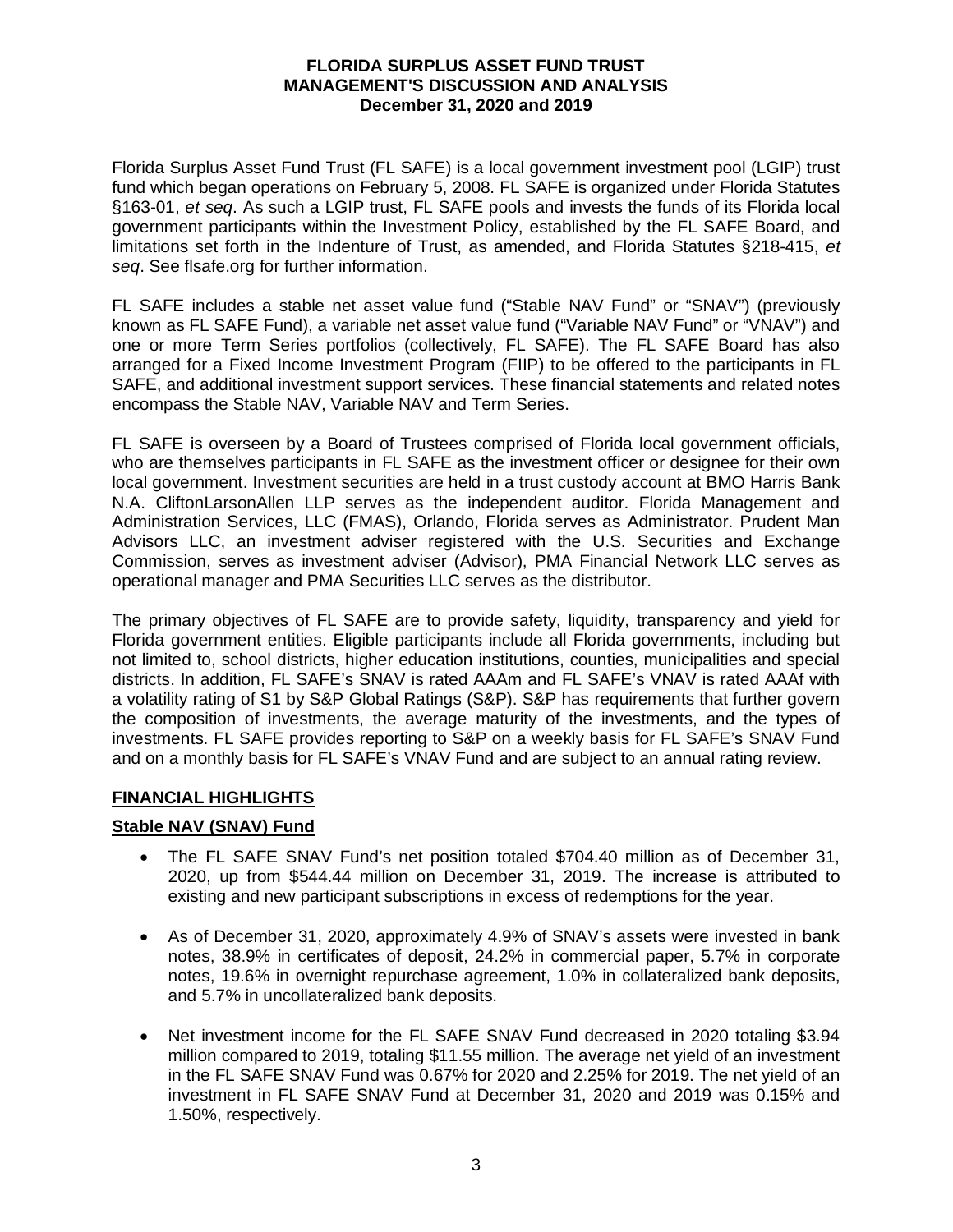# FLORIDA SURPLUS ASSET FUND TRUST
## MANAGEMENT'S DISCUSSION AND ANALYSIS
### December 31, 2020 and 2019

Florida Surplus Asset Fund Trust (FL SAFE) is a local government investment pool (LGIP) trust fund which began operations on February 5, 2008. FL SAFE is organized under Florida Statutes §163-01, *et seq*. As such a LGIP trust, FL SAFE pools and invests the funds of its Florida local government participants within the Investment Policy, established by the FL SAFE Board, and limitations set forth in the Indenture of Trust, as amended, and Florida Statutes §218-415, *et seq*. See flsafe.org for further information.

FL SAFE includes a stable net asset value fund ("Stable NAV Fund" or "SNAV") (previously known as FL SAFE Fund), a variable net asset value fund ("Variable NAV Fund" or "VNAV") and one or more Term Series portfolios (collectively, FL SAFE). The FL SAFE Board has also arranged for a Fixed Income Investment Program (FIIP) to be offered to the participants in FL SAFE, and additional investment support services. These financial statements and related notes encompass the Stable NAV, Variable NAV and Term Series.

FL SAFE is overseen by a Board of Trustees comprised of Florida local government officials, who are themselves participants in FL SAFE as the investment officer or designee for their own local government. Investment securities are held in a trust custody account at BMO Harris Bank N.A. CliftonLarsonAllen LLP serves as the independent auditor. Florida Management and Administration Services, LLC (FMAS), Orlando, Florida serves as Administrator. Prudent Man Advisors LLC, an investment adviser registered with the U.S. Securities and Exchange Commission, serves as investment adviser (Advisor), PMA Financial Network LLC serves as operational manager and PMA Securities LLC serves as the distributor.

The primary objectives of FL SAFE are to provide safety, liquidity, transparency and yield for Florida government entities. Eligible participants include all Florida governments, including but not limited to, school districts, higher education institutions, counties, municipalities and special districts. In addition, FL SAFE's SNAV is rated AAAm and FL SAFE's VNAV is rated AAAf with a volatility rating of S1 by S&P Global Ratings (S&P). S&P has requirements that further govern the composition of investments, the average maturity of the investments, and the types of investments. FL SAFE provides reporting to S&P on a weekly basis for FL SAFE's SNAV Fund and on a monthly basis for FL SAFE's VNAV Fund and are subject to an annual rating review.

## FINANCIAL HIGHLIGHTS

### Stable NAV (SNAV) Fund

- The FL SAFE SNAV Fund's net position totaled $704.40 million as of December 31, 2020, up from $544.44 million on December 31, 2019. The increase is attributed to existing and new participant subscriptions in excess of redemptions for the year.
- As of December 31, 2020, approximately 4.9% of SNAV's assets were invested in bank notes, 38.9% in certificates of deposit, 24.2% in commercial paper, 5.7% in corporate notes, 19.6% in overnight repurchase agreement, 1.0% in collateralized bank deposits, and 5.7% in uncollateralized bank deposits.
- Net investment income for the FL SAFE SNAV Fund decreased in 2020 totaling $3.94 million compared to 2019, totaling $11.55 million. The average net yield of an investment in the FL SAFE SNAV Fund was 0.67% for 2020 and 2.25% for 2019. The net yield of an investment in FL SAFE SNAV Fund at December 31, 2020 and 2019 was 0.15% and 1.50%, respectively.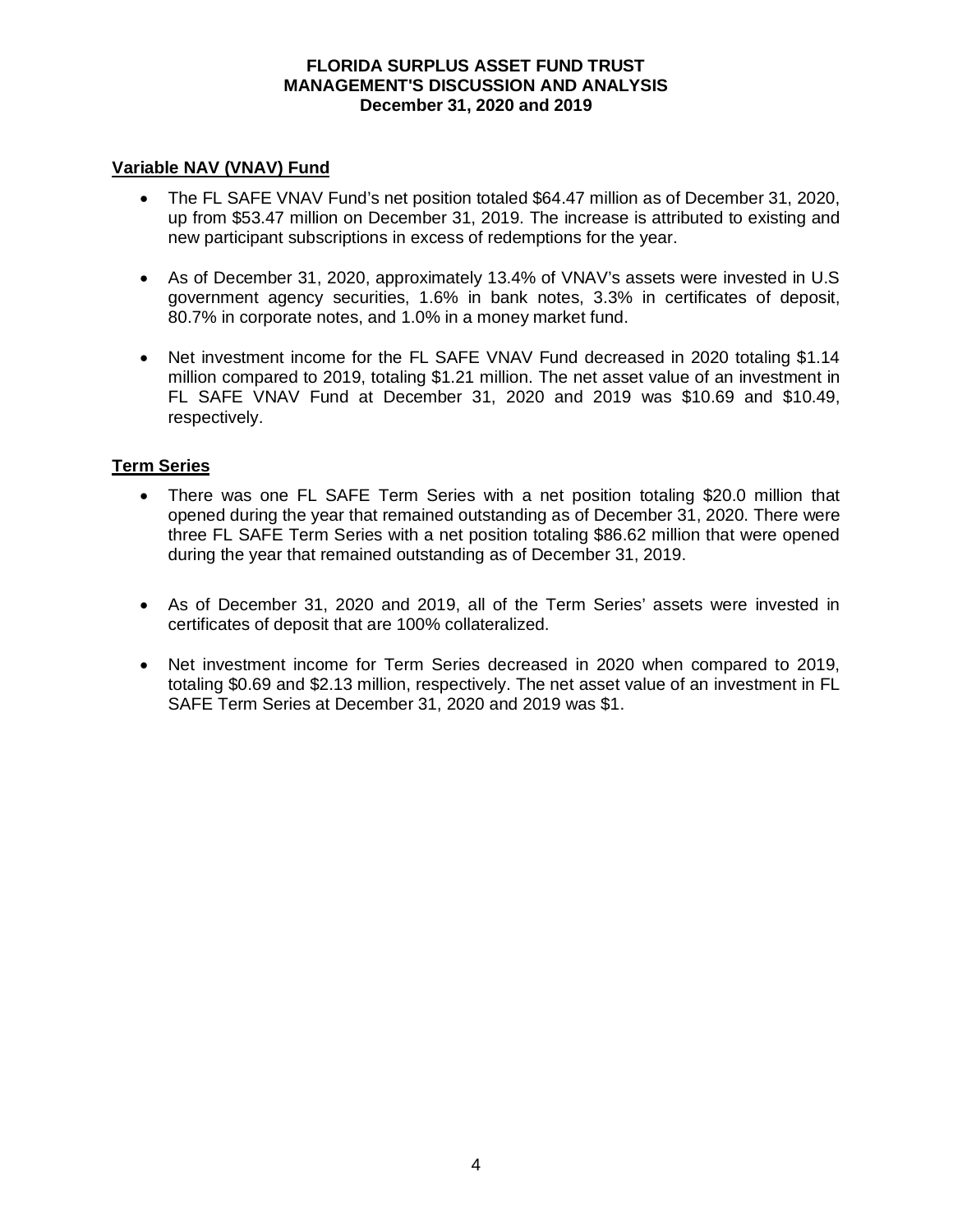**Variable NAV (VNAV) Fund**

- The FL SAFE VNAV Fund's net position totaled $64.47 million as of December 31, 2020, up from $53.47 million on December 31, 2019. The increase is attributed to existing and new participant subscriptions in excess of redemptions for the year.
- As of December 31, 2020, approximately 13.4% of VNAV's assets were invested in U.S government agency securities, 1.6% in bank notes, 3.3% in certificates of deposit, 80.7% in corporate notes, and 1.0% in a money market fund.
- Net investment income for the FL SAFE VNAV Fund decreased in 2020 totaling $1.14 million compared to 2019, totaling $1.21 million. The net asset value of an investment in FL SAFE VNAV Fund at December 31, 2020 and 2019 was $10.69 and $10.49, respectively.

**Term Series**

- There was one FL SAFE Term Series with a net position totaling $20.0 million that opened during the year that remained outstanding as of December 31, 2020. There were three FL SAFE Term Series with a net position totaling $86.62 million that were opened during the year that remained outstanding as of December 31, 2019.
- As of December 31, 2020 and 2019, all of the Term Series' assets were invested in certificates of deposit that are 100% collateralized.
- Net investment income for Term Series decreased in 2020 when compared to 2019, totaling $0.69 and $2.13 million, respectively. The net asset value of an investment in FL SAFE Term Series at December 31, 2020 and 2019 was $1.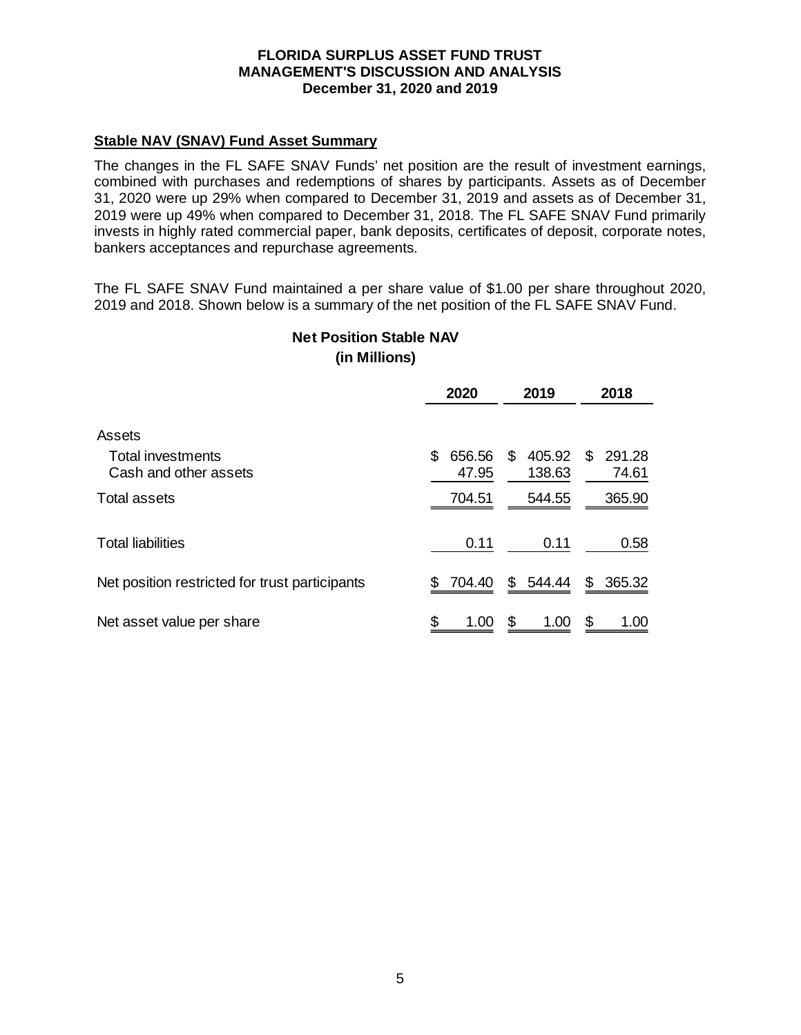# FLORIDA SURPLUS ASSET FUND TRUST
## MANAGEMENT'S DISCUSSION AND ANALYSIS
### December 31, 2020 and 2019

**Stable NAV (SNAV) Fund Asset Summary**

The changes in the FL SAFE SNAV Funds' net position are the result of investment earnings, combined with purchases and redemptions of shares by participants. Assets as of December 31, 2020 were up 29% when compared to December 31, 2019 and assets as of December 31, 2019 were up 49% when compared to December 31, 2018. The FL SAFE SNAV Fund primarily invests in highly rated commercial paper, bank deposits, certificates of deposit, corporate notes, bankers acceptances and repurchase agreements.

The FL SAFE SNAV Fund maintained a per share value of $1.00 per share throughout 2020, 2019 and 2018. Shown below is a summary of the net position of the FL SAFE SNAV Fund.

**Net Position Stable NAV**
**(in Millions)**

| | 2020 | 2019 | 2018 |
|---|---|---|---|
| Assets | | | |
| Total investments | $ 656.56 | $ 405.92 | $ 291.28 |
| Cash and other assets | 47.95 | 138.63 | 74.61 |
| Total assets | 704.51 | 544.55 | 365.90 |
| Total liabilities | 0.11 | 0.11 | 0.58 |
| Net position restricted for trust participants | $ 704.40 | $ 544.44 | $ 365.32 |
| Net asset value per share | $ 1.00 | $ 1.00 | $ 1.00 |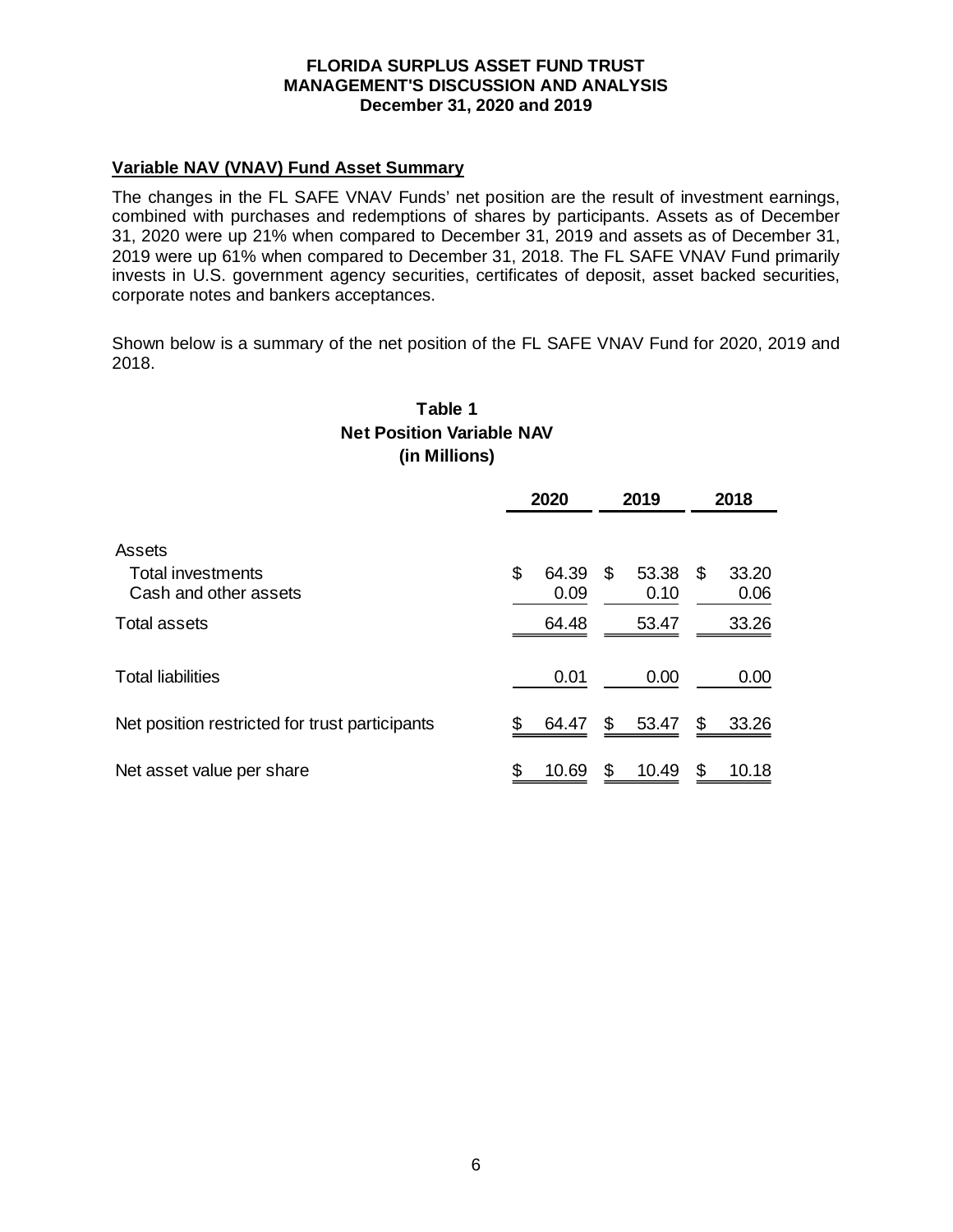# FLORIDA SURPLUS ASSET FUND TRUST
## MANAGEMENT'S DISCUSSION AND ANALYSIS
### December 31, 2020 and 2019

**Variable NAV (VNAV) Fund Asset Summary**

The changes in the FL SAFE VNAV Funds' net position are the result of investment earnings, combined with purchases and redemptions of shares by participants. Assets as of December 31, 2020 were up 21% when compared to December 31, 2019 and assets as of December 31, 2019 were up 61% when compared to December 31, 2018. The FL SAFE VNAV Fund primarily invests in U.S. government agency securities, certificates of deposit, asset backed securities, corporate notes and bankers acceptances.

Shown below is a summary of the net position of the FL SAFE VNAV Fund for 2020, 2019 and 2018.

**Table 1**
**Net Position Variable NAV**
**(in Millions)**

| | 2020 | 2019 | 2018 |
|---|---|---|---|
| Assets | | | |
| Total investments | $ 64.39 | $ 53.38 | $ 33.20 |
| Cash and other assets | 0.09 | 0.10 | 0.06 |
| Total assets | 64.48 | 53.47 | 33.26 |
| Total liabilities | 0.01 | 0.00 | 0.00 |
| Net position restricted for trust participants | $ 64.47 | $ 53.47 | $ 33.26 |
| Net asset value per share | $ 10.69 | $ 10.49 | $ 10.18 |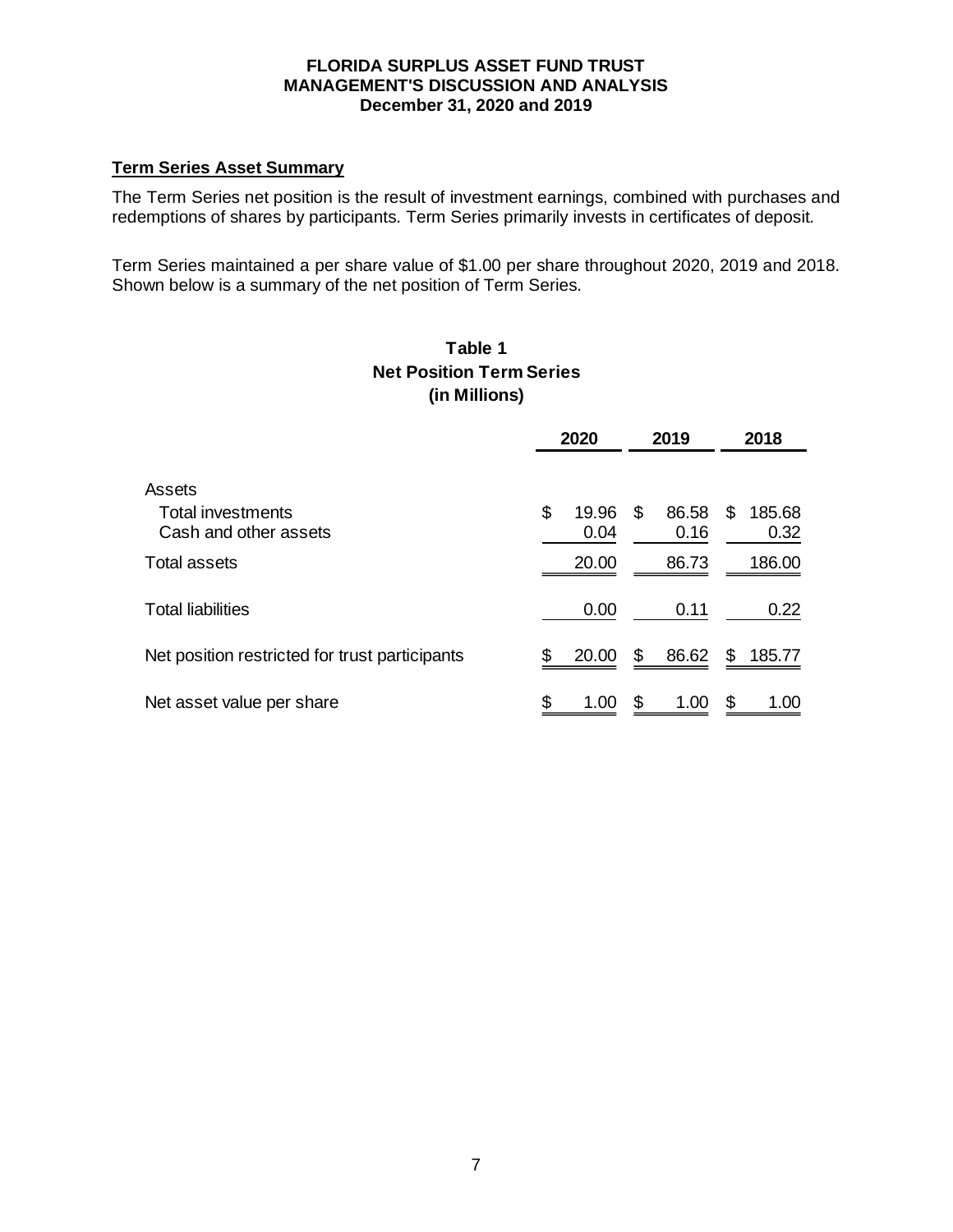**FLORIDA SURPLUS ASSET FUND TRUST**
**MANAGEMENT'S DISCUSSION AND ANALYSIS**
**December 31, 2020 and 2019**

## Term Series Asset Summary

The Term Series net position is the result of investment earnings, combined with purchases and redemptions of shares by participants. Term Series primarily invests in certificates of deposit.

Term Series maintained a per share value of $1.00 per share throughout 2020, 2019 and 2018. Shown below is a summary of the net position of Term Series.

**Table 1**
**Net Position Term Series**
**(in Millions)**

| | 2020 | 2019 | 2018 |
|---|---|---|---|
| Assets | | | |
| Total investments | $ 19.96 | $ 86.58 | $ 185.68 |
| Cash and other assets | 0.04 | 0.16 | 0.32 |
| Total assets | 20.00 | 86.73 | 186.00 |
| Total liabilities | 0.00 | 0.11 | 0.22 |
| Net position restricted for trust participants | $ 20.00 | $ 86.62 | $ 185.77 |
| Net asset value per share | $ 1.00 | $ 1.00 | $ 1.00 |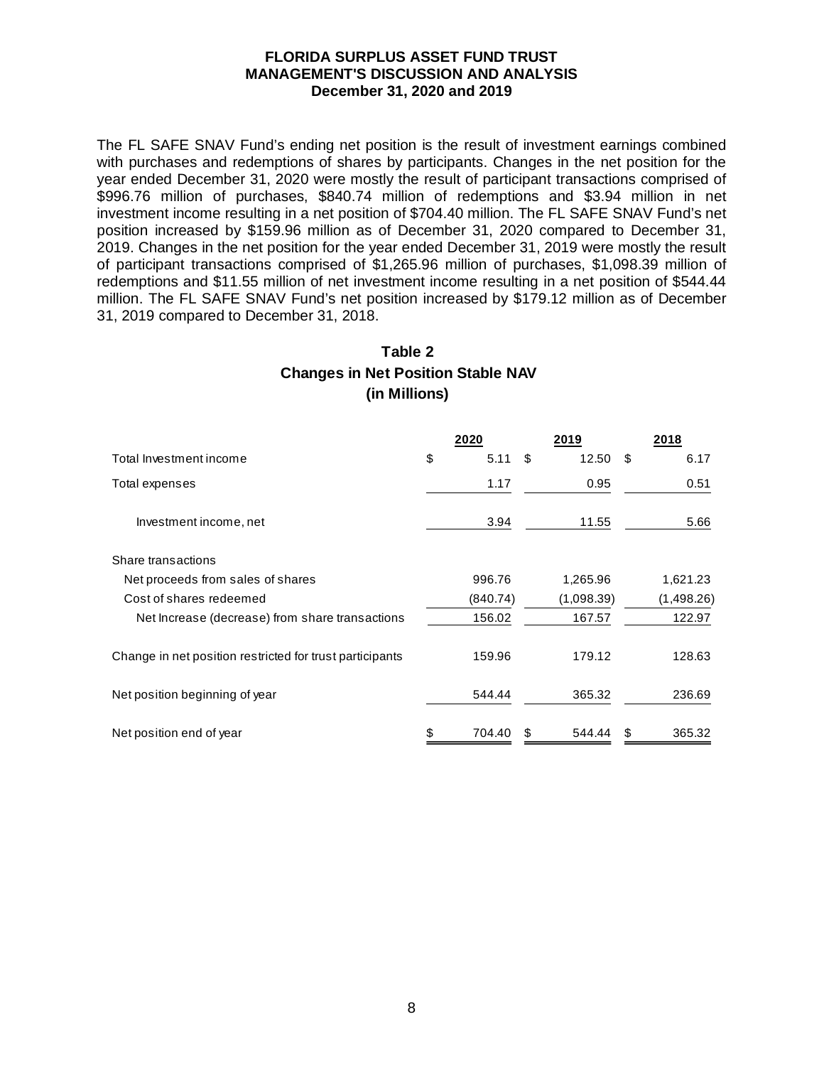The FL SAFE SNAV Fund's ending net position is the result of investment earnings combined with purchases and redemptions of shares by participants. Changes in the net position for the year ended December 31, 2020 were mostly the result of participant transactions comprised of $996.76 million of purchases, $840.74 million of redemptions and $3.94 million in net investment income resulting in a net position of $704.40 million. The FL SAFE SNAV Fund's net position increased by $159.96 million as of December 31, 2020 compared to December 31, 2019. Changes in the net position for the year ended December 31, 2019 were mostly the result of participant transactions comprised of $1,265.96 million of purchases, $1,098.39 million of redemptions and $11.55 million of net investment income resulting in a net position of $544.44 million. The FL SAFE SNAV Fund's net position increased by $179.12 million as of December 31, 2019 compared to December 31, 2018.

## Table 2
## Changes in Net Position Stable NAV
## (in Millions)

| | 2020 | 2019 | 2018 |
|---|---|---|---|
| Total Investment income | $ 5.11 | $ 12.50 | $ 6.17 |
| Total expenses | 1.17 | 0.95 | 0.51 |
| Investment income, net | 3.94 | 11.55 | 5.66 |
| Share transactions | | | |
| Net proceeds from sales of shares | 996.76 | 1,265.96 | 1,621.23 |
| Cost of shares redeemed | (840.74) | (1,098.39) | (1,498.26) |
| Net Increase (decrease) from share transactions | 156.02 | 167.57 | 122.97 |
| Change in net position restricted for trust participants | 159.96 | 179.12 | 128.63 |
| Net position beginning of year | 544.44 | 365.32 | 236.69 |
| Net position end of year | $ 704.40 | $ 544.44 | $ 365.32 |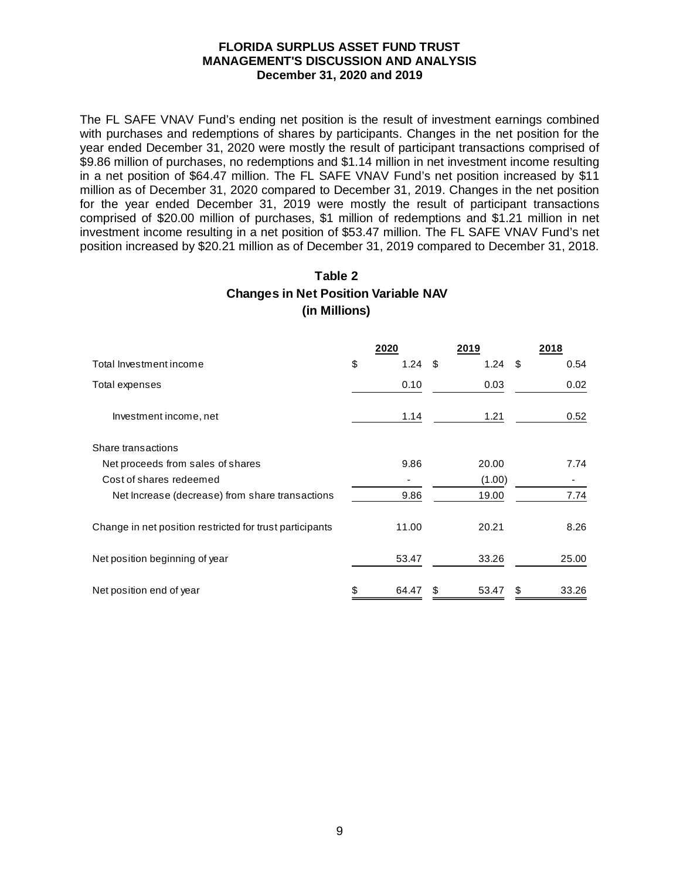# FLORIDA SURPLUS ASSET FUND TRUST
## MANAGEMENT'S DISCUSSION AND ANALYSIS
### December 31, 2020 and 2019

The FL SAFE VNAV Fund's ending net position is the result of investment earnings combined with purchases and redemptions of shares by participants. Changes in the net position for the year ended December 31, 2020 were mostly the result of participant transactions comprised of $9.86 million of purchases, no redemptions and $1.14 million in net investment income resulting in a net position of $64.47 million. The FL SAFE VNAV Fund's net position increased by $11 million as of December 31, 2020 compared to December 31, 2019. Changes in the net position for the year ended December 31, 2019 were mostly the result of participant transactions comprised of $20.00 million of purchases, $1 million of redemptions and $1.21 million in net investment income resulting in a net position of $53.47 million. The FL SAFE VNAV Fund's net position increased by $20.21 million as of December 31, 2019 compared to December 31, 2018.

**Table 2**
**Changes in Net Position Variable NAV**
**(in Millions)**

| | 2020 | 2019 | 2018 |
|---|---|---|---|
| Total Investment income | $ 1.24 | $ 1.24 | $ 0.54 |
| Total expenses | 0.10 | 0.03 | 0.02 |
| Investment income, net | 1.14 | 1.21 | 0.52 |
| Share transactions | | | |
| Net proceeds from sales of shares | 9.86 | 20.00 | 7.74 |
| Cost of shares redeemed | - | (1.00) | - |
| Net Increase (decrease) from share transactions | 9.86 | 19.00 | 7.74 |
| Change in net position restricted for trust participants | 11.00 | 20.21 | 8.26 |
| Net position beginning of year | 53.47 | 33.26 | 25.00 |
| Net position end of year | $ 64.47 | $ 53.47 | $ 33.26 |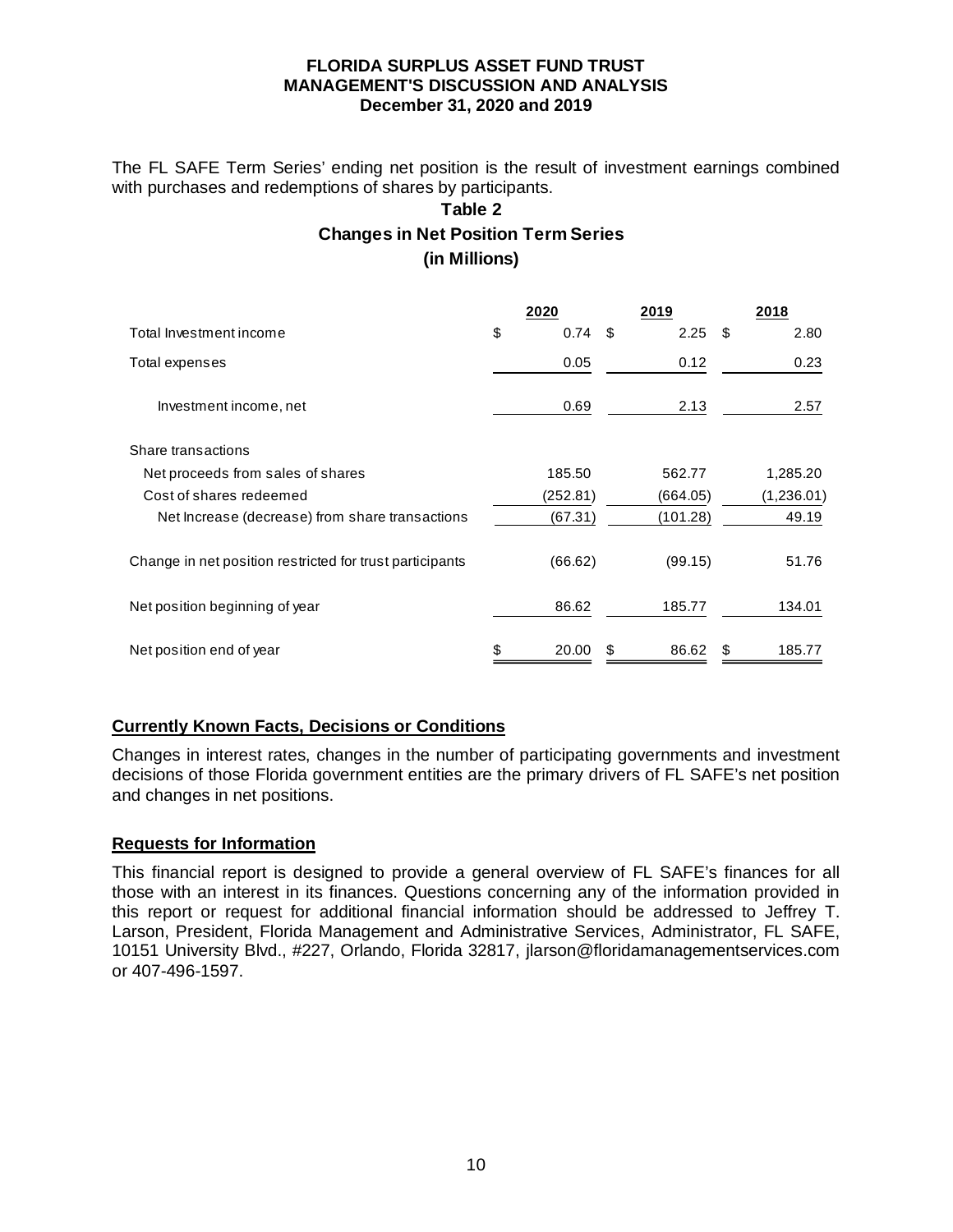# FLORIDA SURPLUS ASSET FUND TRUST
## MANAGEMENT'S DISCUSSION AND ANALYSIS
### December 31, 2020 and 2019

The FL SAFE Term Series' ending net position is the result of investment earnings combined with purchases and redemptions of shares by participants.

**Table 2**

**Changes in Net Position Term Series**

**(in Millions)**

| | 2020 | 2019 | 2018 |
|---|---|---|---|
| Total Investment income | $ 0.74 | $ 2.25 | $ 2.80 |
| Total expenses | 0.05 | 0.12 | 0.23 |
| Investment income, net | 0.69 | 2.13 | 2.57 |
| Share transactions | | | |
| Net proceeds from sales of shares | 185.50 | 562.77 | 1,285.20 |
| Cost of shares redeemed | (252.81) | (664.05) | (1,236.01) |
| Net Increase (decrease) from share transactions | (67.31) | (101.28) | 49.19 |
| Change in net position restricted for trust participants | (66.62) | (99.15) | 51.76 |
| Net position beginning of year | 86.62 | 185.77 | 134.01 |
| Net position end of year | $ 20.00 | $ 86.62 | $ 185.77 |

## Currently Known Facts, Decisions or Conditions

Changes in interest rates, changes in the number of participating governments and investment decisions of those Florida government entities are the primary drivers of FL SAFE's net position and changes in net positions.

## Requests for Information

This financial report is designed to provide a general overview of FL SAFE's finances for all those with an interest in its finances. Questions concerning any of the information provided in this report or request for additional financial information should be addressed to Jeffrey T. Larson, President, Florida Management and Administrative Services, Administrator, FL SAFE, 10151 University Blvd., #227, Orlando, Florida 32817, jlarson@floridamanagementservices.com or 407-496-1597.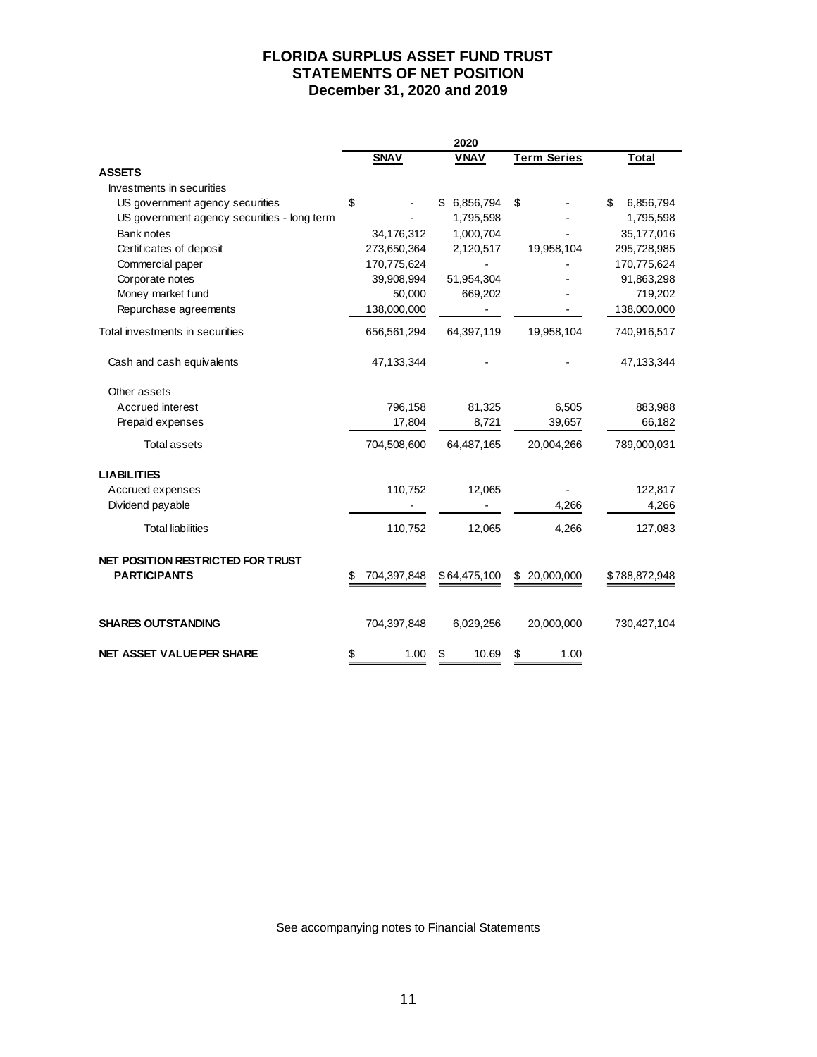# FLORIDA SURPLUS ASSET FUND TRUST
## STATEMENTS OF NET POSITION
### December 31, 2020 and 2019

| | 2020 | | | |
|---|---|---|---|---|
| | **SNAV** | **VNAV** | **Term Series** | **Total** |
| **ASSETS** | | | | |
| Investments in securities | | | | |
| US government agency securities | $ - | $ 6,856,794 | $ - | $ 6,856,794 |
| US government agency securities - long term | - | 1,795,598 | - | 1,795,598 |
| Bank notes | 34,176,312 | 1,000,704 | - | 35,177,016 |
| Certificates of deposit | 273,650,364 | 2,120,517 | 19,958,104 | 295,728,985 |
| Commercial paper | 170,775,624 | - | - | 170,775,624 |
| Corporate notes | 39,908,994 | 51,954,304 | - | 91,863,298 |
| Money market fund | 50,000 | 669,202 | - | 719,202 |
| Repurchase agreements | 138,000,000 | - | - | 138,000,000 |
| Total investments in securities | 656,561,294 | 64,397,119 | 19,958,104 | 740,916,517 |
| Cash and cash equivalents | 47,133,344 | - | - | 47,133,344 |
| Other assets | | | | |
| Accrued interest | 796,158 | 81,325 | 6,505 | 883,988 |
| Prepaid expenses | 17,804 | 8,721 | 39,657 | 66,182 |
| Total assets | 704,508,600 | 64,487,165 | 20,004,266 | 789,000,031 |
| **LIABILITIES** | | | | |
| Accrued expenses | 110,752 | 12,065 | - | 122,817 |
| Dividend payable | - | - | 4,266 | 4,266 |
| Total liabilities | 110,752 | 12,065 | 4,266 | 127,083 |
| **NET POSITION RESTRICTED FOR TRUST PARTICIPANTS** | $ 704,397,848 | $ 64,475,100 | $ 20,000,000 | $ 788,872,948 |
| **SHARES OUTSTANDING** | 704,397,848 | 6,029,256 | 20,000,000 | 730,427,104 |
| **NET ASSET VALUE PER SHARE** | $ 1.00 | $ 10.69 | $ 1.00 | |

See accompanying notes to Financial Statements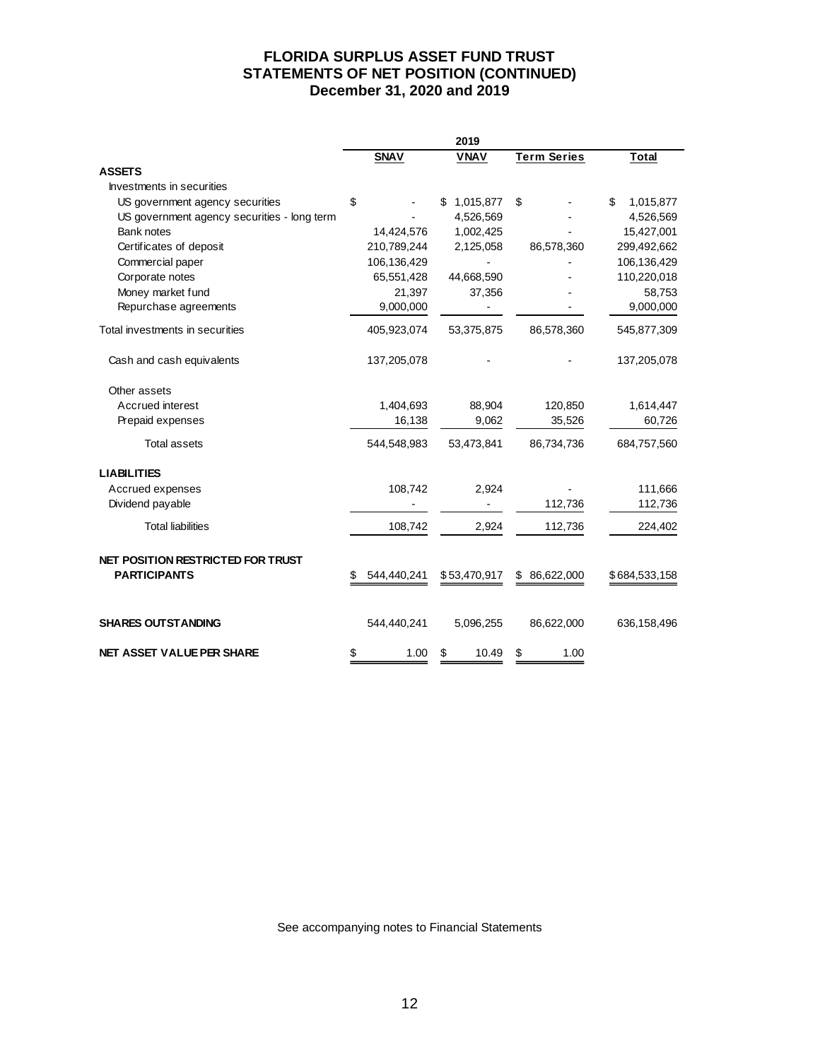# FLORIDA SURPLUS ASSET FUND TRUST
## STATEMENTS OF NET POSITION (CONTINUED)
### December 31, 2020 and 2019

| | 2019 | | | |
|---|---|---|---|---|
| | **SNAV** | **VNAV** | **Term Series** | **Total** |
| **ASSETS** | | | | |
| Investments in securities | | | | |
| US government agency securities | $ - | $ 1,015,877 | $ - | $ 1,015,877 |
| US government agency securities - long term | - | 4,526,569 | - | 4,526,569 |
| Bank notes | 14,424,576 | 1,002,425 | - | 15,427,001 |
| Certificates of deposit | 210,789,244 | 2,125,058 | 86,578,360 | 299,492,662 |
| Commercial paper | 106,136,429 | - | - | 106,136,429 |
| Corporate notes | 65,551,428 | 44,668,590 | - | 110,220,018 |
| Money market fund | 21,397 | 37,356 | - | 58,753 |
| Repurchase agreements | 9,000,000 | - | - | 9,000,000 |
| Total investments in securities | 405,923,074 | 53,375,875 | 86,578,360 | 545,877,309 |
| Cash and cash equivalents | 137,205,078 | - | - | 137,205,078 |
| Other assets | | | | |
| Accrued interest | 1,404,693 | 88,904 | 120,850 | 1,614,447 |
| Prepaid expenses | 16,138 | 9,062 | 35,526 | 60,726 |
| Total assets | 544,548,983 | 53,473,841 | 86,734,736 | 684,757,560 |
| **LIABILITIES** | | | | |
| Accrued expenses | 108,742 | 2,924 | - | 111,666 |
| Dividend payable | - | - | 112,736 | 112,736 |
| Total liabilities | 108,742 | 2,924 | 112,736 | 224,402 |
| **NET POSITION RESTRICTED FOR TRUST PARTICIPANTS** | $ 544,440,241 | $ 53,470,917 | $ 86,622,000 | $ 684,533,158 |
| **SHARES OUTSTANDING** | 544,440,241 | 5,096,255 | 86,622,000 | 636,158,496 |
| **NET ASSET VALUE PER SHARE** | $ 1.00 | $ 10.49 | $ 1.00 | |

See accompanying notes to Financial Statements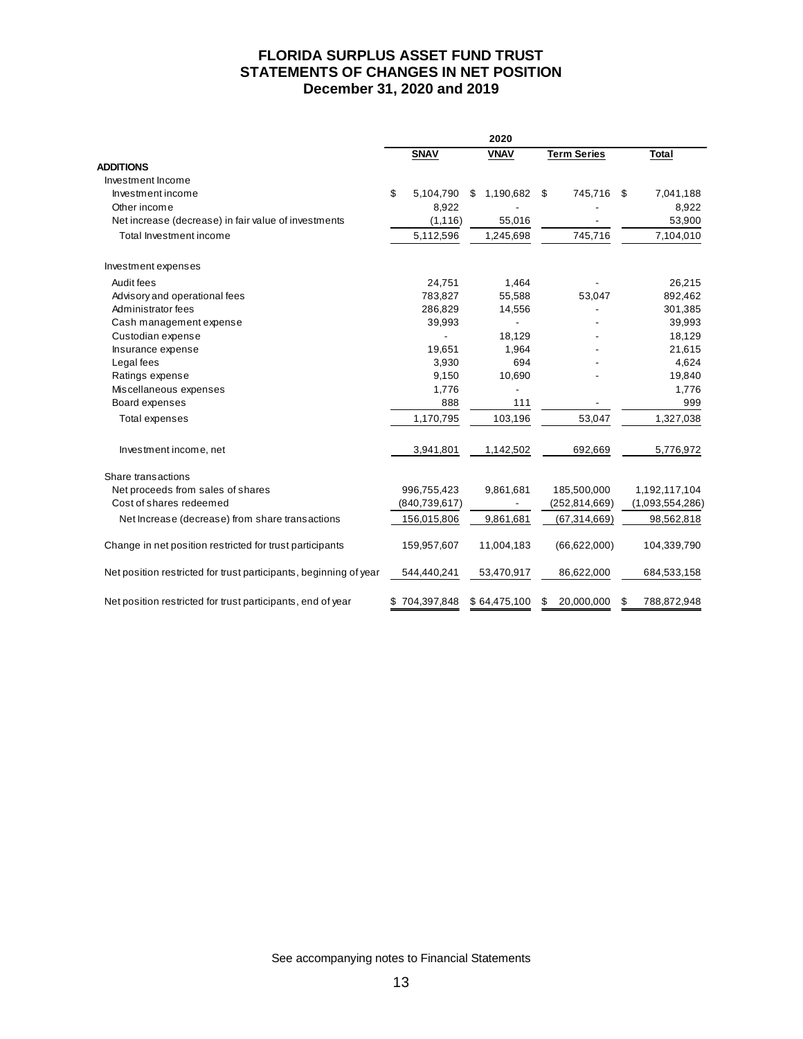# FLORIDA SURPLUS ASSET FUND TRUST
## STATEMENTS OF CHANGES IN NET POSITION
### December 31, 2020 and 2019

| | 2020 | | | |
|---|---|---|---|---|
| | **SNAV** | **VNAV** | **Term Series** | **Total** |
| **ADDITIONS** | | | | |
| Investment Income | | | | |
| Investment income | $ 5,104,790 | $ 1,190,682 | $ 745,716 | $ 7,041,188 |
| Other income | 8,922 | - | - | 8,922 |
| Net increase (decrease) in fair value of investments | (1,116) | 55,016 | - | 53,900 |
| Total Investment income | 5,112,596 | 1,245,698 | 745,716 | 7,104,010 |
| Investment expenses | | | | |
| Audit fees | 24,751 | 1,464 | - | 26,215 |
| Advisory and operational fees | 783,827 | 55,588 | 53,047 | 892,462 |
| Administrator fees | 286,829 | 14,556 | - | 301,385 |
| Cash management expense | 39,993 | - | - | 39,993 |
| Custodian expense | - | 18,129 | - | 18,129 |
| Insurance expense | 19,651 | 1,964 | - | 21,615 |
| Legal fees | 3,930 | 694 | - | 4,624 |
| Ratings expense | 9,150 | 10,690 | - | 19,840 |
| Miscellaneous expenses | 1,776 | - | | 1,776 |
| Board expenses | 888 | 111 | - | 999 |
| Total expenses | 1,170,795 | 103,196 | 53,047 | 1,327,038 |
| Investment income, net | 3,941,801 | 1,142,502 | 692,669 | 5,776,972 |
| Share transactions | | | | |
| Net proceeds from sales of shares | 996,755,423 | 9,861,681 | 185,500,000 | 1,192,117,104 |
| Cost of shares redeemed | (840,739,617) | - | (252,814,669) | (1,093,554,286) |
| Net Increase (decrease) from share transactions | 156,015,806 | 9,861,681 | (67,314,669) | 98,562,818 |
| Change in net position restricted for trust participants | 159,957,607 | 11,004,183 | (66,622,000) | 104,339,790 |
| Net position restricted for trust participants, beginning of year | 544,440,241 | 53,470,917 | 86,622,000 | 684,533,158 |
| Net position restricted for trust participants, end of year | $ 704,397,848 | $ 64,475,100 | $ 20,000,000 | $ 788,872,948 |

See accompanying notes to Financial Statements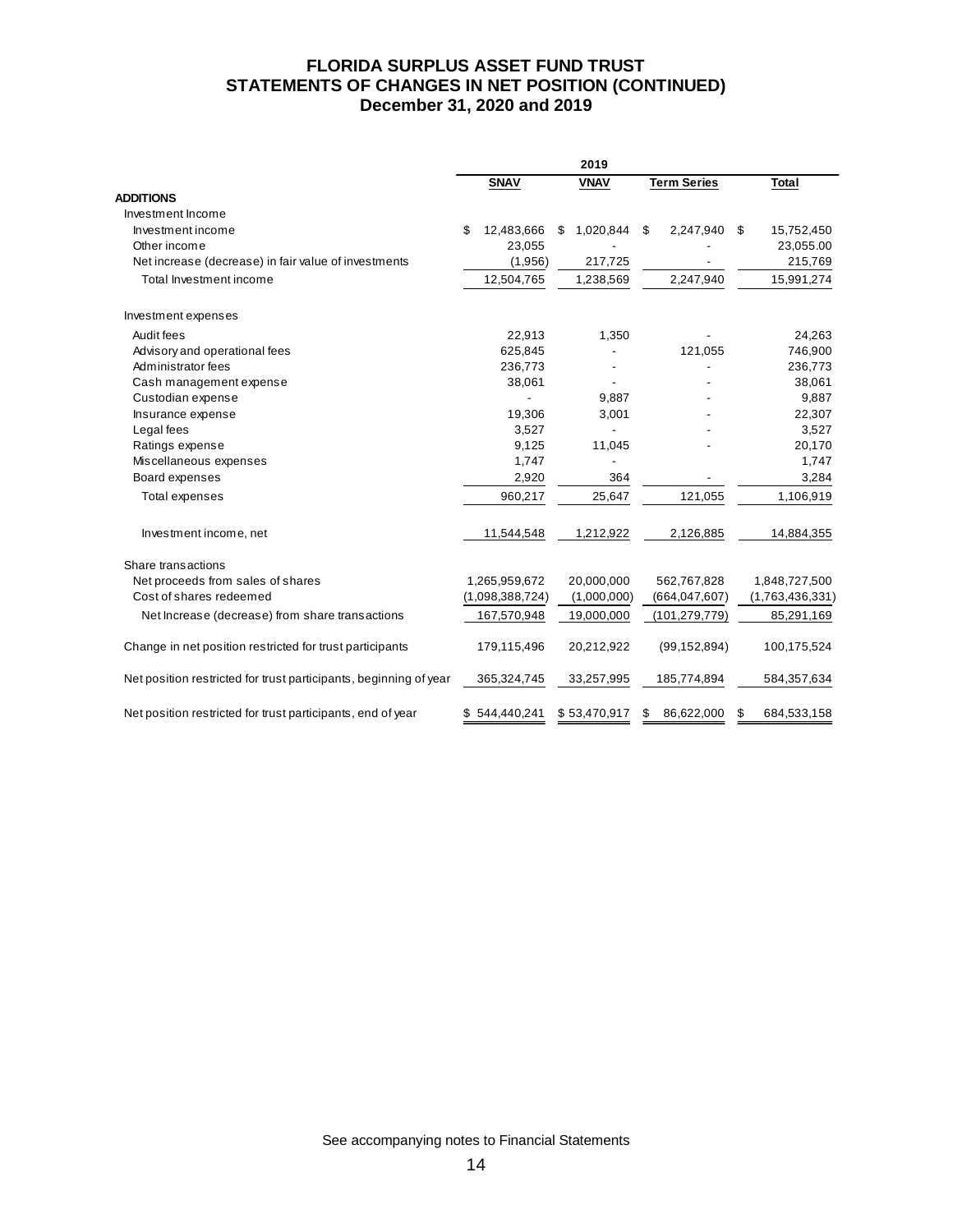# FLORIDA SURPLUS ASSET FUND TRUST
## STATEMENTS OF CHANGES IN NET POSITION (CONTINUED)
### December 31, 2020 and 2019

| | 2019 | | | |
|---|---|---|---|---|
| | **SNAV** | **VNAV** | **Term Series** | **Total** |
| **ADDITIONS** | | | | |
| Investment Income | | | | |
| Investment income | $ 12,483,666 | $ 1,020,844 | $ 2,247,940 | $ 15,752,450 |
| Other income | 23,055 | - | - | 23,055.00 |
| Net increase (decrease) in fair value of investments | (1,956) | 217,725 | - | 215,769 |
| Total Investment income | 12,504,765 | 1,238,569 | 2,247,940 | 15,991,274 |
| Investment expenses | | | | |
| Audit fees | 22,913 | 1,350 | - | 24,263 |
| Advisory and operational fees | 625,845 | - | 121,055 | 746,900 |
| Administrator fees | 236,773 | - | - | 236,773 |
| Cash management expense | 38,061 | - | - | 38,061 |
| Custodian expense | - | 9,887 | - | 9,887 |
| Insurance expense | 19,306 | 3,001 | - | 22,307 |
| Legal fees | 3,527 | - | - | 3,527 |
| Ratings expense | 9,125 | 11,045 | - | 20,170 |
| Miscellaneous expenses | 1,747 | - | | 1,747 |
| Board expenses | 2,920 | 364 | - | 3,284 |
| Total expenses | 960,217 | 25,647 | 121,055 | 1,106,919 |
| Investment income, net | 11,544,548 | 1,212,922 | 2,126,885 | 14,884,355 |
| Share transactions | | | | |
| Net proceeds from sales of shares | 1,265,959,672 | 20,000,000 | 562,767,828 | 1,848,727,500 |
| Cost of shares redeemed | (1,098,388,724) | (1,000,000) | (664,047,607) | (1,763,436,331) |
| Net Increase (decrease) from share transactions | 167,570,948 | 19,000,000 | (101,279,779) | 85,291,169 |
| Change in net position restricted for trust participants | 179,115,496 | 20,212,922 | (99,152,894) | 100,175,524 |
| Net position restricted for trust participants, beginning of year | 365,324,745 | 33,257,995 | 185,774,894 | 584,357,634 |
| Net position restricted for trust participants, end of year | $ 544,440,241 | $ 53,470,917 | $ 86,622,000 | $ 684,533,158 |

See accompanying notes to Financial Statements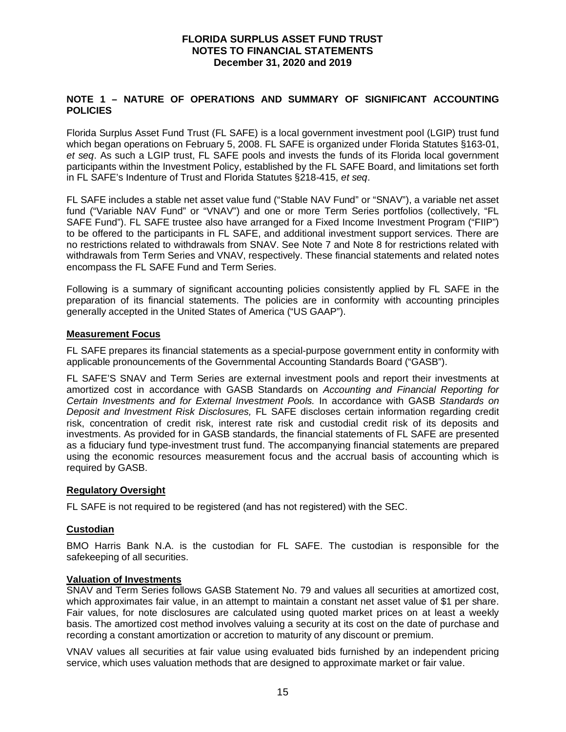**FLORIDA SURPLUS ASSET FUND TRUST**
**NOTES TO FINANCIAL STATEMENTS**
**December 31, 2020 and 2019**

## NOTE 1 – NATURE OF OPERATIONS AND SUMMARY OF SIGNIFICANT ACCOUNTING POLICIES

Florida Surplus Asset Fund Trust (FL SAFE) is a local government investment pool (LGIP) trust fund which began operations on February 5, 2008. FL SAFE is organized under Florida Statutes §163-01, *et seq*. As such a LGIP trust, FL SAFE pools and invests the funds of its Florida local government participants within the Investment Policy, established by the FL SAFE Board, and limitations set forth in FL SAFE's Indenture of Trust and Florida Statutes §218-415, *et seq*.

FL SAFE includes a stable net asset value fund ("Stable NAV Fund" or "SNAV"), a variable net asset fund ("Variable NAV Fund" or "VNAV") and one or more Term Series portfolios (collectively, "FL SAFE Fund"). FL SAFE trustee also have arranged for a Fixed Income Investment Program ("FIIP") to be offered to the participants in FL SAFE, and additional investment support services. There are no restrictions related to withdrawals from SNAV. See Note 7 and Note 8 for restrictions related with withdrawals from Term Series and VNAV, respectively. These financial statements and related notes encompass the FL SAFE Fund and Term Series.

Following is a summary of significant accounting policies consistently applied by FL SAFE in the preparation of its financial statements. The policies are in conformity with accounting principles generally accepted in the United States of America ("US GAAP").

### Measurement Focus

FL SAFE prepares its financial statements as a special-purpose government entity in conformity with applicable pronouncements of the Governmental Accounting Standards Board ("GASB").

FL SAFE'S SNAV and Term Series are external investment pools and report their investments at amortized cost in accordance with GASB Standards on *Accounting and Financial Reporting for Certain Investments and for External Investment Pools.* In accordance with GASB *Standards on Deposit and Investment Risk Disclosures,* FL SAFE discloses certain information regarding credit risk, concentration of credit risk, interest rate risk and custodial credit risk of its deposits and investments. As provided for in GASB standards, the financial statements of FL SAFE are presented as a fiduciary fund type-investment trust fund. The accompanying financial statements are prepared using the economic resources measurement focus and the accrual basis of accounting which is required by GASB.

### Regulatory Oversight

FL SAFE is not required to be registered (and has not registered) with the SEC.

### Custodian

BMO Harris Bank N.A. is the custodian for FL SAFE. The custodian is responsible for the safekeeping of all securities.

### Valuation of Investments

SNAV and Term Series follows GASB Statement No. 79 and values all securities at amortized cost, which approximates fair value, in an attempt to maintain a constant net asset value of $1 per share. Fair values, for note disclosures are calculated using quoted market prices on at least a weekly basis. The amortized cost method involves valuing a security at its cost on the date of purchase and recording a constant amortization or accretion to maturity of any discount or premium.

VNAV values all securities at fair value using evaluated bids furnished by an independent pricing service, which uses valuation methods that are designed to approximate market or fair value.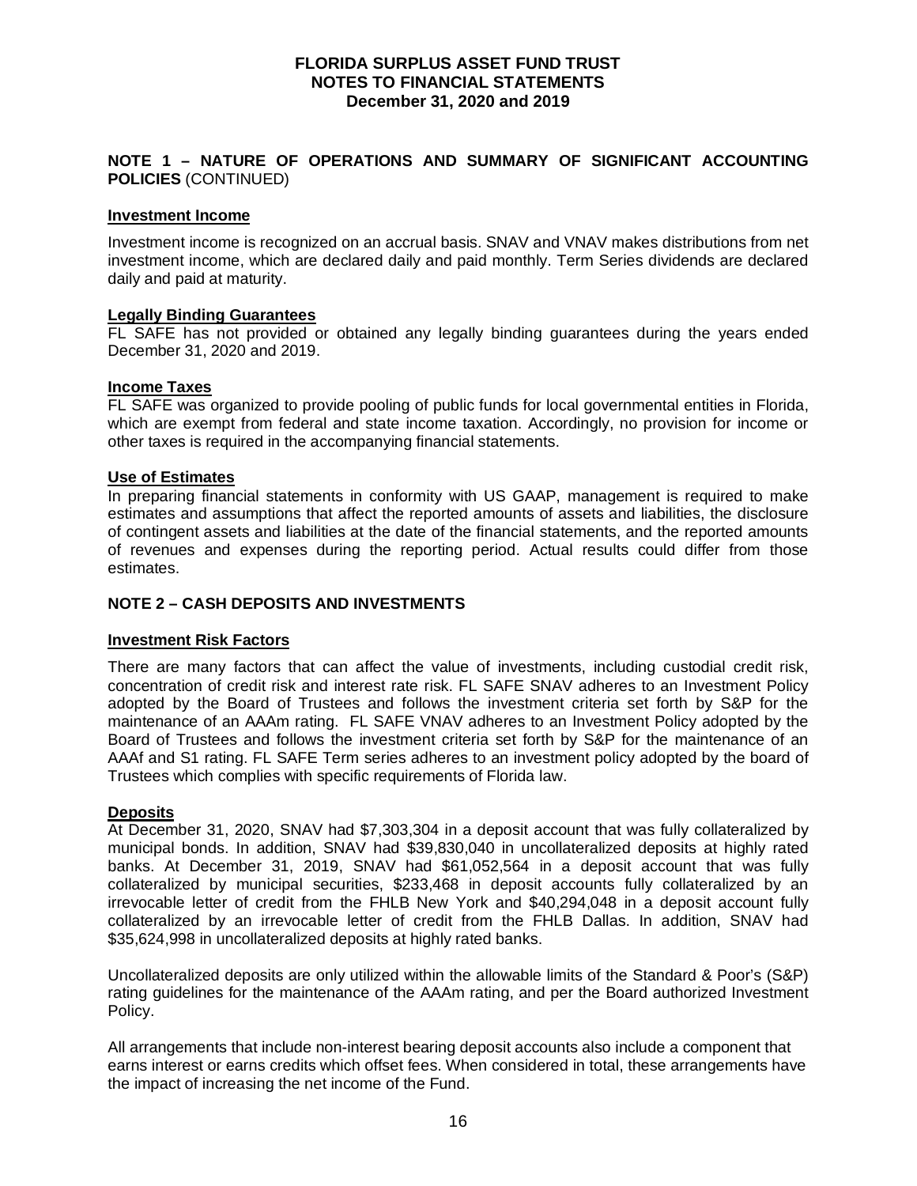**FLORIDA SURPLUS ASSET FUND TRUST**
**NOTES TO FINANCIAL STATEMENTS**
**December 31, 2020 and 2019**

## NOTE 1 – NATURE OF OPERATIONS AND SUMMARY OF SIGNIFICANT ACCOUNTING POLICIES (CONTINUED)

### Investment Income

Investment income is recognized on an accrual basis. SNAV and VNAV makes distributions from net investment income, which are declared daily and paid monthly. Term Series dividends are declared daily and paid at maturity.

### Legally Binding Guarantees

FL SAFE has not provided or obtained any legally binding guarantees during the years ended December 31, 2020 and 2019.

### Income Taxes

FL SAFE was organized to provide pooling of public funds for local governmental entities in Florida, which are exempt from federal and state income taxation. Accordingly, no provision for income or other taxes is required in the accompanying financial statements.

### Use of Estimates

In preparing financial statements in conformity with US GAAP, management is required to make estimates and assumptions that affect the reported amounts of assets and liabilities, the disclosure of contingent assets and liabilities at the date of the financial statements, and the reported amounts of revenues and expenses during the reporting period. Actual results could differ from those estimates.

## NOTE 2 – CASH DEPOSITS AND INVESTMENTS

### Investment Risk Factors

There are many factors that can affect the value of investments, including custodial credit risk, concentration of credit risk and interest rate risk. FL SAFE SNAV adheres to an Investment Policy adopted by the Board of Trustees and follows the investment criteria set forth by S&P for the maintenance of an AAAm rating. FL SAFE VNAV adheres to an Investment Policy adopted by the Board of Trustees and follows the investment criteria set forth by S&P for the maintenance of an AAAf and S1 rating. FL SAFE Term series adheres to an investment policy adopted by the board of Trustees which complies with specific requirements of Florida law.

### Deposits

At December 31, 2020, SNAV had $7,303,304 in a deposit account that was fully collateralized by municipal bonds. In addition, SNAV had $39,830,040 in uncollateralized deposits at highly rated banks. At December 31, 2019, SNAV had $61,052,564 in a deposit account that was fully collateralized by municipal securities, $233,468 in deposit accounts fully collateralized by an irrevocable letter of credit from the FHLB New York and $40,294,048 in a deposit account fully collateralized by an irrevocable letter of credit from the FHLB Dallas. In addition, SNAV had $35,624,998 in uncollateralized deposits at highly rated banks.

Uncollateralized deposits are only utilized within the allowable limits of the Standard & Poor's (S&P) rating guidelines for the maintenance of the AAAm rating, and per the Board authorized Investment Policy.

All arrangements that include non-interest bearing deposit accounts also include a component that earns interest or earns credits which offset fees. When considered in total, these arrangements have the impact of increasing the net income of the Fund.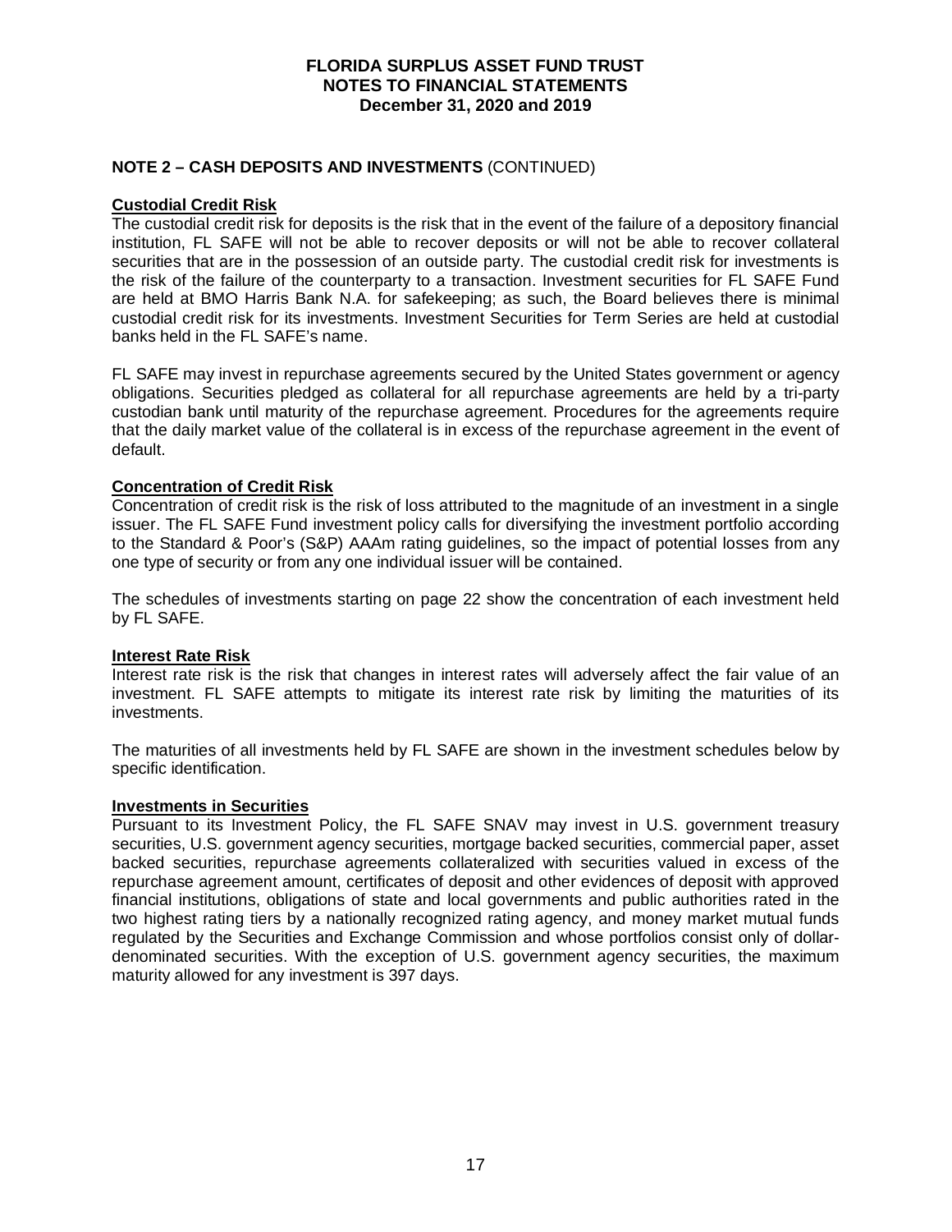## NOTE 2 – CASH DEPOSITS AND INVESTMENTS (CONTINUED)

### Custodial Credit Risk

The custodial credit risk for deposits is the risk that in the event of the failure of a depository financial institution, FL SAFE will not be able to recover deposits or will not be able to recover collateral securities that are in the possession of an outside party. The custodial credit risk for investments is the risk of the failure of the counterparty to a transaction. Investment securities for FL SAFE Fund are held at BMO Harris Bank N.A. for safekeeping; as such, the Board believes there is minimal custodial credit risk for its investments. Investment Securities for Term Series are held at custodial banks held in the FL SAFE's name.

FL SAFE may invest in repurchase agreements secured by the United States government or agency obligations. Securities pledged as collateral for all repurchase agreements are held by a tri-party custodian bank until maturity of the repurchase agreement. Procedures for the agreements require that the daily market value of the collateral is in excess of the repurchase agreement in the event of default.

### Concentration of Credit Risk

Concentration of credit risk is the risk of loss attributed to the magnitude of an investment in a single issuer. The FL SAFE Fund investment policy calls for diversifying the investment portfolio according to the Standard & Poor's (S&P) AAAm rating guidelines, so the impact of potential losses from any one type of security or from any one individual issuer will be contained.

The schedules of investments starting on page 22 show the concentration of each investment held by FL SAFE.

### Interest Rate Risk

Interest rate risk is the risk that changes in interest rates will adversely affect the fair value of an investment. FL SAFE attempts to mitigate its interest rate risk by limiting the maturities of its investments.

The maturities of all investments held by FL SAFE are shown in the investment schedules below by specific identification.

### Investments in Securities

Pursuant to its Investment Policy, the FL SAFE SNAV may invest in U.S. government treasury securities, U.S. government agency securities, mortgage backed securities, commercial paper, asset backed securities, repurchase agreements collateralized with securities valued in excess of the repurchase agreement amount, certificates of deposit and other evidences of deposit with approved financial institutions, obligations of state and local governments and public authorities rated in the two highest rating tiers by a nationally recognized rating agency, and money market mutual funds regulated by the Securities and Exchange Commission and whose portfolios consist only of dollar-denominated securities. With the exception of U.S. government agency securities, the maximum maturity allowed for any investment is 397 days.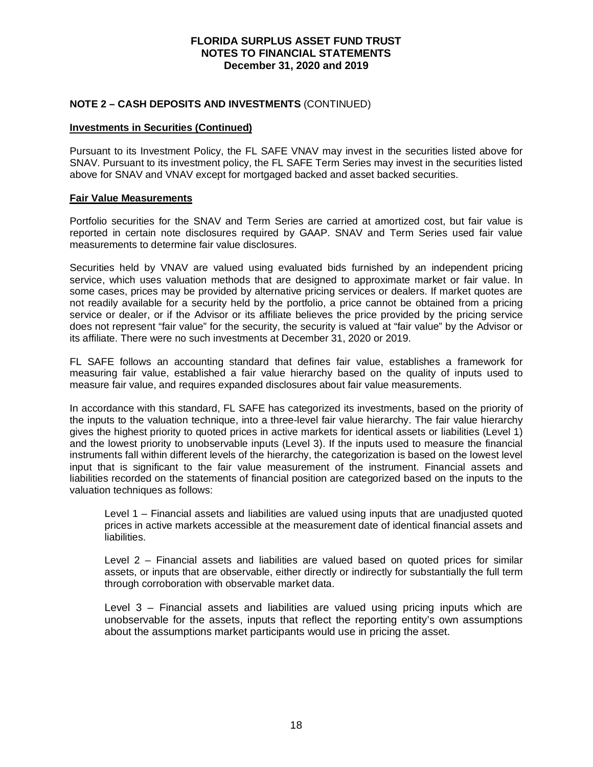## NOTE 2 – CASH DEPOSITS AND INVESTMENTS (CONTINUED)

**Investments in Securities (Continued)**

Pursuant to its Investment Policy, the FL SAFE VNAV may invest in the securities listed above for SNAV. Pursuant to its investment policy, the FL SAFE Term Series may invest in the securities listed above for SNAV and VNAV except for mortgaged backed and asset backed securities.

**Fair Value Measurements**

Portfolio securities for the SNAV and Term Series are carried at amortized cost, but fair value is reported in certain note disclosures required by GAAP. SNAV and Term Series used fair value measurements to determine fair value disclosures.

Securities held by VNAV are valued using evaluated bids furnished by an independent pricing service, which uses valuation methods that are designed to approximate market or fair value. In some cases, prices may be provided by alternative pricing services or dealers. If market quotes are not readily available for a security held by the portfolio, a price cannot be obtained from a pricing service or dealer, or if the Advisor or its affiliate believes the price provided by the pricing service does not represent "fair value" for the security, the security is valued at "fair value" by the Advisor or its affiliate. There were no such investments at December 31, 2020 or 2019.

FL SAFE follows an accounting standard that defines fair value, establishes a framework for measuring fair value, established a fair value hierarchy based on the quality of inputs used to measure fair value, and requires expanded disclosures about fair value measurements.

In accordance with this standard, FL SAFE has categorized its investments, based on the priority of the inputs to the valuation technique, into a three-level fair value hierarchy. The fair value hierarchy gives the highest priority to quoted prices in active markets for identical assets or liabilities (Level 1) and the lowest priority to unobservable inputs (Level 3). If the inputs used to measure the financial instruments fall within different levels of the hierarchy, the categorization is based on the lowest level input that is significant to the fair value measurement of the instrument. Financial assets and liabilities recorded on the statements of financial position are categorized based on the inputs to the valuation techniques as follows:

Level 1 – Financial assets and liabilities are valued using inputs that are unadjusted quoted prices in active markets accessible at the measurement date of identical financial assets and liabilities.

Level 2 – Financial assets and liabilities are valued based on quoted prices for similar assets, or inputs that are observable, either directly or indirectly for substantially the full term through corroboration with observable market data.

Level 3 – Financial assets and liabilities are valued using pricing inputs which are unobservable for the assets, inputs that reflect the reporting entity's own assumptions about the assumptions market participants would use in pricing the asset.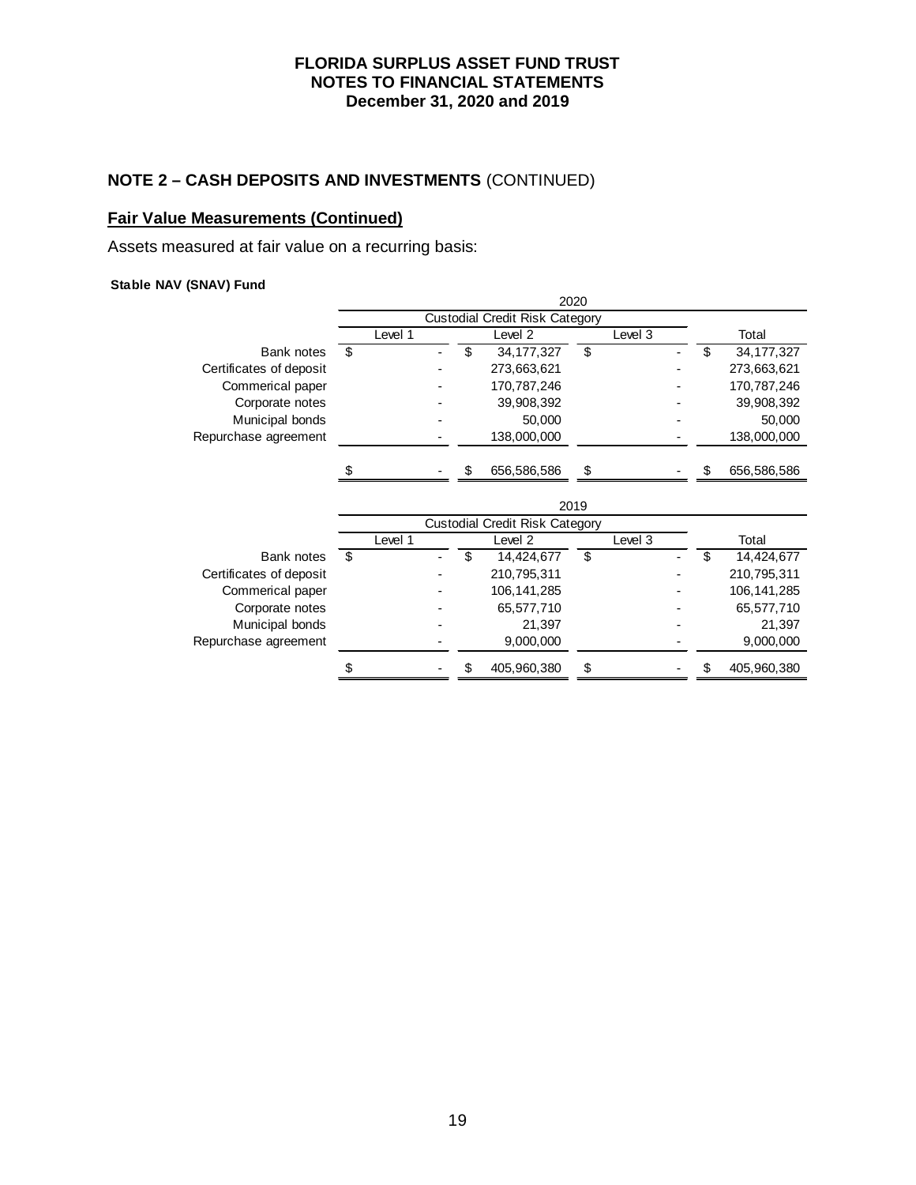**FLORIDA SURPLUS ASSET FUND TRUST**
**NOTES TO FINANCIAL STATEMENTS**
**December 31, 2020 and 2019**

## NOTE 2 – CASH DEPOSITS AND INVESTMENTS (CONTINUED)

### Fair Value Measurements (Continued)

Assets measured at fair value on a recurring basis:

**Stable NAV (SNAV) Fund**

| | 2020 | | | |
|---|---|---|---|---|
| | Custodial Credit Risk Category | | | |
| | Level 1 | Level 2 | Level 3 | Total |
| Bank notes | $ - | $ 34,177,327 | $ - | $ 34,177,327 |
| Certificates of deposit | - | 273,663,621 | - | 273,663,621 |
| Commerical paper | - | 170,787,246 | - | 170,787,246 |
| Corporate notes | - | 39,908,392 | - | 39,908,392 |
| Municipal bonds | - | 50,000 | - | 50,000 |
| Repurchase agreement | - | 138,000,000 | - | 138,000,000 |
| | $ - | $ 656,586,586 | $ - | $ 656,586,586 |

| | 2019 | | | |
|---|---|---|---|---|
| | Custodial Credit Risk Category | | | |
| | Level 1 | Level 2 | Level 3 | Total |
| Bank notes | $ - | $ 14,424,677 | $ - | $ 14,424,677 |
| Certificates of deposit | - | 210,795,311 | - | 210,795,311 |
| Commerical paper | - | 106,141,285 | - | 106,141,285 |
| Corporate notes | - | 65,577,710 | - | 65,577,710 |
| Municipal bonds | - | 21,397 | - | 21,397 |
| Repurchase agreement | - | 9,000,000 | - | 9,000,000 |
| | $ - | $ 405,960,380 | $ - | $ 405,960,380 |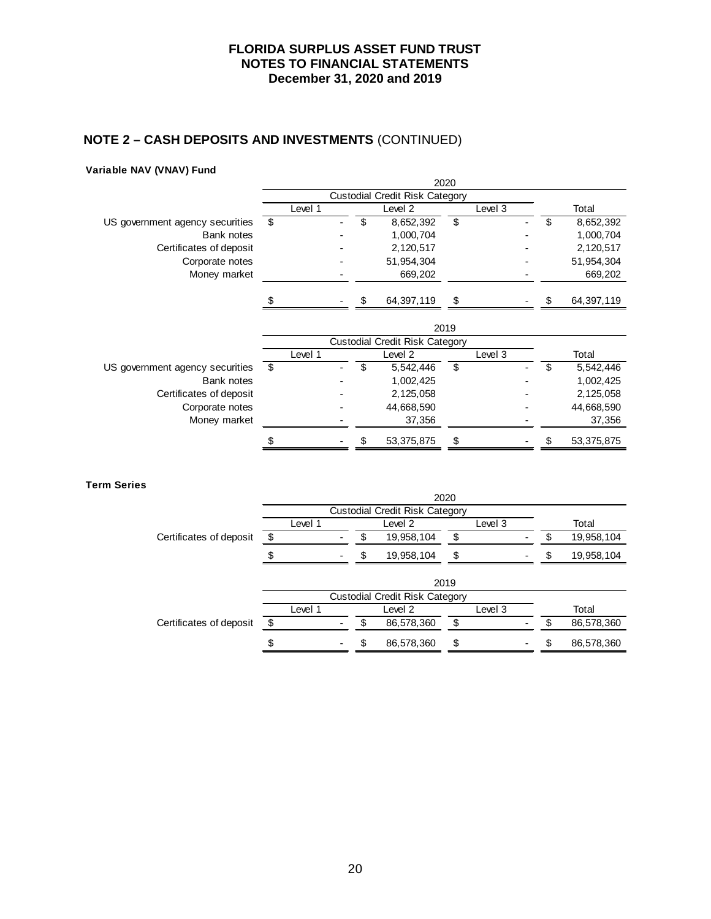## NOTE 2 – CASH DEPOSITS AND INVESTMENTS (CONTINUED)

**Variable NAV (VNAV) Fund**

| | 2020 | | | |
|---|---|---|---|---|
| | Custodial Credit Risk Category | | | |
| | Level 1 | Level 2 | Level 3 | Total |
| US government agency securities | $ - | $ 8,652,392 | $ - | $ 8,652,392 |
| Bank notes | - | 1,000,704 | - | 1,000,704 |
| Certificates of deposit | - | 2,120,517 | - | 2,120,517 |
| Corporate notes | - | 51,954,304 | - | 51,954,304 |
| Money market | - | 669,202 | - | 669,202 |
| | $ - | $ 64,397,119 | $ - | $ 64,397,119 |

| | 2019 | | | |
|---|---|---|---|---|
| | Custodial Credit Risk Category | | | |
| | Level 1 | Level 2 | Level 3 | Total |
| US government agency securities | $ - | $ 5,542,446 | $ - | $ 5,542,446 |
| Bank notes | - | 1,002,425 | - | 1,002,425 |
| Certificates of deposit | - | 2,125,058 | - | 2,125,058 |
| Corporate notes | - | 44,668,590 | - | 44,668,590 |
| Money market | - | 37,356 | - | 37,356 |
| | $ - | $ 53,375,875 | $ - | $ 53,375,875 |

**Term Series**

| | 2020 | | | |
|---|---|---|---|---|
| | Custodial Credit Risk Category | | | |
| | Level 1 | Level 2 | Level 3 | Total |
| Certificates of deposit | $ - | $ 19,958,104 | $ - | $ 19,958,104 |
| | $ - | $ 19,958,104 | $ - | $ 19,958,104 |

| | 2019 | | | |
|---|---|---|---|---|
| | Custodial Credit Risk Category | | | |
| | Level 1 | Level 2 | Level 3 | Total |
| Certificates of deposit | $ - | $ 86,578,360 | $ - | $ 86,578,360 |
| | $ - | $ 86,578,360 | $ - | $ 86,578,360 |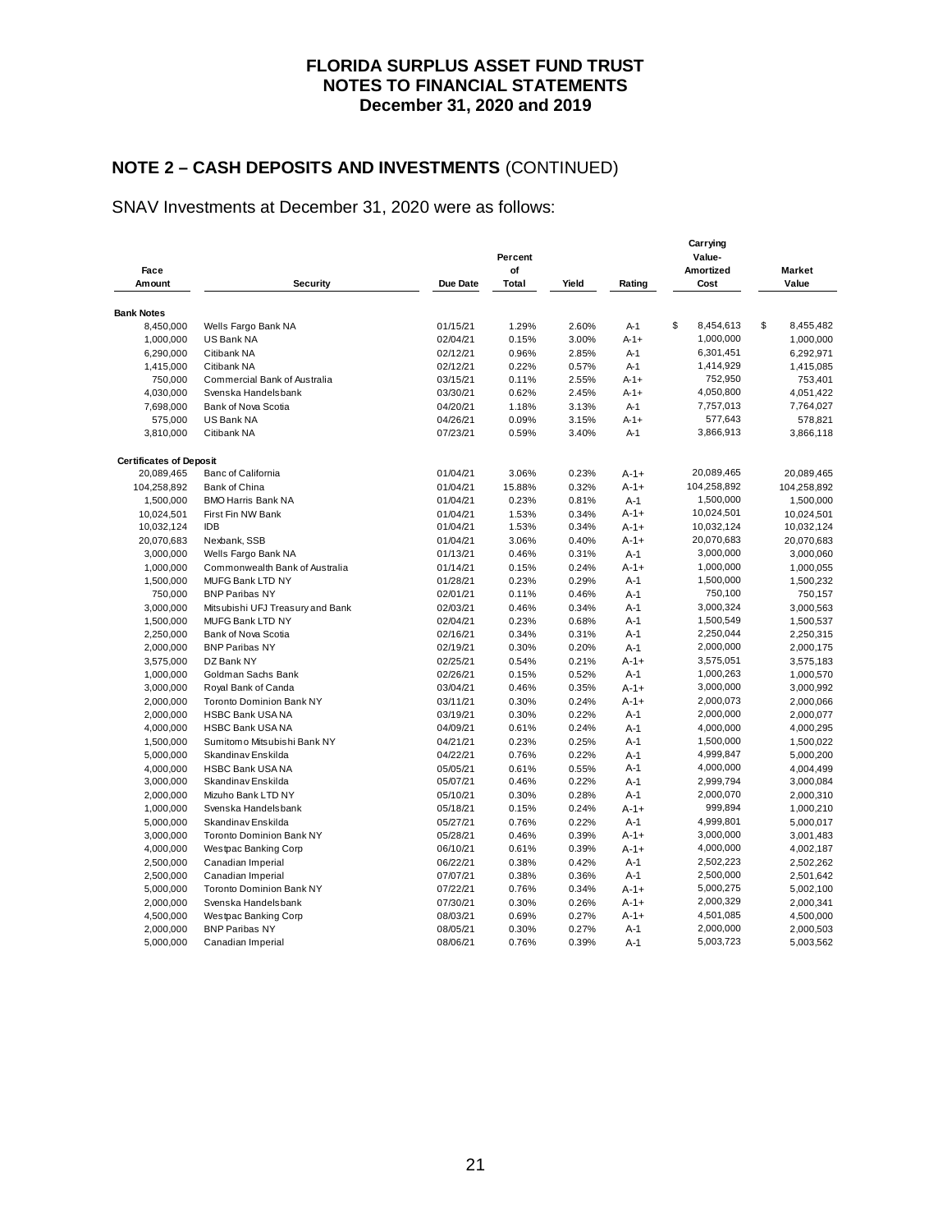# FLORIDA SURPLUS ASSET FUND TRUST
## NOTES TO FINANCIAL STATEMENTS
## December 31, 2020 and 2019

## NOTE 2 – CASH DEPOSITS AND INVESTMENTS (CONTINUED)

SNAV Investments at December 31, 2020 were as follows:

| Face Amount | Security | Due Date | Percent of Total | Yield | Rating | Carrying Value- Amortized Cost | Market Value |
|---|---|---|---|---|---|---|---|
| **Bank Notes** | | | | | | | |
| 8,450,000 | Wells Fargo Bank NA | 01/15/21 | 1.29% | 2.60% | A-1 | $ 8,454,613 | $ 8,455,482 |
| 1,000,000 | US Bank NA | 02/04/21 | 0.15% | 3.00% | A-1+ | 1,000,000 | 1,000,000 |
| 6,290,000 | Citibank NA | 02/12/21 | 0.96% | 2.85% | A-1 | 6,301,451 | 6,292,971 |
| 1,415,000 | Citibank NA | 02/12/21 | 0.22% | 0.57% | A-1 | 1,414,929 | 1,415,085 |
| 750,000 | Commercial Bank of Australia | 03/15/21 | 0.11% | 2.55% | A-1+ | 752,950 | 753,401 |
| 4,030,000 | Svenska Handelsbank | 03/30/21 | 0.62% | 2.45% | A-1+ | 4,050,800 | 4,051,422 |
| 7,698,000 | Bank of Nova Scotia | 04/20/21 | 1.18% | 3.13% | A-1 | 7,757,013 | 7,764,027 |
| 575,000 | US Bank NA | 04/26/21 | 0.09% | 3.15% | A-1+ | 577,643 | 578,821 |
| 3,810,000 | Citibank NA | 07/23/21 | 0.59% | 3.40% | A-1 | 3,866,913 | 3,866,118 |
| **Certificates of Deposit** | | | | | | | |
| 20,089,465 | Banc of California | 01/04/21 | 3.06% | 0.23% | A-1+ | 20,089,465 | 20,089,465 |
| 104,258,892 | Bank of China | 01/04/21 | 15.88% | 0.32% | A-1+ | 104,258,892 | 104,258,892 |
| 1,500,000 | BMO Harris Bank NA | 01/04/21 | 0.23% | 0.81% | A-1 | 1,500,000 | 1,500,000 |
| 10,024,501 | First Fin NW Bank | 01/04/21 | 1.53% | 0.34% | A-1+ | 10,024,501 | 10,024,501 |
| 10,032,124 | IDB | 01/04/21 | 1.53% | 0.34% | A-1+ | 10,032,124 | 10,032,124 |
| 20,070,683 | Nexbank, SSB | 01/04/21 | 3.06% | 0.40% | A-1+ | 20,070,683 | 20,070,683 |
| 3,000,000 | Wells Fargo Bank NA | 01/13/21 | 0.46% | 0.31% | A-1 | 3,000,000 | 3,000,060 |
| 1,000,000 | Commonwealth Bank of Australia | 01/14/21 | 0.15% | 0.24% | A-1+ | 1,000,000 | 1,000,055 |
| 1,500,000 | MUFG Bank LTD NY | 01/28/21 | 0.23% | 0.29% | A-1 | 1,500,000 | 1,500,232 |
| 750,000 | BNP Paribas NY | 02/01/21 | 0.11% | 0.46% | A-1 | 750,100 | 750,157 |
| 3,000,000 | Mitsubishi UFJ Treasury and Bank | 02/03/21 | 0.46% | 0.34% | A-1 | 3,000,324 | 3,000,563 |
| 1,500,000 | MUFG Bank LTD NY | 02/04/21 | 0.23% | 0.68% | A-1 | 1,500,549 | 1,500,537 |
| 2,250,000 | Bank of Nova Scotia | 02/16/21 | 0.34% | 0.31% | A-1 | 2,250,044 | 2,250,315 |
| 2,000,000 | BNP Paribas NY | 02/19/21 | 0.30% | 0.20% | A-1 | 2,000,000 | 2,000,175 |
| 3,575,000 | DZ Bank NY | 02/25/21 | 0.54% | 0.21% | A-1+ | 3,575,051 | 3,575,183 |
| 1,000,000 | Goldman Sachs Bank | 02/26/21 | 0.15% | 0.52% | A-1 | 1,000,263 | 1,000,570 |
| 3,000,000 | Royal Bank of Canda | 03/04/21 | 0.46% | 0.35% | A-1+ | 3,000,000 | 3,000,992 |
| 2,000,000 | Toronto Dominion Bank NY | 03/11/21 | 0.30% | 0.24% | A-1+ | 2,000,073 | 2,000,066 |
| 2,000,000 | HSBC Bank USA NA | 03/19/21 | 0.30% | 0.22% | A-1 | 2,000,000 | 2,000,077 |
| 4,000,000 | HSBC Bank USA NA | 04/09/21 | 0.61% | 0.24% | A-1 | 4,000,000 | 4,000,295 |
| 1,500,000 | Sumitomo Mitsubishi Bank NY | 04/21/21 | 0.23% | 0.25% | A-1 | 1,500,000 | 1,500,022 |
| 5,000,000 | Skandinav Enskilda | 04/22/21 | 0.76% | 0.22% | A-1 | 4,999,847 | 5,000,200 |
| 4,000,000 | HSBC Bank USA NA | 05/05/21 | 0.61% | 0.55% | A-1 | 4,000,000 | 4,004,499 |
| 3,000,000 | Skandinav Enskilda | 05/07/21 | 0.46% | 0.22% | A-1 | 2,999,794 | 3,000,084 |
| 2,000,000 | Mizuho Bank LTD NY | 05/10/21 | 0.30% | 0.28% | A-1 | 2,000,070 | 2,000,310 |
| 1,000,000 | Svenska Handelsbank | 05/18/21 | 0.15% | 0.24% | A-1+ | 999,894 | 1,000,210 |
| 5,000,000 | Skandinav Enskilda | 05/27/21 | 0.76% | 0.22% | A-1 | 4,999,801 | 5,000,017 |
| 3,000,000 | Toronto Dominion Bank NY | 05/28/21 | 0.46% | 0.39% | A-1+ | 3,000,000 | 3,001,483 |
| 4,000,000 | Westpac Banking Corp | 06/10/21 | 0.61% | 0.39% | A-1+ | 4,000,000 | 4,002,187 |
| 2,500,000 | Canadian Imperial | 06/22/21 | 0.38% | 0.42% | A-1 | 2,502,223 | 2,502,262 |
| 2,500,000 | Canadian Imperial | 07/07/21 | 0.38% | 0.36% | A-1 | 2,500,000 | 2,501,642 |
| 5,000,000 | Toronto Dominion Bank NY | 07/22/21 | 0.76% | 0.34% | A-1+ | 5,000,275 | 5,002,100 |
| 2,000,000 | Svenska Handelsbank | 07/30/21 | 0.30% | 0.26% | A-1+ | 2,000,329 | 2,000,341 |
| 4,500,000 | Westpac Banking Corp | 08/03/21 | 0.69% | 0.27% | A-1+ | 4,501,085 | 4,500,000 |
| 2,000,000 | BNP Paribas NY | 08/05/21 | 0.30% | 0.27% | A-1 | 2,000,000 | 2,000,503 |
| 5,000,000 | Canadian Imperial | 08/06/21 | 0.76% | 0.39% | A-1 | 5,003,723 | 5,003,562 |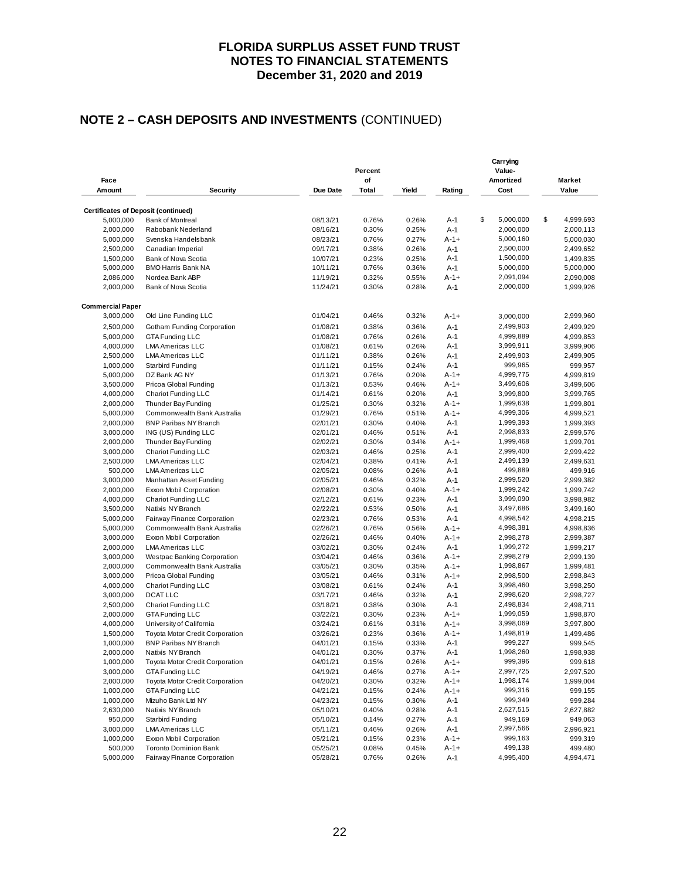# FLORIDA SURPLUS ASSET FUND TRUST
# NOTES TO FINANCIAL STATEMENTS
# December 31, 2020 and 2019

## NOTE 2 – CASH DEPOSITS AND INVESTMENTS (CONTINUED)

| Face Amount | Security | Due Date | Percent of Total | Yield | Rating | Carrying Value-Amortized Cost | Market Value |
|---|---|---|---|---|---|---|---|
| **Certificates of Deposit (continued)** | | | | | | | |
| 5,000,000 | Bank of Montreal | 08/13/21 | 0.76% | 0.26% | A-1 | $ 5,000,000 | $ 4,999,693 |
| 2,000,000 | Rabobank Nederland | 08/16/21 | 0.30% | 0.25% | A-1 | 2,000,000 | 2,000,113 |
| 5,000,000 | Svenska Handelsbank | 08/23/21 | 0.76% | 0.27% | A-1+ | 5,000,160 | 5,000,030 |
| 2,500,000 | Canadian Imperial | 09/17/21 | 0.38% | 0.26% | A-1 | 2,500,000 | 2,499,652 |
| 1,500,000 | Bank of Nova Scotia | 10/07/21 | 0.23% | 0.25% | A-1 | 1,500,000 | 1,499,835 |
| 5,000,000 | BMO Harris Bank NA | 10/11/21 | 0.76% | 0.36% | A-1 | 5,000,000 | 5,000,000 |
| 2,086,000 | Nordea Bank ABP | 11/19/21 | 0.32% | 0.55% | A-1+ | 2,091,094 | 2,090,008 |
| 2,000,000 | Bank of Nova Scotia | 11/24/21 | 0.30% | 0.28% | A-1 | 2,000,000 | 1,999,926 |
| **Commercial Paper** | | | | | | | |
| 3,000,000 | Old Line Funding LLC | 01/04/21 | 0.46% | 0.32% | A-1+ | 3,000,000 | 2,999,960 |
| 2,500,000 | Gotham Funding Corporation | 01/08/21 | 0.38% | 0.36% | A-1 | 2,499,903 | 2,499,929 |
| 5,000,000 | GTA Funding LLC | 01/08/21 | 0.76% | 0.26% | A-1 | 4,999,889 | 4,999,853 |
| 4,000,000 | LMA Americas LLC | 01/08/21 | 0.61% | 0.26% | A-1 | 3,999,911 | 3,999,906 |
| 2,500,000 | LMA Americas LLC | 01/11/21 | 0.38% | 0.26% | A-1 | 2,499,903 | 2,499,905 |
| 1,000,000 | Starbird Funding | 01/11/21 | 0.15% | 0.24% | A-1 | 999,965 | 999,957 |
| 5,000,000 | DZ Bank AG NY | 01/13/21 | 0.76% | 0.20% | A-1+ | 4,999,775 | 4,999,819 |
| 3,500,000 | Pricoa Global Funding | 01/13/21 | 0.53% | 0.46% | A-1+ | 3,499,606 | 3,499,606 |
| 4,000,000 | Chariot Funding LLC | 01/14/21 | 0.61% | 0.20% | A-1 | 3,999,800 | 3,999,765 |
| 2,000,000 | Thunder Bay Funding | 01/25/21 | 0.30% | 0.32% | A-1+ | 1,999,638 | 1,999,801 |
| 5,000,000 | Commonwealth Bank Australia | 01/29/21 | 0.76% | 0.51% | A-1+ | 4,999,306 | 4,999,521 |
| 2,000,000 | BNP Paribas NY Branch | 02/01/21 | 0.30% | 0.40% | A-1 | 1,999,393 | 1,999,393 |
| 3,000,000 | ING (US) Funding LLC | 02/01/21 | 0.46% | 0.51% | A-1 | 2,998,833 | 2,999,576 |
| 2,000,000 | Thunder Bay Funding | 02/02/21 | 0.30% | 0.34% | A-1+ | 1,999,468 | 1,999,701 |
| 3,000,000 | Chariot Funding LLC | 02/03/21 | 0.46% | 0.25% | A-1 | 2,999,400 | 2,999,422 |
| 2,500,000 | LMA Americas LLC | 02/04/21 | 0.38% | 0.41% | A-1 | 2,499,139 | 2,499,631 |
| 500,000 | LMA Americas LLC | 02/05/21 | 0.08% | 0.26% | A-1 | 499,889 | 499,916 |
| 3,000,000 | Manhattan Asset Funding | 02/05/21 | 0.46% | 0.32% | A-1 | 2,999,520 | 2,999,382 |
| 2,000,000 | Exxon Mobil Corporation | 02/08/21 | 0.30% | 0.40% | A-1+ | 1,999,242 | 1,999,742 |
| 4,000,000 | Chariot Funding LLC | 02/12/21 | 0.61% | 0.23% | A-1 | 3,999,090 | 3,998,982 |
| 3,500,000 | Natixis NY Branch | 02/22/21 | 0.53% | 0.50% | A-1 | 3,497,686 | 3,499,160 |
| 5,000,000 | Fairway Finance Corporation | 02/23/21 | 0.76% | 0.53% | A-1 | 4,998,542 | 4,998,215 |
| 5,000,000 | Commonwealth Bank Australia | 02/26/21 | 0.76% | 0.56% | A-1+ | 4,998,381 | 4,998,836 |
| 3,000,000 | Exxon Mobil Corporation | 02/26/21 | 0.46% | 0.40% | A-1+ | 2,998,278 | 2,999,387 |
| 2,000,000 | LMA Americas LLC | 03/02/21 | 0.30% | 0.24% | A-1 | 1,999,272 | 1,999,217 |
| 3,000,000 | Westpac Banking Corporation | 03/04/21 | 0.46% | 0.36% | A-1+ | 2,998,279 | 2,999,139 |
| 2,000,000 | Commonwealth Bank Australia | 03/05/21 | 0.30% | 0.35% | A-1+ | 1,998,867 | 1,999,481 |
| 3,000,000 | Pricoa Global Funding | 03/05/21 | 0.46% | 0.31% | A-1+ | 2,998,500 | 2,998,843 |
| 4,000,000 | Chariot Funding LLC | 03/08/21 | 0.61% | 0.24% | A-1 | 3,998,460 | 3,998,250 |
| 3,000,000 | DCAT LLC | 03/17/21 | 0.46% | 0.32% | A-1 | 2,998,620 | 2,998,727 |
| 2,500,000 | Chariot Funding LLC | 03/18/21 | 0.38% | 0.30% | A-1 | 2,498,834 | 2,498,711 |
| 2,000,000 | GTA Funding LLC | 03/22/21 | 0.30% | 0.23% | A-1+ | 1,999,059 | 1,998,870 |
| 4,000,000 | University of California | 03/24/21 | 0.61% | 0.31% | A-1+ | 3,998,069 | 3,997,800 |
| 1,500,000 | Toyota Motor Credit Corporation | 03/26/21 | 0.23% | 0.36% | A-1+ | 1,498,819 | 1,499,486 |
| 1,000,000 | BNP Paribas NY Branch | 04/01/21 | 0.15% | 0.33% | A-1 | 999,227 | 999,545 |
| 2,000,000 | Natixis NY Branch | 04/01/21 | 0.30% | 0.37% | A-1 | 1,998,260 | 1,998,938 |
| 1,000,000 | Toyota Motor Credit Corporation | 04/01/21 | 0.15% | 0.26% | A-1+ | 999,396 | 999,618 |
| 3,000,000 | GTA Funding LLC | 04/19/21 | 0.46% | 0.27% | A-1+ | 2,997,725 | 2,997,520 |
| 2,000,000 | Toyota Motor Credit Corporation | 04/20/21 | 0.30% | 0.32% | A-1+ | 1,998,174 | 1,999,004 |
| 1,000,000 | GTA Funding LLC | 04/21/21 | 0.15% | 0.24% | A-1+ | 999,316 | 999,155 |
| 1,000,000 | Mizuho Bank Ltd NY | 04/23/21 | 0.15% | 0.30% | A-1 | 999,349 | 999,284 |
| 2,630,000 | Natixis NY Branch | 05/10/21 | 0.40% | 0.28% | A-1 | 2,627,515 | 2,627,882 |
| 950,000 | Starbird Funding | 05/10/21 | 0.14% | 0.27% | A-1 | 949,169 | 949,063 |
| 3,000,000 | LMA Americas LLC | 05/11/21 | 0.46% | 0.26% | A-1 | 2,997,566 | 2,996,921 |
| 1,000,000 | Exxon Mobil Corporation | 05/21/21 | 0.15% | 0.23% | A-1+ | 999,163 | 999,319 |
| 500,000 | Toronto Dominion Bank | 05/25/21 | 0.08% | 0.45% | A-1+ | 499,138 | 499,480 |
| 5,000,000 | Fairway Finance Corporation | 05/28/21 | 0.76% | 0.26% | A-1 | 4,995,400 | 4,994,471 |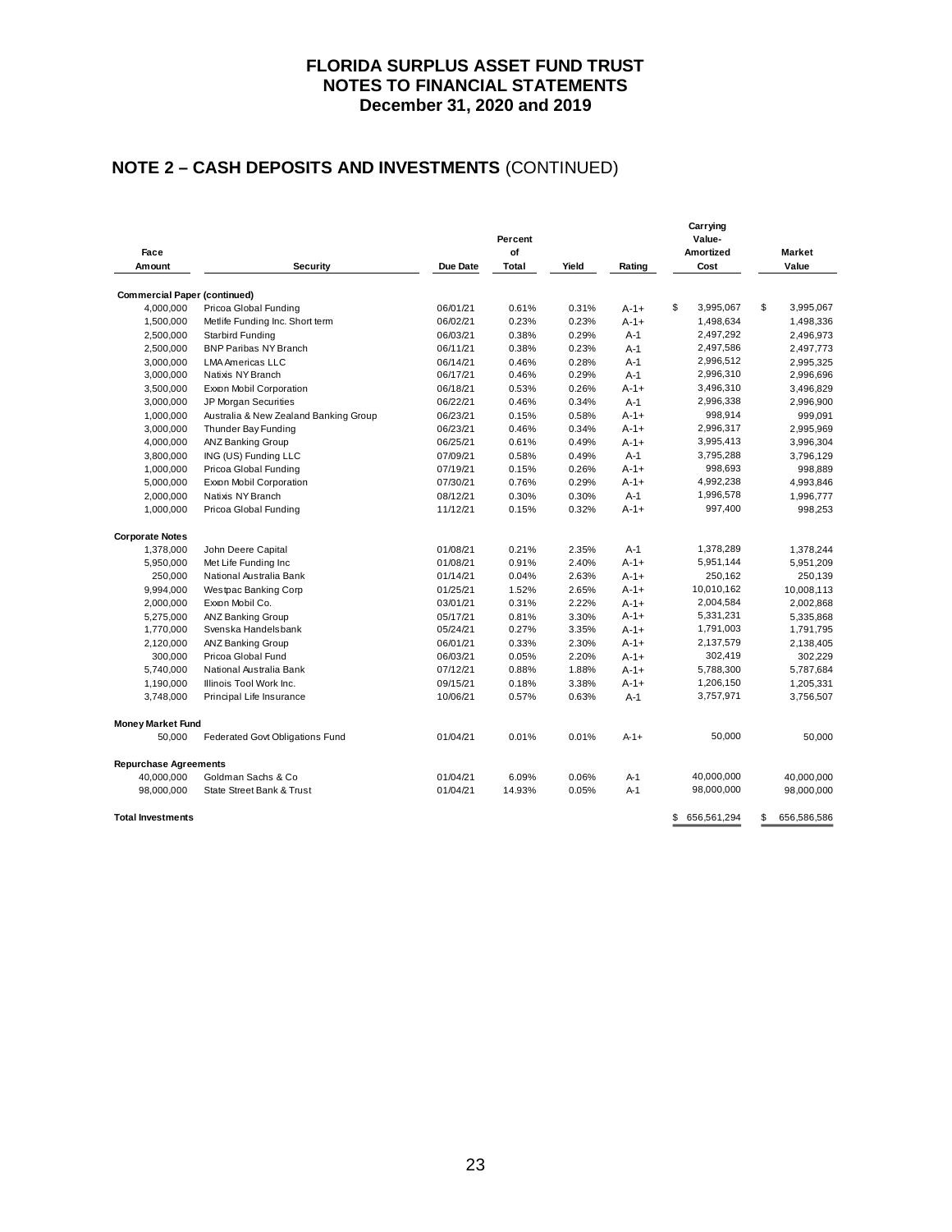# FLORIDA SURPLUS ASSET FUND TRUST
## NOTES TO FINANCIAL STATEMENTS
### December 31, 2020 and 2019

## NOTE 2 – CASH DEPOSITS AND INVESTMENTS (CONTINUED)

| Face Amount | Security | Due Date | Percent of Total | Yield | Rating | Carrying Value-Amortized Cost | Market Value |
|---|---|---|---|---|---|---|---|
| **Commercial Paper (continued)** | | | | | | | |
| 4,000,000 | Pricoa Global Funding | 06/01/21 | 0.61% | 0.31% | A-1+ | $ 3,995,067 | $ 3,995,067 |
| 1,500,000 | Metlife Funding Inc. Short term | 06/02/21 | 0.23% | 0.23% | A-1+ | 1,498,634 | 1,498,336 |
| 2,500,000 | Starbird Funding | 06/03/21 | 0.38% | 0.29% | A-1 | 2,497,292 | 2,496,973 |
| 2,500,000 | BNP Paribas NY Branch | 06/11/21 | 0.38% | 0.23% | A-1 | 2,497,586 | 2,497,773 |
| 3,000,000 | LMA Americas LLC | 06/14/21 | 0.46% | 0.28% | A-1 | 2,996,512 | 2,995,325 |
| 3,000,000 | Natixis NY Branch | 06/17/21 | 0.46% | 0.29% | A-1 | 2,996,310 | 2,996,696 |
| 3,500,000 | Exxon Mobil Corporation | 06/18/21 | 0.53% | 0.26% | A-1+ | 3,496,310 | 3,496,829 |
| 3,000,000 | JP Morgan Securities | 06/22/21 | 0.46% | 0.34% | A-1 | 2,996,338 | 2,996,900 |
| 1,000,000 | Australia & New Zealand Banking Group | 06/23/21 | 0.15% | 0.58% | A-1+ | 998,914 | 999,091 |
| 3,000,000 | Thunder Bay Funding | 06/23/21 | 0.46% | 0.34% | A-1+ | 2,996,317 | 2,995,969 |
| 4,000,000 | ANZ Banking Group | 06/25/21 | 0.61% | 0.49% | A-1+ | 3,995,413 | 3,996,304 |
| 3,800,000 | ING (US) Funding LLC | 07/09/21 | 0.58% | 0.49% | A-1 | 3,795,288 | 3,796,129 |
| 1,000,000 | Pricoa Global Funding | 07/19/21 | 0.15% | 0.26% | A-1+ | 998,693 | 998,889 |
| 5,000,000 | Exxon Mobil Corporation | 07/30/21 | 0.76% | 0.29% | A-1+ | 4,992,238 | 4,993,846 |
| 2,000,000 | Natixis NY Branch | 08/12/21 | 0.30% | 0.30% | A-1 | 1,996,578 | 1,996,777 |
| 1,000,000 | Pricoa Global Funding | 11/12/21 | 0.15% | 0.32% | A-1+ | 997,400 | 998,253 |
| **Corporate Notes** | | | | | | | |
| 1,378,000 | John Deere Capital | 01/08/21 | 0.21% | 2.35% | A-1 | 1,378,289 | 1,378,244 |
| 5,950,000 | Met Life Funding Inc | 01/08/21 | 0.91% | 2.40% | A-1+ | 5,951,144 | 5,951,209 |
| 250,000 | National Australia Bank | 01/14/21 | 0.04% | 2.63% | A-1+ | 250,162 | 250,139 |
| 9,994,000 | Westpac Banking Corp | 01/25/21 | 1.52% | 2.65% | A-1+ | 10,010,162 | 10,008,113 |
| 2,000,000 | Exxon Mobil Co. | 03/01/21 | 0.31% | 2.22% | A-1+ | 2,004,584 | 2,002,868 |
| 5,275,000 | ANZ Banking Group | 05/17/21 | 0.81% | 3.30% | A-1+ | 5,331,231 | 5,335,868 |
| 1,770,000 | Svenska Handelsbank | 05/24/21 | 0.27% | 3.35% | A-1+ | 1,791,003 | 1,791,795 |
| 2,120,000 | ANZ Banking Group | 06/01/21 | 0.33% | 2.30% | A-1+ | 2,137,579 | 2,138,405 |
| 300,000 | Pricoa Global Fund | 06/03/21 | 0.05% | 2.20% | A-1+ | 302,419 | 302,229 |
| 5,740,000 | National Australia Bank | 07/12/21 | 0.88% | 1.88% | A-1+ | 5,788,300 | 5,787,684 |
| 1,190,000 | Illinois Tool Work Inc. | 09/15/21 | 0.18% | 3.38% | A-1+ | 1,206,150 | 1,205,331 |
| 3,748,000 | Principal Life Insurance | 10/06/21 | 0.57% | 0.63% | A-1 | 3,757,971 | 3,756,507 |
| **Money Market Fund** | | | | | | | |
| 50,000 | Federated Govt Obligations Fund | 01/04/21 | 0.01% | 0.01% | A-1+ | 50,000 | 50,000 |
| **Repurchase Agreements** | | | | | | | |
| 40,000,000 | Goldman Sachs & Co | 01/04/21 | 6.09% | 0.06% | A-1 | 40,000,000 | 40,000,000 |
| 98,000,000 | State Street Bank & Trust | 01/04/21 | 14.93% | 0.05% | A-1 | 98,000,000 | 98,000,000 |
| **Total Investments** | | | | | | $ 656,561,294 | $ 656,586,586 |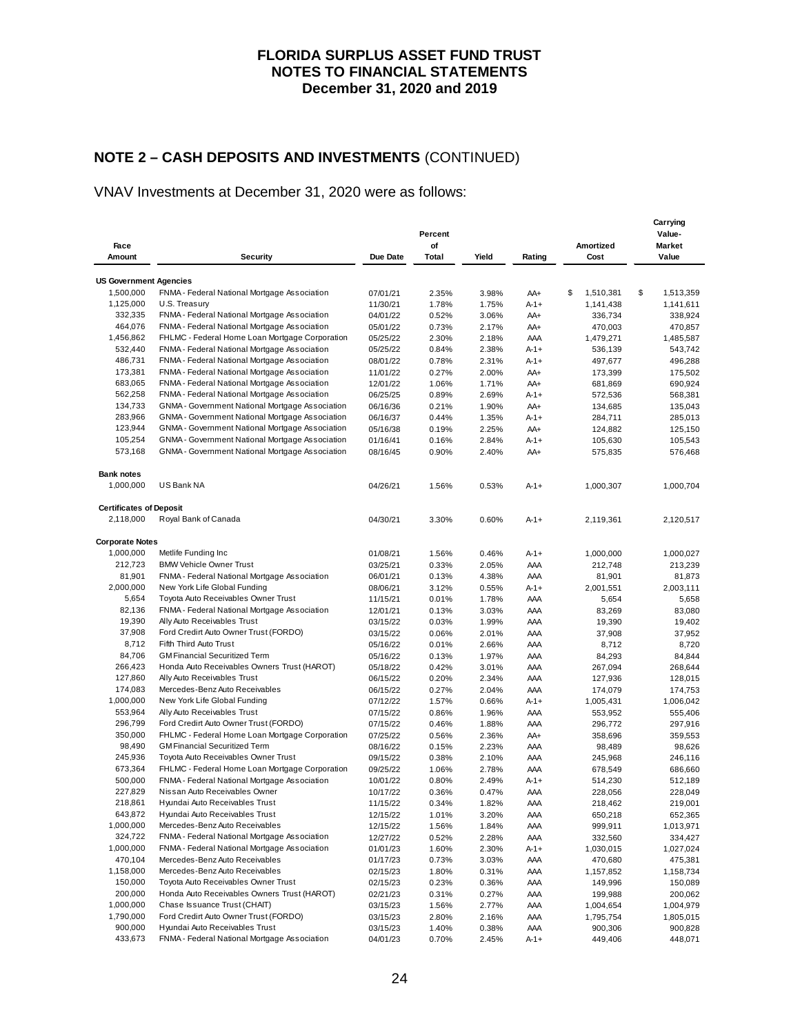# FLORIDA SURPLUS ASSET FUND TRUST
## NOTES TO FINANCIAL STATEMENTS
### December 31, 2020 and 2019

## NOTE 2 – CASH DEPOSITS AND INVESTMENTS (CONTINUED)

VNAV Investments at December 31, 2020 were as follows:

| Face Amount | Security | Due Date | Percent of Total | Yield | Rating | Amortized Cost | Carrying Value-Market Value |
|---|---|---|---|---|---|---|---|
| **US Government Agencies** | | | | | | | |
| 1,500,000 | FNMA - Federal National Mortgage Association | 07/01/21 | 2.35% | 3.98% | AA+ | $ 1,510,381 | $ 1,513,359 |
| 1,125,000 | U.S. Treasury | 11/30/21 | 1.78% | 1.75% | A-1+ | 1,141,438 | 1,141,611 |
| 332,335 | FNMA - Federal National Mortgage Association | 04/01/22 | 0.52% | 3.06% | AA+ | 336,734 | 338,924 |
| 464,076 | FNMA - Federal National Mortgage Association | 05/01/22 | 0.73% | 2.17% | AA+ | 470,003 | 470,857 |
| 1,456,862 | FHLMC - Federal Home Loan Mortgage Corporation | 05/25/22 | 2.30% | 2.18% | AAA | 1,479,271 | 1,485,587 |
| 532,440 | FNMA - Federal National Mortgage Association | 05/25/22 | 0.84% | 2.38% | A-1+ | 536,139 | 543,742 |
| 486,731 | FNMA - Federal National Mortgage Association | 08/01/22 | 0.78% | 2.31% | A-1+ | 497,677 | 496,288 |
| 173,381 | FNMA - Federal National Mortgage Association | 11/01/22 | 0.27% | 2.00% | AA+ | 173,399 | 175,502 |
| 683,065 | FNMA - Federal National Mortgage Association | 12/01/22 | 1.06% | 1.71% | AA+ | 681,869 | 690,924 |
| 562,258 | FNMA - Federal National Mortgage Association | 06/25/25 | 0.89% | 2.69% | A-1+ | 572,536 | 568,381 |
| 134,733 | GNMA - Government National Mortgage Association | 06/16/36 | 0.21% | 1.90% | AA+ | 134,685 | 135,043 |
| 283,966 | GNMA - Government National Mortgage Association | 06/16/37 | 0.44% | 1.35% | A-1+ | 284,711 | 285,013 |
| 123,944 | GNMA - Government National Mortgage Association | 05/16/38 | 0.19% | 2.25% | AA+ | 124,882 | 125,150 |
| 105,254 | GNMA - Government National Mortgage Association | 01/16/41 | 0.16% | 2.84% | A-1+ | 105,630 | 105,543 |
| 573,168 | GNMA - Government National Mortgage Association | 08/16/45 | 0.90% | 2.40% | AA+ | 575,835 | 576,468 |
| **Bank notes** | | | | | | | |
| 1,000,000 | US Bank NA | 04/26/21 | 1.56% | 0.53% | A-1+ | 1,000,307 | 1,000,704 |
| **Certificates of Deposit** | | | | | | | |
| 2,118,000 | Royal Bank of Canada | 04/30/21 | 3.30% | 0.60% | A-1+ | 2,119,361 | 2,120,517 |
| **Corporate Notes** | | | | | | | |
| 1,000,000 | Metlife Funding Inc | 01/08/21 | 1.56% | 0.46% | A-1+ | 1,000,000 | 1,000,027 |
| 212,723 | BMW Vehicle Owner Trust | 03/25/21 | 0.33% | 2.05% | AAA | 212,748 | 213,239 |
| 81,901 | FNMA - Federal National Mortgage Association | 06/01/21 | 0.13% | 4.38% | AAA | 81,901 | 81,873 |
| 2,000,000 | New York Life Global Funding | 08/06/21 | 3.12% | 0.55% | A-1+ | 2,001,551 | 2,003,111 |
| 5,654 | Toyota Auto Receivables Owner Trust | 11/15/21 | 0.01% | 1.78% | AAA | 5,654 | 5,658 |
| 82,136 | FNMA - Federal National Mortgage Association | 12/01/21 | 0.13% | 3.03% | AAA | 83,269 | 83,080 |
| 19,390 | Ally Auto Receivables Trust | 03/15/22 | 0.03% | 1.99% | AAA | 19,390 | 19,402 |
| 37,908 | Ford Credit Auto Owner Trust (FORDO) | 03/15/22 | 0.06% | 2.01% | AAA | 37,908 | 37,952 |
| 8,712 | Fifth Third Auto Trust | 05/16/22 | 0.01% | 2.66% | AAA | 8,712 | 8,720 |
| 84,706 | GM Financial Securitized Term | 05/16/22 | 0.13% | 1.97% | AAA | 84,293 | 84,844 |
| 266,423 | Honda Auto Receivables Owners Trust (HAROT) | 05/18/22 | 0.42% | 3.01% | AAA | 267,094 | 268,644 |
| 127,860 | Ally Auto Receivables Trust | 06/15/22 | 0.20% | 2.34% | AAA | 127,936 | 128,015 |
| 174,083 | Mercedes-Benz Auto Receivables | 06/15/22 | 0.27% | 2.04% | AAA | 174,079 | 174,753 |
| 1,000,000 | New York Life Global Funding | 07/12/22 | 1.57% | 0.66% | A-1+ | 1,005,431 | 1,006,042 |
| 553,964 | Ally Auto Receivables Trust | 07/15/22 | 0.86% | 1.96% | AAA | 553,952 | 555,406 |
| 296,799 | Ford Credit Auto Owner Trust (FORDO) | 07/15/22 | 0.46% | 1.88% | AAA | 296,772 | 297,916 |
| 350,000 | FHLMC - Federal Home Loan Mortgage Corporation | 07/25/22 | 0.56% | 2.36% | AA+ | 358,696 | 359,553 |
| 98,490 | GM Financial Securitized Term | 08/16/22 | 0.15% | 2.23% | AAA | 98,489 | 98,626 |
| 245,936 | Toyota Auto Receivables Owner Trust | 09/15/22 | 0.38% | 2.10% | AAA | 245,968 | 246,116 |
| 673,364 | FHLMC - Federal Home Loan Mortgage Corporation | 09/25/22 | 1.06% | 2.78% | AAA | 678,549 | 686,660 |
| 500,000 | FNMA - Federal National Mortgage Association | 10/01/22 | 0.80% | 2.49% | A-1+ | 514,230 | 512,189 |
| 227,829 | Nissan Auto Receivables Owner | 10/17/22 | 0.36% | 0.47% | AAA | 228,056 | 228,049 |
| 218,861 | Hyundai Auto Receivables Trust | 11/15/22 | 0.34% | 1.82% | AAA | 218,462 | 219,001 |
| 643,872 | Hyundai Auto Receivables Trust | 12/15/22 | 1.01% | 3.20% | AAA | 650,218 | 652,365 |
| 1,000,000 | Mercedes-Benz Auto Receivables | 12/15/22 | 1.56% | 1.84% | AAA | 999,911 | 1,013,971 |
| 324,722 | FNMA - Federal National Mortgage Association | 12/27/22 | 0.52% | 2.28% | AAA | 332,560 | 334,427 |
| 1,000,000 | FNMA - Federal National Mortgage Association | 01/01/23 | 1.60% | 2.30% | A-1+ | 1,030,015 | 1,027,024 |
| 470,104 | Mercedes-Benz Auto Receivables | 01/17/23 | 0.73% | 3.03% | AAA | 470,680 | 475,381 |
| 1,158,000 | Mercedes-Benz Auto Receivables | 02/15/23 | 1.80% | 0.31% | AAA | 1,157,852 | 1,158,734 |
| 150,000 | Toyota Auto Receivables Owner Trust | 02/15/23 | 0.23% | 0.36% | AAA | 149,996 | 150,089 |
| 200,000 | Honda Auto Receivables Owners Trust (HAROT) | 02/21/23 | 0.31% | 0.27% | AAA | 199,988 | 200,062 |
| 1,000,000 | Chase Issuance Trust (CHAIT) | 03/15/23 | 1.56% | 2.77% | AAA | 1,004,654 | 1,004,979 |
| 1,790,000 | Ford Credit Auto Owner Trust (FORDO) | 03/15/23 | 2.80% | 2.16% | AAA | 1,795,754 | 1,805,015 |
| 900,000 | Hyundai Auto Receivables Trust | 03/15/23 | 1.40% | 0.38% | AAA | 900,306 | 900,828 |
| 433,673 | FNMA - Federal National Mortgage Association | 04/01/23 | 0.70% | 2.45% | A-1+ | 449,406 | 448,071 |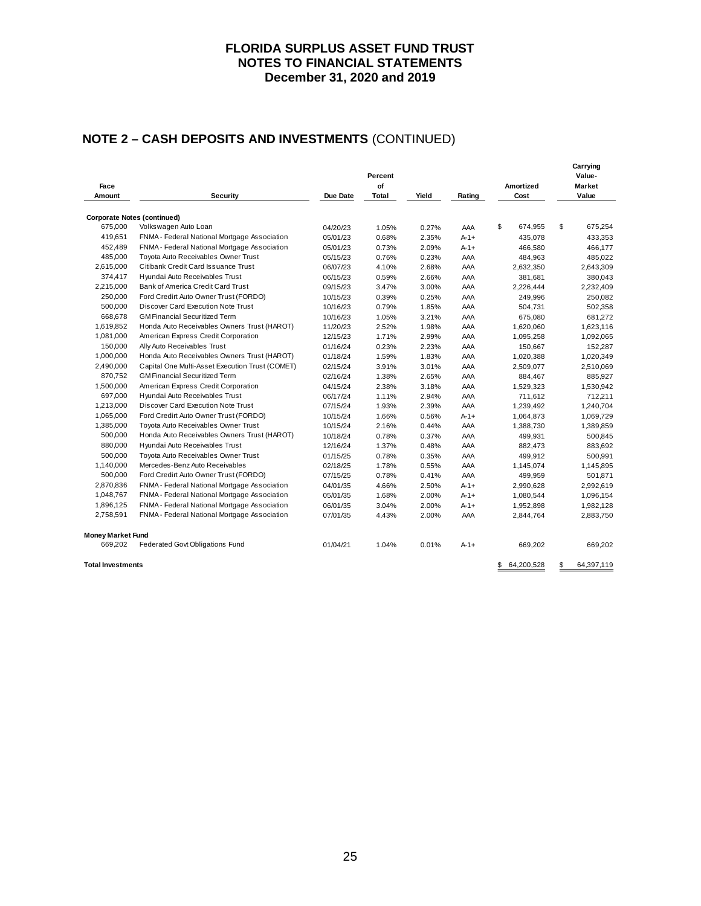# FLORIDA SURPLUS ASSET FUND TRUST
## NOTES TO FINANCIAL STATEMENTS
### December 31, 2020 and 2019

## NOTE 2 – CASH DEPOSITS AND INVESTMENTS (CONTINUED)

| Face Amount | Security | Due Date | Percent of Total | Yield | Rating | Amortized Cost | Carrying Value-Market Value |
|---|---|---|---|---|---|---|---|
| **Corporate Notes (continued)** | | | | | | | |
| 675,000 | Volkswagen Auto Loan | 04/20/23 | 1.05% | 0.27% | AAA | $ 674,955 | $ 675,254 |
| 419,651 | FNMA - Federal National Mortgage Association | 05/01/23 | 0.68% | 2.35% | A-1+ | 435,078 | 433,353 |
| 452,489 | FNMA - Federal National Mortgage Association | 05/01/23 | 0.73% | 2.09% | A-1+ | 466,580 | 466,177 |
| 485,000 | Toyota Auto Receivables Owner Trust | 05/15/23 | 0.76% | 0.23% | AAA | 484,963 | 485,022 |
| 2,615,000 | Citibank Credit Card Issuance Trust | 06/07/23 | 4.10% | 2.68% | AAA | 2,632,350 | 2,643,309 |
| 374,417 | Hyundai Auto Receivables Trust | 06/15/23 | 0.59% | 2.66% | AAA | 381,681 | 380,043 |
| 2,215,000 | Bank of America Credit Card Trust | 09/15/23 | 3.47% | 3.00% | AAA | 2,226,444 | 2,232,409 |
| 250,000 | Ford Credirt Auto Owner Trust (FORDO) | 10/15/23 | 0.39% | 0.25% | AAA | 249,996 | 250,082 |
| 500,000 | Discover Card Execution Note Trust | 10/16/23 | 0.79% | 1.85% | AAA | 504,731 | 502,358 |
| 668,678 | GM Financial Securitized Term | 10/16/23 | 1.05% | 3.21% | AAA | 675,080 | 681,272 |
| 1,619,852 | Honda Auto Receivables Owners Trust (HAROT) | 11/20/23 | 2.52% | 1.98% | AAA | 1,620,060 | 1,623,116 |
| 1,081,000 | American Express Credit Corporation | 12/15/23 | 1.71% | 2.99% | AAA | 1,095,258 | 1,092,065 |
| 150,000 | Ally Auto Receivables Trust | 01/16/24 | 0.23% | 2.23% | AAA | 150,667 | 152,287 |
| 1,000,000 | Honda Auto Receivables Owners Trust (HAROT) | 01/18/24 | 1.59% | 1.83% | AAA | 1,020,388 | 1,020,349 |
| 2,490,000 | Capital One Multi-Asset Execution Trust (COMET) | 02/15/24 | 3.91% | 3.01% | AAA | 2,509,077 | 2,510,069 |
| 870,752 | GM Financial Securitized Term | 02/16/24 | 1.38% | 2.65% | AAA | 884,467 | 885,927 |
| 1,500,000 | American Express Credit Corporation | 04/15/24 | 2.38% | 3.18% | AAA | 1,529,323 | 1,530,942 |
| 697,000 | Hyundai Auto Receivables Trust | 06/17/24 | 1.11% | 2.94% | AAA | 711,612 | 712,211 |
| 1,213,000 | Discover Card Execution Note Trust | 07/15/24 | 1.93% | 2.39% | AAA | 1,239,492 | 1,240,704 |
| 1,065,000 | Ford Credirt Auto Owner Trust (FORDO) | 10/15/24 | 1.66% | 0.56% | A-1+ | 1,064,873 | 1,069,729 |
| 1,385,000 | Toyota Auto Receivables Owner Trust | 10/15/24 | 2.16% | 0.44% | AAA | 1,388,730 | 1,389,859 |
| 500,000 | Honda Auto Receivables Owners Trust (HAROT) | 10/18/24 | 0.78% | 0.37% | AAA | 499,931 | 500,845 |
| 880,000 | Hyundai Auto Receivables Trust | 12/16/24 | 1.37% | 0.48% | AAA | 882,473 | 883,692 |
| 500,000 | Toyota Auto Receivables Owner Trust | 01/15/25 | 0.78% | 0.35% | AAA | 499,912 | 500,991 |
| 1,140,000 | Mercedes-Benz Auto Receivables | 02/18/25 | 1.78% | 0.55% | AAA | 1,145,074 | 1,145,895 |
| 500,000 | Ford Credirt Auto Owner Trust (FORDO) | 07/15/25 | 0.78% | 0.41% | AAA | 499,959 | 501,871 |
| 2,870,836 | FNMA - Federal National Mortgage Association | 04/01/35 | 4.66% | 2.50% | A-1+ | 2,990,628 | 2,992,619 |
| 1,048,767 | FNMA - Federal National Mortgage Association | 05/01/35 | 1.68% | 2.00% | A-1+ | 1,080,544 | 1,096,154 |
| 1,896,125 | FNMA - Federal National Mortgage Association | 06/01/35 | 3.04% | 2.00% | A-1+ | 1,952,898 | 1,982,128 |
| 2,758,591 | FNMA - Federal National Mortgage Association | 07/01/35 | 4.43% | 2.00% | AAA | 2,844,764 | 2,883,750 |
| **Money Market Fund** | | | | | | | |
| 669,202 | Federated Govt Obligations Fund | 01/04/21 | 1.04% | 0.01% | A-1+ | 669,202 | 669,202 |
| **Total Investments** | | | | | | $ 64,200,528 | $ 64,397,119 |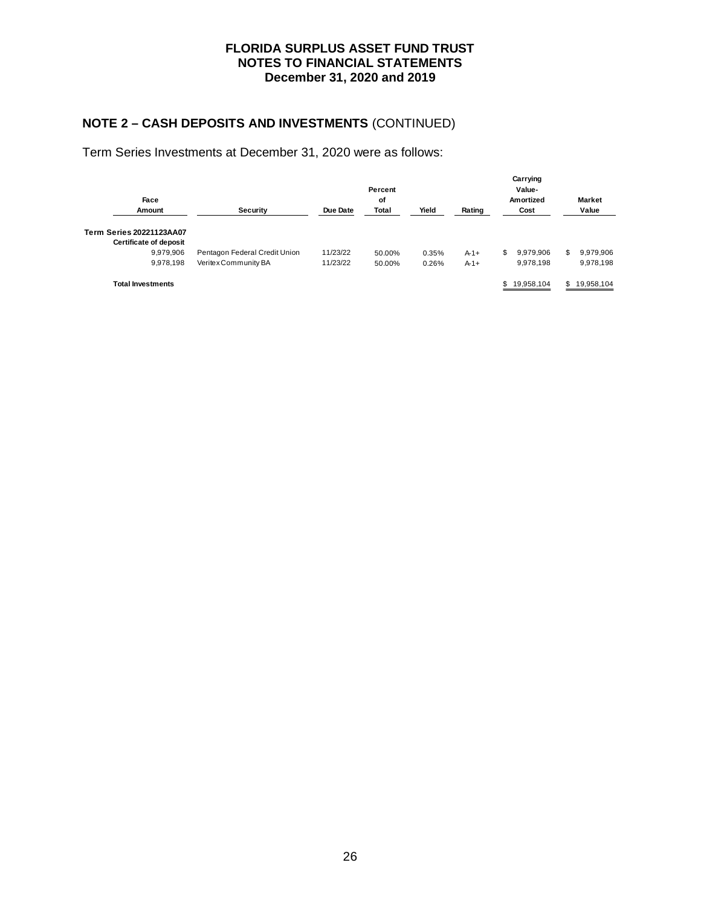# FLORIDA SURPLUS ASSET FUND TRUST
## NOTES TO FINANCIAL STATEMENTS
### December 31, 2020 and 2019

## NOTE 2 – CASH DEPOSITS AND INVESTMENTS (CONTINUED)

Term Series Investments at December 31, 2020 were as follows:

| Face Amount | Security | Due Date | Percent of Total | Yield | Rating | Carrying Value- Amortized Cost | Market Value |
|---|---|---|---|---|---|---|---|
| **Term Series 20221123AA07** | | | | | | | |
| **Certificate of deposit** | | | | | | | |
| 9,979,906 | Pentagon Federal Credit Union | 11/23/22 | 50.00% | 0.35% | A-1+ | $ 9,979,906 | $ 9,979,906 |
| 9,978,198 | Veritex Community BA | 11/23/22 | 50.00% | 0.26% | A-1+ | 9,978,198 | 9,978,198 |
| **Total Investments** | | | | | | $ 19,958,104 | $ 19,958,104 |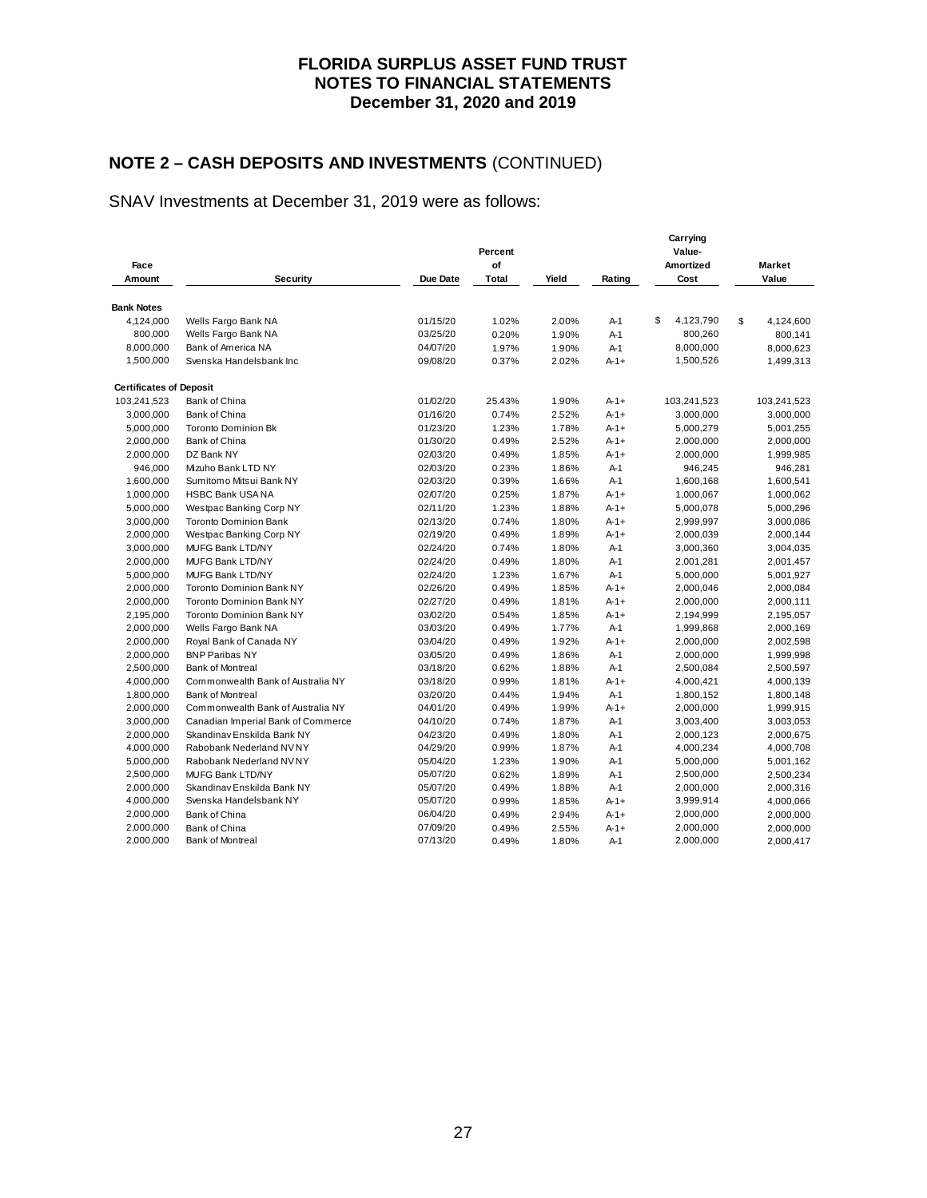# FLORIDA SURPLUS ASSET FUND TRUST
## NOTES TO FINANCIAL STATEMENTS
### December 31, 2020 and 2019

## NOTE 2 – CASH DEPOSITS AND INVESTMENTS (CONTINUED)

SNAV Investments at December 31, 2019 were as follows:

| Face Amount | Security | Due Date | Percent of Total | Yield | Rating | Carrying Value- Amortized Cost | Market Value |
|---|---|---|---|---|---|---|---|
| **Bank Notes** | | | | | | | |
| 4,124,000 | Wells Fargo Bank NA | 01/15/20 | 1.02% | 2.00% | A-1 | $ 4,123,790 | $ 4,124,600 |
| 800,000 | Wells Fargo Bank NA | 03/25/20 | 0.20% | 1.90% | A-1 | 800,260 | 800,141 |
| 8,000,000 | Bank of America NA | 04/07/20 | 1.97% | 1.90% | A-1 | 8,000,000 | 8,000,623 |
| 1,500,000 | Svenska Handelsbank Inc | 09/08/20 | 0.37% | 2.02% | A-1+ | 1,500,526 | 1,499,313 |
| **Certificates of Deposit** | | | | | | | |
| 103,241,523 | Bank of China | 01/02/20 | 25.43% | 1.90% | A-1+ | 103,241,523 | 103,241,523 |
| 3,000,000 | Bank of China | 01/16/20 | 0.74% | 2.52% | A-1+ | 3,000,000 | 3,000,000 |
| 5,000,000 | Toronto Dominion Bk | 01/23/20 | 1.23% | 1.78% | A-1+ | 5,000,279 | 5,001,255 |
| 2,000,000 | Bank of China | 01/30/20 | 0.49% | 2.52% | A-1+ | 2,000,000 | 2,000,000 |
| 2,000,000 | DZ Bank NY | 02/03/20 | 0.49% | 1.85% | A-1+ | 2,000,000 | 1,999,985 |
| 946,000 | Mizuho Bank LTD NY | 02/03/20 | 0.23% | 1.86% | A-1 | 946,245 | 946,281 |
| 1,600,000 | Sumitomo Mitsui Bank NY | 02/03/20 | 0.39% | 1.66% | A-1 | 1,600,168 | 1,600,541 |
| 1,000,000 | HSBC Bank USA NA | 02/07/20 | 0.25% | 1.87% | A-1+ | 1,000,067 | 1,000,062 |
| 5,000,000 | Westpac Banking Corp NY | 02/11/20 | 1.23% | 1.88% | A-1+ | 5,000,078 | 5,000,296 |
| 3,000,000 | Toronto Dominion Bank | 02/13/20 | 0.74% | 1.80% | A-1+ | 2,999,997 | 3,000,086 |
| 2,000,000 | Westpac Banking Corp NY | 02/19/20 | 0.49% | 1.89% | A-1+ | 2,000,039 | 2,000,144 |
| 3,000,000 | MUFG Bank LTD/NY | 02/24/20 | 0.74% | 1.80% | A-1 | 3,000,360 | 3,004,035 |
| 2,000,000 | MUFG Bank LTD/NY | 02/24/20 | 0.49% | 1.80% | A-1 | 2,001,281 | 2,001,457 |
| 5,000,000 | MUFG Bank LTD/NY | 02/24/20 | 1.23% | 1.67% | A-1 | 5,000,000 | 5,001,927 |
| 2,000,000 | Toronto Dominion Bank NY | 02/26/20 | 0.49% | 1.85% | A-1+ | 2,000,046 | 2,000,084 |
| 2,000,000 | Toronto Dominion Bank NY | 02/27/20 | 0.49% | 1.81% | A-1+ | 2,000,000 | 2,000,111 |
| 2,195,000 | Toronto Dominion Bank NY | 03/02/20 | 0.54% | 1.85% | A-1+ | 2,194,999 | 2,195,057 |
| 2,000,000 | Wells Fargo Bank NA | 03/03/20 | 0.49% | 1.77% | A-1 | 1,999,868 | 2,000,169 |
| 2,000,000 | Royal Bank of Canada NY | 03/04/20 | 0.49% | 1.92% | A-1+ | 2,000,000 | 2,002,598 |
| 2,000,000 | BNP Paribas NY | 03/05/20 | 0.49% | 1.86% | A-1 | 2,000,000 | 1,999,998 |
| 2,500,000 | Bank of Montreal | 03/18/20 | 0.62% | 1.88% | A-1 | 2,500,084 | 2,500,597 |
| 4,000,000 | Commonwealth Bank of Australia NY | 03/18/20 | 0.99% | 1.81% | A-1+ | 4,000,421 | 4,000,139 |
| 1,800,000 | Bank of Montreal | 03/20/20 | 0.44% | 1.94% | A-1 | 1,800,152 | 1,800,148 |
| 2,000,000 | Commonwealth Bank of Australia NY | 04/01/20 | 0.49% | 1.99% | A-1+ | 2,000,000 | 1,999,915 |
| 3,000,000 | Canadian Imperial Bank of Commerce | 04/10/20 | 0.74% | 1.87% | A-1 | 3,003,400 | 3,003,053 |
| 2,000,000 | Skandinav Enskilda Bank NY | 04/23/20 | 0.49% | 1.80% | A-1 | 2,000,123 | 2,000,675 |
| 4,000,000 | Rabobank Nederland NV NY | 04/29/20 | 0.99% | 1.87% | A-1 | 4,000,234 | 4,000,708 |
| 5,000,000 | Rabobank Nederland NV NY | 05/04/20 | 1.23% | 1.90% | A-1 | 5,000,000 | 5,001,162 |
| 2,500,000 | MUFG Bank LTD/NY | 05/07/20 | 0.62% | 1.89% | A-1 | 2,500,000 | 2,500,234 |
| 2,000,000 | Skandinav Enskilda Bank NY | 05/07/20 | 0.49% | 1.88% | A-1 | 2,000,000 | 2,000,316 |
| 4,000,000 | Svenska Handelsbank NY | 05/07/20 | 0.99% | 1.85% | A-1+ | 3,999,914 | 4,000,066 |
| 2,000,000 | Bank of China | 06/04/20 | 0.49% | 2.94% | A-1+ | 2,000,000 | 2,000,000 |
| 2,000,000 | Bank of China | 07/09/20 | 0.49% | 2.55% | A-1+ | 2,000,000 | 2,000,000 |
| 2,000,000 | Bank of Montreal | 07/13/20 | 0.49% | 1.80% | A-1 | 2,000,000 | 2,000,417 |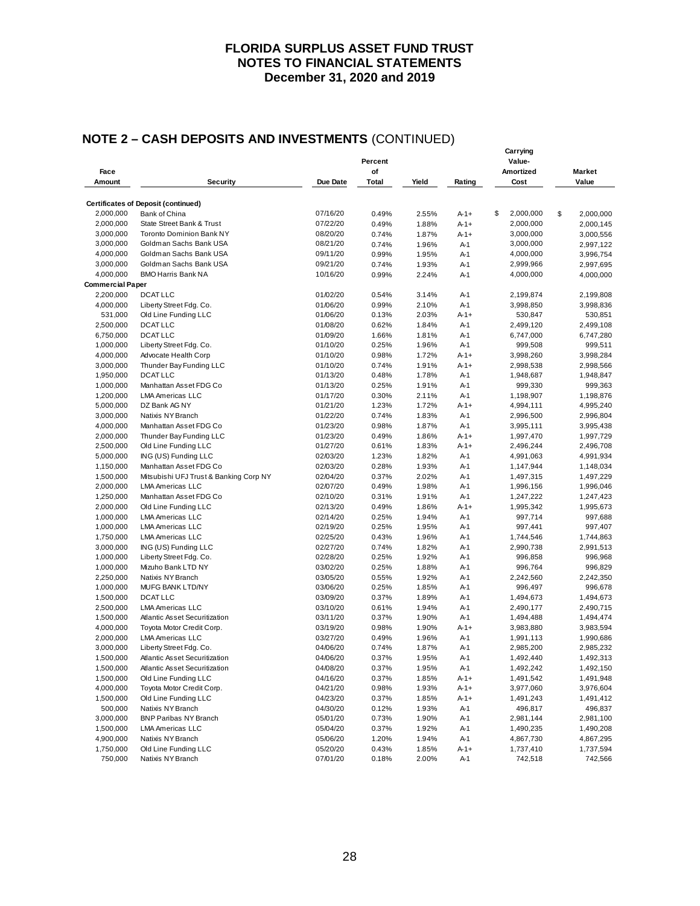# FLORIDA SURPLUS ASSET FUND TRUST
## NOTES TO FINANCIAL STATEMENTS
### December 31, 2020 and 2019

## NOTE 2 – CASH DEPOSITS AND INVESTMENTS (CONTINUED)

| Face Amount | Security | Due Date | Percent of Total | Yield | Rating | Carrying Value-Amortized Cost | Market Value |
|---|---|---|---|---|---|---|---|
| **Certificates of Deposit (continued)** | | | | | | | |
| 2,000,000 | Bank of China | 07/16/20 | 0.49% | 2.55% | A-1+ | $ 2,000,000 | $ 2,000,000 |
| 2,000,000 | State Street Bank & Trust | 07/22/20 | 0.49% | 1.88% | A-1+ | 2,000,000 | 2,000,145 |
| 3,000,000 | Toronto Dominion Bank NY | 08/20/20 | 0.74% | 1.87% | A-1+ | 3,000,000 | 3,000,556 |
| 3,000,000 | Goldman Sachs Bank USA | 08/21/20 | 0.74% | 1.96% | A-1 | 3,000,000 | 2,997,122 |
| 4,000,000 | Goldman Sachs Bank USA | 09/11/20 | 0.99% | 1.95% | A-1 | 4,000,000 | 3,996,754 |
| 3,000,000 | Goldman Sachs Bank USA | 09/21/20 | 0.74% | 1.93% | A-1 | 2,999,966 | 2,997,695 |
| 4,000,000 | BMO Harris Bank NA | 10/16/20 | 0.99% | 2.24% | A-1 | 4,000,000 | 4,000,000 |
| **Commercial Paper** | | | | | | | |
| 2,200,000 | DCAT LLC | 01/02/20 | 0.54% | 3.14% | A-1 | 2,199,874 | 2,199,808 |
| 4,000,000 | Liberty Street Fdg. Co. | 01/06/20 | 0.99% | 2.10% | A-1 | 3,998,850 | 3,998,836 |
| 531,000 | Old Line Funding LLC | 01/06/20 | 0.13% | 2.03% | A-1+ | 530,847 | 530,851 |
| 2,500,000 | DCAT LLC | 01/08/20 | 0.62% | 1.84% | A-1 | 2,499,120 | 2,499,108 |
| 6,750,000 | DCAT LLC | 01/09/20 | 1.66% | 1.81% | A-1 | 6,747,000 | 6,747,280 |
| 1,000,000 | Liberty Street Fdg. Co. | 01/10/20 | 0.25% | 1.96% | A-1 | 999,508 | 999,511 |
| 4,000,000 | Advocate Health Corp | 01/10/20 | 0.98% | 1.72% | A-1+ | 3,998,260 | 3,998,284 |
| 3,000,000 | Thunder Bay Funding LLC | 01/10/20 | 0.74% | 1.91% | A-1+ | 2,998,538 | 2,998,566 |
| 1,950,000 | DCAT LLC | 01/13/20 | 0.48% | 1.78% | A-1 | 1,948,687 | 1,948,847 |
| 1,000,000 | Manhattan Asset FDG Co | 01/13/20 | 0.25% | 1.91% | A-1 | 999,330 | 999,363 |
| 1,200,000 | LMA Americas LLC | 01/17/20 | 0.30% | 2.11% | A-1 | 1,198,907 | 1,198,876 |
| 5,000,000 | DZ Bank AG NY | 01/21/20 | 1.23% | 1.72% | A-1+ | 4,994,111 | 4,995,240 |
| 3,000,000 | Natixis NY Branch | 01/22/20 | 0.74% | 1.83% | A-1 | 2,996,500 | 2,996,804 |
| 4,000,000 | Manhattan Asset FDG Co | 01/23/20 | 0.98% | 1.87% | A-1 | 3,995,111 | 3,995,438 |
| 2,000,000 | Thunder Bay Funding LLC | 01/23/20 | 0.49% | 1.86% | A-1+ | 1,997,470 | 1,997,729 |
| 2,500,000 | Old Line Funding LLC | 01/27/20 | 0.61% | 1.83% | A-1+ | 2,496,244 | 2,496,708 |
| 5,000,000 | ING (US) Funding LLC | 02/03/20 | 1.23% | 1.82% | A-1 | 4,991,063 | 4,991,934 |
| 1,150,000 | Manhattan Asset FDG Co | 02/03/20 | 0.28% | 1.93% | A-1 | 1,147,944 | 1,148,034 |
| 1,500,000 | Mitsubishi UFJ Trust & Banking Corp NY | 02/04/20 | 0.37% | 2.02% | A-1 | 1,497,315 | 1,497,229 |
| 2,000,000 | LMA Americas LLC | 02/07/20 | 0.49% | 1.98% | A-1 | 1,996,156 | 1,996,046 |
| 1,250,000 | Manhattan Asset FDG Co | 02/10/20 | 0.31% | 1.91% | A-1 | 1,247,222 | 1,247,423 |
| 2,000,000 | Old Line Funding LLC | 02/13/20 | 0.49% | 1.86% | A-1+ | 1,995,342 | 1,995,673 |
| 1,000,000 | LMA Americas LLC | 02/14/20 | 0.25% | 1.94% | A-1 | 997,714 | 997,688 |
| 1,000,000 | LMA Americas LLC | 02/19/20 | 0.25% | 1.95% | A-1 | 997,441 | 997,407 |
| 1,750,000 | LMA Americas LLC | 02/25/20 | 0.43% | 1.96% | A-1 | 1,744,546 | 1,744,863 |
| 3,000,000 | ING (US) Funding LLC | 02/27/20 | 0.74% | 1.82% | A-1 | 2,990,738 | 2,991,513 |
| 1,000,000 | Liberty Street Fdg. Co. | 02/28/20 | 0.25% | 1.92% | A-1 | 996,858 | 996,968 |
| 1,000,000 | Mizuho Bank LTD NY | 03/02/20 | 0.25% | 1.88% | A-1 | 996,764 | 996,829 |
| 2,250,000 | Natixis NY Branch | 03/05/20 | 0.55% | 1.92% | A-1 | 2,242,560 | 2,242,350 |
| 1,000,000 | MUFG BANK LTD/NY | 03/06/20 | 0.25% | 1.85% | A-1 | 996,497 | 996,678 |
| 1,500,000 | DCAT LLC | 03/09/20 | 0.37% | 1.89% | A-1 | 1,494,673 | 1,494,673 |
| 2,500,000 | LMA Americas LLC | 03/10/20 | 0.61% | 1.94% | A-1 | 2,490,177 | 2,490,715 |
| 1,500,000 | Atlantic Asset Securitization | 03/11/20 | 0.37% | 1.90% | A-1 | 1,494,488 | 1,494,474 |
| 4,000,000 | Toyota Motor Credit Corp. | 03/19/20 | 0.98% | 1.90% | A-1+ | 3,983,880 | 3,983,594 |
| 2,000,000 | LMA Americas LLC | 03/27/20 | 0.49% | 1.96% | A-1 | 1,991,113 | 1,990,686 |
| 3,000,000 | Liberty Street Fdg. Co. | 04/06/20 | 0.74% | 1.87% | A-1 | 2,985,200 | 2,985,232 |
| 1,500,000 | Atlantic Asset Securitization | 04/06/20 | 0.37% | 1.95% | A-1 | 1,492,440 | 1,492,313 |
| 1,500,000 | Atlantic Asset Securitization | 04/08/20 | 0.37% | 1.95% | A-1 | 1,492,242 | 1,492,150 |
| 1,500,000 | Old Line Funding LLC | 04/16/20 | 0.37% | 1.85% | A-1+ | 1,491,542 | 1,491,948 |
| 4,000,000 | Toyota Motor Credit Corp. | 04/21/20 | 0.98% | 1.93% | A-1+ | 3,977,060 | 3,976,604 |
| 1,500,000 | Old Line Funding LLC | 04/23/20 | 0.37% | 1.85% | A-1+ | 1,491,243 | 1,491,412 |
| 500,000 | Natixis NY Branch | 04/30/20 | 0.12% | 1.93% | A-1 | 496,817 | 496,837 |
| 3,000,000 | BNP Paribas NY Branch | 05/01/20 | 0.73% | 1.90% | A-1 | 2,981,144 | 2,981,100 |
| 1,500,000 | LMA Americas LLC | 05/04/20 | 0.37% | 1.92% | A-1 | 1,490,235 | 1,490,208 |
| 4,900,000 | Natixis NY Branch | 05/06/20 | 1.20% | 1.94% | A-1 | 4,867,730 | 4,867,295 |
| 1,750,000 | Old Line Funding LLC | 05/20/20 | 0.43% | 1.85% | A-1+ | 1,737,410 | 1,737,594 |
| 750,000 | Natixis NY Branch | 07/01/20 | 0.18% | 2.00% | A-1 | 742,518 | 742,566 |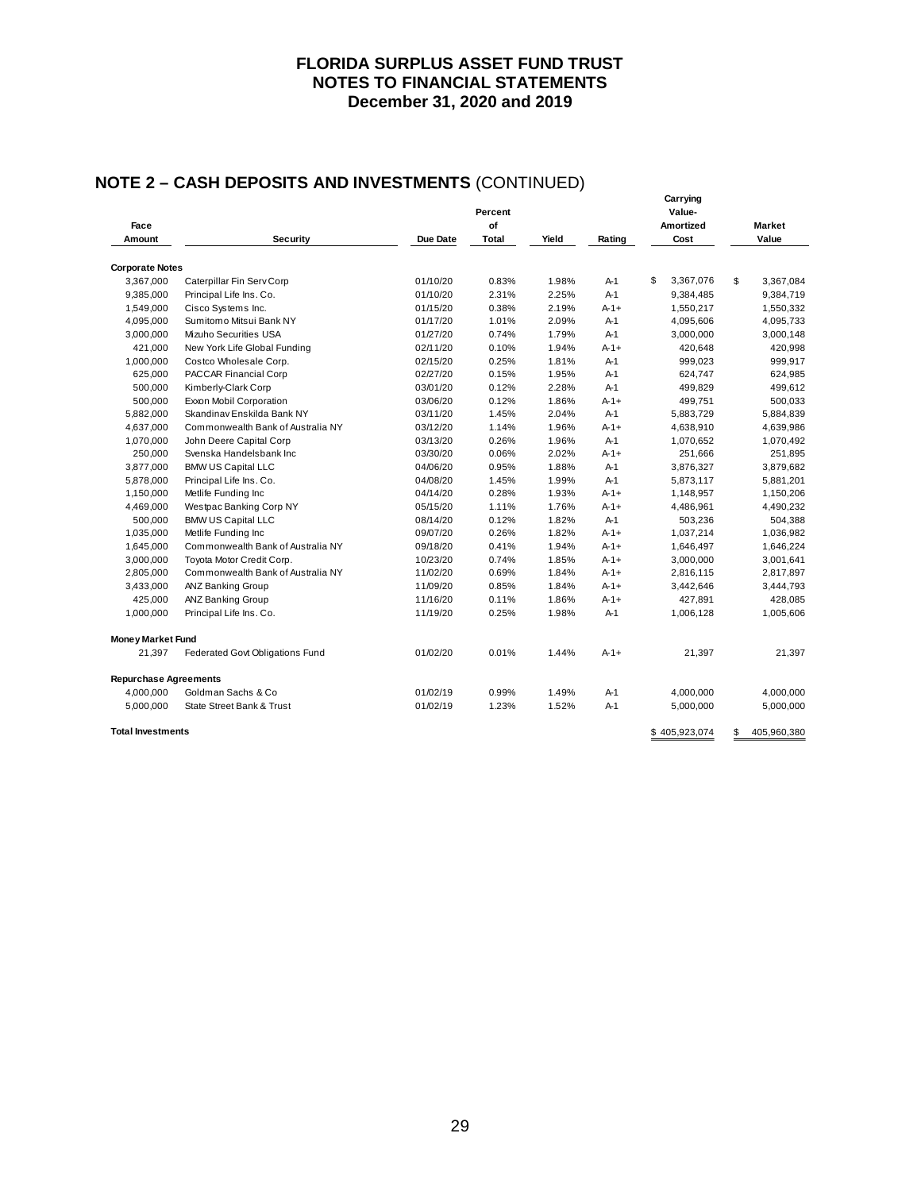# FLORIDA SURPLUS ASSET FUND TRUST
# NOTES TO FINANCIAL STATEMENTS
# December 31, 2020 and 2019

## NOTE 2 – CASH DEPOSITS AND INVESTMENTS (CONTINUED)

| Face Amount | Security | Due Date | Percent of Total | Yield | Rating | Carrying Value-Amortized Cost | Market Value |
|---|---|---|---|---|---|---|---|
| **Corporate Notes** | | | | | | | |
| 3,367,000 | Caterpillar Fin Serv Corp | 01/10/20 | 0.83% | 1.98% | A-1 | $ 3,367,076 | $ 3,367,084 |
| 9,385,000 | Principal Life Ins. Co. | 01/10/20 | 2.31% | 2.25% | A-1 | 9,384,485 | 9,384,719 |
| 1,549,000 | Cisco Systems Inc. | 01/15/20 | 0.38% | 2.19% | A-1+ | 1,550,217 | 1,550,332 |
| 4,095,000 | Sumitomo Mitsui Bank NY | 01/17/20 | 1.01% | 2.09% | A-1 | 4,095,606 | 4,095,733 |
| 3,000,000 | Mizuho Securities USA | 01/27/20 | 0.74% | 1.79% | A-1 | 3,000,000 | 3,000,148 |
| 421,000 | New York Life Global Funding | 02/11/20 | 0.10% | 1.94% | A-1+ | 420,648 | 420,998 |
| 1,000,000 | Costco Wholesale Corp. | 02/15/20 | 0.25% | 1.81% | A-1 | 999,023 | 999,917 |
| 625,000 | PACCAR Financial Corp | 02/27/20 | 0.15% | 1.95% | A-1 | 624,747 | 624,985 |
| 500,000 | Kimberly-Clark Corp | 03/01/20 | 0.12% | 2.28% | A-1 | 499,829 | 499,612 |
| 500,000 | Exxon Mobil Corporation | 03/06/20 | 0.12% | 1.86% | A-1+ | 499,751 | 500,033 |
| 5,882,000 | Skandinav Enskilda Bank NY | 03/11/20 | 1.45% | 2.04% | A-1 | 5,883,729 | 5,884,839 |
| 4,637,000 | Commonwealth Bank of Australia NY | 03/12/20 | 1.14% | 1.96% | A-1+ | 4,638,910 | 4,639,986 |
| 1,070,000 | John Deere Capital Corp | 03/13/20 | 0.26% | 1.96% | A-1 | 1,070,652 | 1,070,492 |
| 250,000 | Svenska Handelsbank Inc | 03/30/20 | 0.06% | 2.02% | A-1+ | 251,666 | 251,895 |
| 3,877,000 | BMW US Capital LLC | 04/06/20 | 0.95% | 1.88% | A-1 | 3,876,327 | 3,879,682 |
| 5,878,000 | Principal Life Ins. Co. | 04/08/20 | 1.45% | 1.99% | A-1 | 5,873,117 | 5,881,201 |
| 1,150,000 | Metlife Funding Inc | 04/14/20 | 0.28% | 1.93% | A-1+ | 1,148,957 | 1,150,206 |
| 4,469,000 | Westpac Banking Corp NY | 05/15/20 | 1.11% | 1.76% | A-1+ | 4,486,961 | 4,490,232 |
| 500,000 | BMW US Capital LLC | 08/14/20 | 0.12% | 1.82% | A-1 | 503,236 | 504,388 |
| 1,035,000 | Metlife Funding Inc | 09/07/20 | 0.26% | 1.82% | A-1+ | 1,037,214 | 1,036,982 |
| 1,645,000 | Commonwealth Bank of Australia NY | 09/18/20 | 0.41% | 1.94% | A-1+ | 1,646,497 | 1,646,224 |
| 3,000,000 | Toyota Motor Credit Corp. | 10/23/20 | 0.74% | 1.85% | A-1+ | 3,000,000 | 3,001,641 |
| 2,805,000 | Commonwealth Bank of Australia NY | 11/02/20 | 0.69% | 1.84% | A-1+ | 2,816,115 | 2,817,897 |
| 3,433,000 | ANZ Banking Group | 11/09/20 | 0.85% | 1.84% | A-1+ | 3,442,646 | 3,444,793 |
| 425,000 | ANZ Banking Group | 11/16/20 | 0.11% | 1.86% | A-1+ | 427,891 | 428,085 |
| 1,000,000 | Principal Life Ins. Co. | 11/19/20 | 0.25% | 1.98% | A-1 | 1,006,128 | 1,005,606 |
| **Money Market Fund** | | | | | | | |
| 21,397 | Federated Govt Obligations Fund | 01/02/20 | 0.01% | 1.44% | A-1+ | 21,397 | 21,397 |
| **Repurchase Agreements** | | | | | | | |
| 4,000,000 | Goldman Sachs & Co | 01/02/19 | 0.99% | 1.49% | A-1 | 4,000,000 | 4,000,000 |
| 5,000,000 | State Street Bank & Trust | 01/02/19 | 1.23% | 1.52% | A-1 | 5,000,000 | 5,000,000 |
| **Total Investments** | | | | | | $ 405,923,074 | $ 405,960,380 |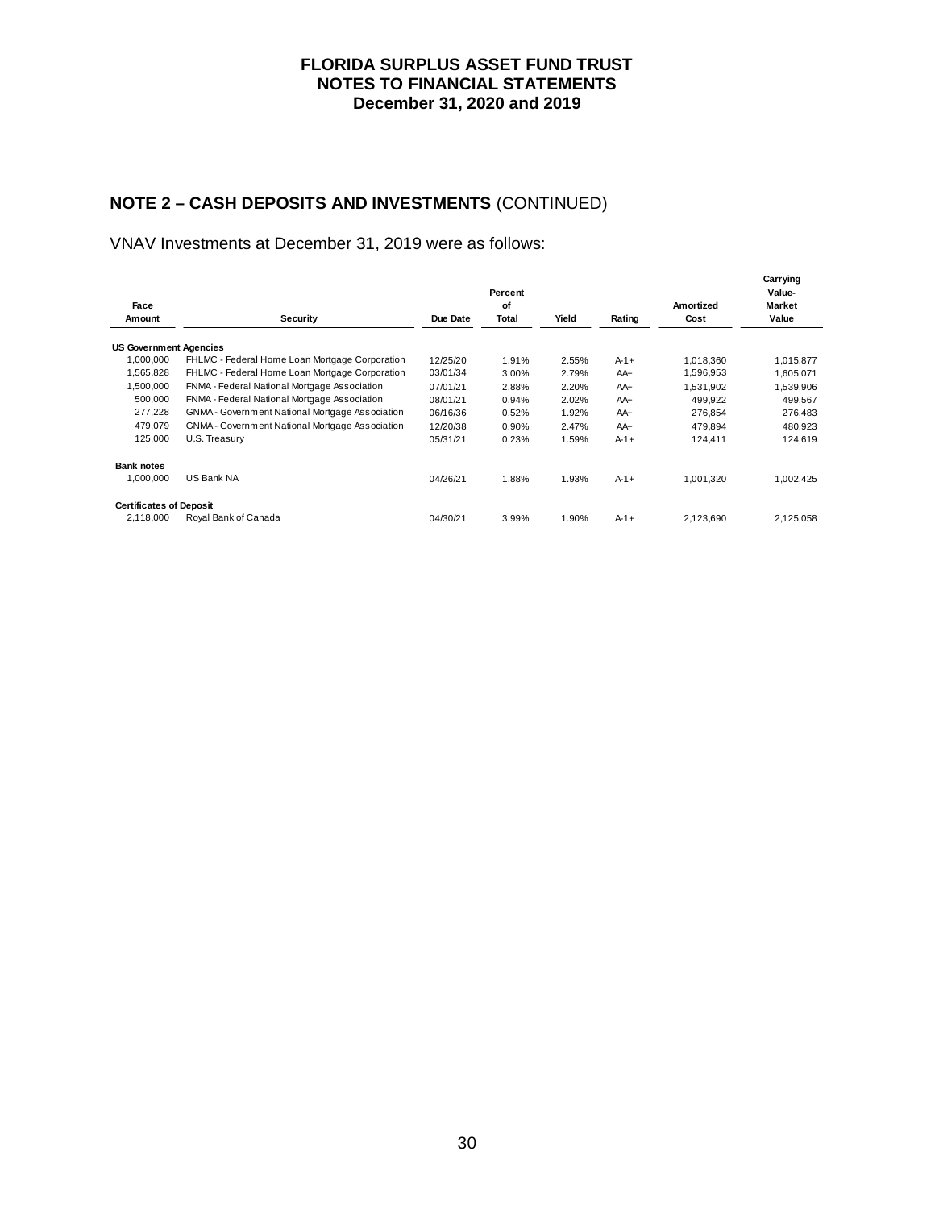# FLORIDA SURPLUS ASSET FUND TRUST
## NOTES TO FINANCIAL STATEMENTS
### December 31, 2020 and 2019

## NOTE 2 – CASH DEPOSITS AND INVESTMENTS (CONTINUED)

VNAV Investments at December 31, 2019 were as follows:

| Face Amount | Security | Due Date | Percent of Total | Yield | Rating | Amortized Cost | Carrying Value-Market Value |
|---|---|---|---|---|---|---|---|
| **US Government Agencies** | | | | | | | |
| 1,000,000 | FHLMC - Federal Home Loan Mortgage Corporation | 12/25/20 | 1.91% | 2.55% | A-1+ | 1,018,360 | 1,015,877 |
| 1,565,828 | FHLMC - Federal Home Loan Mortgage Corporation | 03/01/34 | 3.00% | 2.79% | AA+ | 1,596,953 | 1,605,071 |
| 1,500,000 | FNMA - Federal National Mortgage Association | 07/01/21 | 2.88% | 2.20% | AA+ | 1,531,902 | 1,539,906 |
| 500,000 | FNMA - Federal National Mortgage Association | 08/01/21 | 0.94% | 2.02% | AA+ | 499,922 | 499,567 |
| 277,228 | GNMA - Government National Mortgage Association | 06/16/36 | 0.52% | 1.92% | AA+ | 276,854 | 276,483 |
| 479,079 | GNMA - Government National Mortgage Association | 12/20/38 | 0.90% | 2.47% | AA+ | 479,894 | 480,923 |
| 125,000 | U.S. Treasury | 05/31/21 | 0.23% | 1.59% | A-1+ | 124,411 | 124,619 |
| **Bank notes** | | | | | | | |
| 1,000,000 | US Bank NA | 04/26/21 | 1.88% | 1.93% | A-1+ | 1,001,320 | 1,002,425 |
| **Certificates of Deposit** | | | | | | | |
| 2,118,000 | Royal Bank of Canada | 04/30/21 | 3.99% | 1.90% | A-1+ | 2,123,690 | 2,125,058 |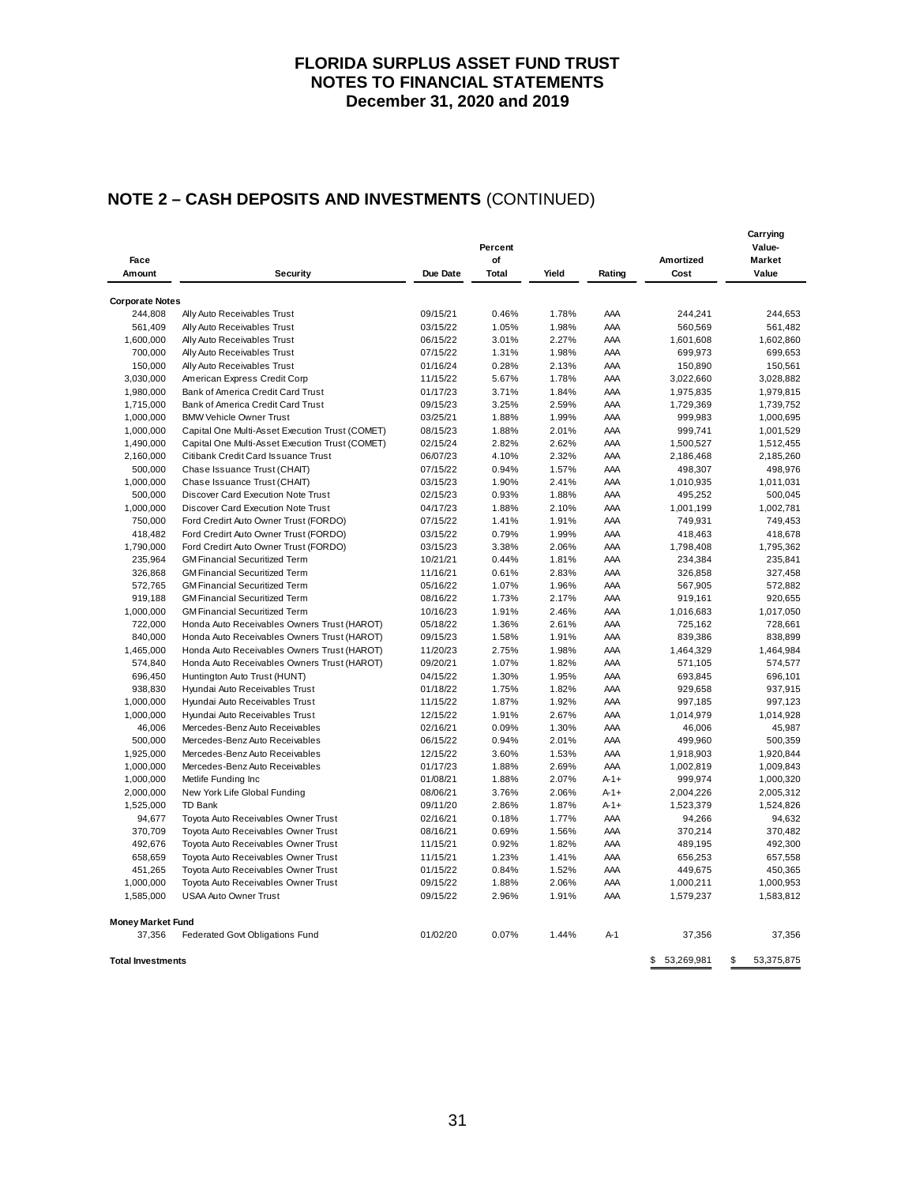# FLORIDA SURPLUS ASSET FUND TRUST
## NOTES TO FINANCIAL STATEMENTS
### December 31, 2020 and 2019

## NOTE 2 – CASH DEPOSITS AND INVESTMENTS (CONTINUED)

| Face Amount | Security | Due Date | Percent of Total | Yield | Rating | Amortized Cost | Carrying Value-Market Value |
|---|---|---|---|---|---|---|---|
| **Corporate Notes** | | | | | | | |
| 244,808 | Ally Auto Receivables Trust | 09/15/21 | 0.46% | 1.78% | AAA | 244,241 | 244,653 |
| 561,409 | Ally Auto Receivables Trust | 03/15/22 | 1.05% | 1.98% | AAA | 560,569 | 561,482 |
| 1,600,000 | Ally Auto Receivables Trust | 06/15/22 | 3.01% | 2.27% | AAA | 1,601,608 | 1,602,860 |
| 700,000 | Ally Auto Receivables Trust | 07/15/22 | 1.31% | 1.98% | AAA | 699,973 | 699,653 |
| 150,000 | Ally Auto Receivables Trust | 01/16/24 | 0.28% | 2.13% | AAA | 150,890 | 150,561 |
| 3,030,000 | American Express Credit Corp | 11/15/22 | 5.67% | 1.78% | AAA | 3,022,660 | 3,028,882 |
| 1,980,000 | Bank of America Credit Card Trust | 01/17/23 | 3.71% | 1.84% | AAA | 1,975,835 | 1,979,815 |
| 1,715,000 | Bank of America Credit Card Trust | 09/15/23 | 3.25% | 2.59% | AAA | 1,729,369 | 1,739,752 |
| 1,000,000 | BMW Vehicle Owner Trust | 03/25/21 | 1.88% | 1.99% | AAA | 999,983 | 1,000,695 |
| 1,000,000 | Capital One Multi-Asset Execution Trust (COMET) | 08/15/23 | 1.88% | 2.01% | AAA | 999,741 | 1,001,529 |
| 1,490,000 | Capital One Multi-Asset Execution Trust (COMET) | 02/15/24 | 2.82% | 2.62% | AAA | 1,500,527 | 1,512,455 |
| 2,160,000 | Citibank Credit Card Issuance Trust | 06/07/23 | 4.10% | 2.32% | AAA | 2,186,468 | 2,185,260 |
| 500,000 | Chase Issuance Trust (CHAIT) | 07/15/22 | 0.94% | 1.57% | AAA | 498,307 | 498,976 |
| 1,000,000 | Chase Issuance Trust (CHAIT) | 03/15/23 | 1.90% | 2.41% | AAA | 1,010,935 | 1,011,031 |
| 500,000 | Discover Card Execution Note Trust | 02/15/23 | 0.93% | 1.88% | AAA | 495,252 | 500,045 |
| 1,000,000 | Discover Card Execution Note Trust | 04/17/23 | 1.88% | 2.10% | AAA | 1,001,199 | 1,002,781 |
| 750,000 | Ford Credirt Auto Owner Trust (FORDO) | 07/15/22 | 1.41% | 1.91% | AAA | 749,931 | 749,453 |
| 418,482 | Ford Credirt Auto Owner Trust (FORDO) | 03/15/22 | 0.79% | 1.99% | AAA | 418,463 | 418,678 |
| 1,790,000 | Ford Credirt Auto Owner Trust (FORDO) | 03/15/23 | 3.38% | 2.06% | AAA | 1,798,408 | 1,795,362 |
| 235,964 | GM Financial Securitized Term | 10/21/21 | 0.44% | 1.81% | AAA | 234,384 | 235,841 |
| 326,868 | GM Financial Securitized Term | 11/16/21 | 0.61% | 2.83% | AAA | 326,858 | 327,458 |
| 572,765 | GM Financial Securitized Term | 05/16/22 | 1.07% | 1.96% | AAA | 567,905 | 572,882 |
| 919,188 | GM Financial Securitized Term | 08/16/22 | 1.73% | 2.17% | AAA | 919,161 | 920,655 |
| 1,000,000 | GM Financial Securitized Term | 10/16/23 | 1.91% | 2.46% | AAA | 1,016,683 | 1,017,050 |
| 722,000 | Honda Auto Receivables Owners Trust (HAROT) | 05/18/22 | 1.36% | 2.61% | AAA | 725,162 | 728,661 |
| 840,000 | Honda Auto Receivables Owners Trust (HAROT) | 09/15/23 | 1.58% | 1.91% | AAA | 839,386 | 838,899 |
| 1,465,000 | Honda Auto Receivables Owners Trust (HAROT) | 11/20/23 | 2.75% | 1.98% | AAA | 1,464,329 | 1,464,984 |
| 574,840 | Honda Auto Receivables Owners Trust (HAROT) | 09/20/21 | 1.07% | 1.82% | AAA | 571,105 | 574,577 |
| 696,450 | Huntington Auto Trust (HUNT) | 04/15/22 | 1.30% | 1.95% | AAA | 693,845 | 696,101 |
| 938,830 | Hyundai Auto Receivables Trust | 01/18/22 | 1.75% | 1.82% | AAA | 929,658 | 937,915 |
| 1,000,000 | Hyundai Auto Receivables Trust | 11/15/22 | 1.87% | 1.92% | AAA | 997,185 | 997,123 |
| 1,000,000 | Hyundai Auto Receivables Trust | 12/15/22 | 1.91% | 2.67% | AAA | 1,014,979 | 1,014,928 |
| 46,006 | Mercedes-Benz Auto Receivables | 02/16/21 | 0.09% | 1.30% | AAA | 46,006 | 45,987 |
| 500,000 | Mercedes-Benz Auto Receivables | 06/15/22 | 0.94% | 2.01% | AAA | 499,960 | 500,359 |
| 1,925,000 | Mercedes-Benz Auto Receivables | 12/15/22 | 3.60% | 1.53% | AAA | 1,918,903 | 1,920,844 |
| 1,000,000 | Mercedes-Benz Auto Receivables | 01/17/23 | 1.88% | 2.69% | AAA | 1,002,819 | 1,009,843 |
| 1,000,000 | Metlife Funding Inc | 01/08/21 | 1.88% | 2.07% | A-1+ | 999,974 | 1,000,320 |
| 2,000,000 | New York Life Global Funding | 08/06/21 | 3.76% | 2.06% | A-1+ | 2,004,226 | 2,005,312 |
| 1,525,000 | TD Bank | 09/11/20 | 2.86% | 1.87% | A-1+ | 1,523,379 | 1,524,826 |
| 94,677 | Toyota Auto Receivables Owner Trust | 02/16/21 | 0.18% | 1.77% | AAA | 94,266 | 94,632 |
| 370,709 | Toyota Auto Receivables Owner Trust | 08/16/21 | 0.69% | 1.56% | AAA | 370,214 | 370,482 |
| 492,676 | Toyota Auto Receivables Owner Trust | 11/15/21 | 0.92% | 1.82% | AAA | 489,195 | 492,300 |
| 658,659 | Toyota Auto Receivables Owner Trust | 11/15/21 | 1.23% | 1.41% | AAA | 656,253 | 657,558 |
| 451,265 | Toyota Auto Receivables Owner Trust | 01/15/22 | 0.84% | 1.52% | AAA | 449,675 | 450,365 |
| 1,000,000 | Toyota Auto Receivables Owner Trust | 09/15/22 | 1.88% | 2.06% | AAA | 1,000,211 | 1,000,953 |
| 1,585,000 | USAA Auto Owner Trust | 09/15/22 | 2.96% | 1.91% | AAA | 1,579,237 | 1,583,812 |
| **Money Market Fund** | | | | | | | |
| 37,356 | Federated Govt Obligations Fund | 01/02/20 | 0.07% | 1.44% | A-1 | 37,356 | 37,356 |
| **Total Investments** | | | | | | $ 53,269,981 | $ 53,375,875 |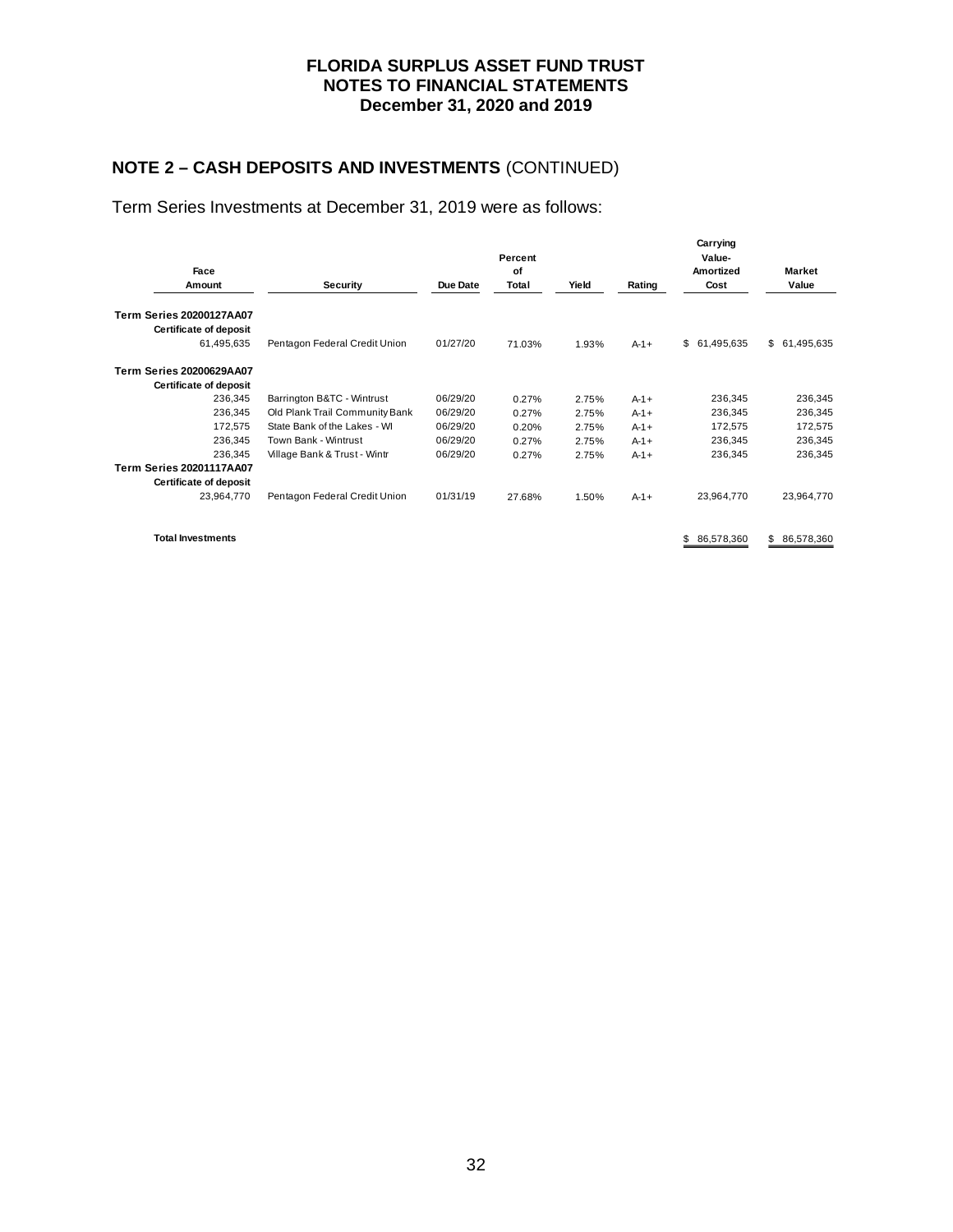# FLORIDA SURPLUS ASSET FUND TRUST
## NOTES TO FINANCIAL STATEMENTS
### December 31, 2020 and 2019

## NOTE 2 – CASH DEPOSITS AND INVESTMENTS (CONTINUED)

Term Series Investments at December 31, 2019 were as follows:

| Face Amount | Security | Due Date | Percent of Total | Yield | Rating | Carrying Value- Amortized Cost | Market Value |
|---|---|---|---|---|---|---|---|
| **Term Series 20200127AA07** | | | | | | | |
| **Certificate of deposit** | | | | | | | |
| 61,495,635 | Pentagon Federal Credit Union | 01/27/20 | 71.03% | 1.93% | A-1+ | $ 61,495,635 | $ 61,495,635 |
| **Term Series 20200629AA07** | | | | | | | |
| **Certificate of deposit** | | | | | | | |
| 236,345 | Barrington B&TC - Wintrust | 06/29/20 | 0.27% | 2.75% | A-1+ | 236,345 | 236,345 |
| 236,345 | Old Plank Trail Community Bank | 06/29/20 | 0.27% | 2.75% | A-1+ | 236,345 | 236,345 |
| 172,575 | State Bank of the Lakes - WI | 06/29/20 | 0.20% | 2.75% | A-1+ | 172,575 | 172,575 |
| 236,345 | Town Bank - Wintrust | 06/29/20 | 0.27% | 2.75% | A-1+ | 236,345 | 236,345 |
| 236,345 | Village Bank & Trust - Wintr | 06/29/20 | 0.27% | 2.75% | A-1+ | 236,345 | 236,345 |
| **Term Series 20201117AA07** | | | | | | | |
| **Certificate of deposit** | | | | | | | |
| 23,964,770 | Pentagon Federal Credit Union | 01/31/19 | 27.68% | 1.50% | A-1+ | 23,964,770 | 23,964,770 |
| **Total Investments** | | | | | | $ 86,578,360 | $ 86,578,360 |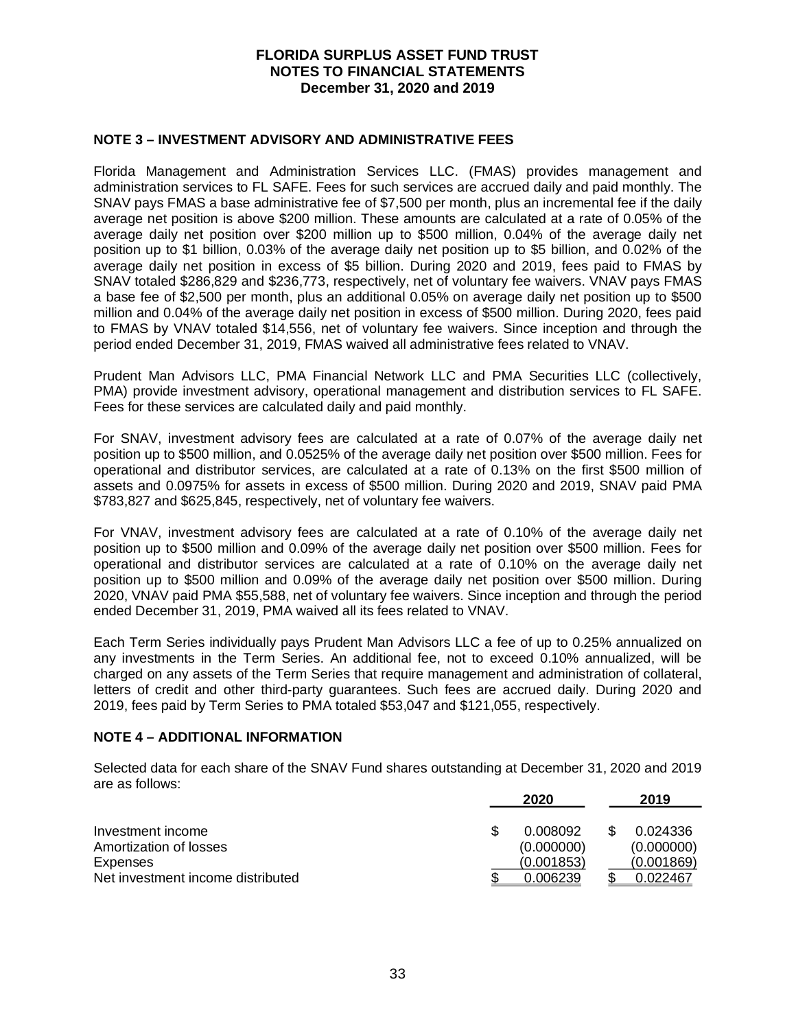# FLORIDA SURPLUS ASSET FUND TRUST
## NOTES TO FINANCIAL STATEMENTS
### December 31, 2020 and 2019

## NOTE 3 – INVESTMENT ADVISORY AND ADMINISTRATIVE FEES

Florida Management and Administration Services LLC. (FMAS) provides management and administration services to FL SAFE. Fees for such services are accrued daily and paid monthly. The SNAV pays FMAS a base administrative fee of $7,500 per month, plus an incremental fee if the daily average net position is above $200 million. These amounts are calculated at a rate of 0.05% of the average daily net position over $200 million up to $500 million, 0.04% of the average daily net position up to $1 billion, 0.03% of the average daily net position up to $5 billion, and 0.02% of the average daily net position in excess of $5 billion. During 2020 and 2019, fees paid to FMAS by SNAV totaled $286,829 and $236,773, respectively, net of voluntary fee waivers. VNAV pays FMAS a base fee of $2,500 per month, plus an additional 0.05% on average daily net position up to $500 million and 0.04% of the average daily net position in excess of $500 million. During 2020, fees paid to FMAS by VNAV totaled $14,556, net of voluntary fee waivers. Since inception and through the period ended December 31, 2019, FMAS waived all administrative fees related to VNAV.

Prudent Man Advisors LLC, PMA Financial Network LLC and PMA Securities LLC (collectively, PMA) provide investment advisory, operational management and distribution services to FL SAFE. Fees for these services are calculated daily and paid monthly.

For SNAV, investment advisory fees are calculated at a rate of 0.07% of the average daily net position up to $500 million, and 0.0525% of the average daily net position over $500 million. Fees for operational and distributor services, are calculated at a rate of 0.13% on the first $500 million of assets and 0.0975% for assets in excess of $500 million. During 2020 and 2019, SNAV paid PMA $783,827 and $625,845, respectively, net of voluntary fee waivers.

For VNAV, investment advisory fees are calculated at a rate of 0.10% of the average daily net position up to $500 million and 0.09% of the average daily net position over $500 million. Fees for operational and distributor services are calculated at a rate of 0.10% on the average daily net position up to $500 million and 0.09% of the average daily net position over $500 million. During 2020, VNAV paid PMA $55,588, net of voluntary fee waivers. Since inception and through the period ended December 31, 2019, PMA waived all its fees related to VNAV.

Each Term Series individually pays Prudent Man Advisors LLC a fee of up to 0.25% annualized on any investments in the Term Series. An additional fee, not to exceed 0.10% annualized, will be charged on any assets of the Term Series that require management and administration of collateral, letters of credit and other third-party guarantees. Such fees are accrued daily. During 2020 and 2019, fees paid by Term Series to PMA totaled $53,047 and $121,055, respectively.

## NOTE 4 – ADDITIONAL INFORMATION

Selected data for each share of the SNAV Fund shares outstanding at December 31, 2020 and 2019 are as follows:

| | 2020 | 2019 |
|---|---|---|
| Investment income | $ 0.008092 | $ 0.024336 |
| Amortization of losses | (0.000000) | (0.000000) |
| Expenses | (0.001853) | (0.001869) |
| Net investment income distributed | $ 0.006239 | $ 0.022467 |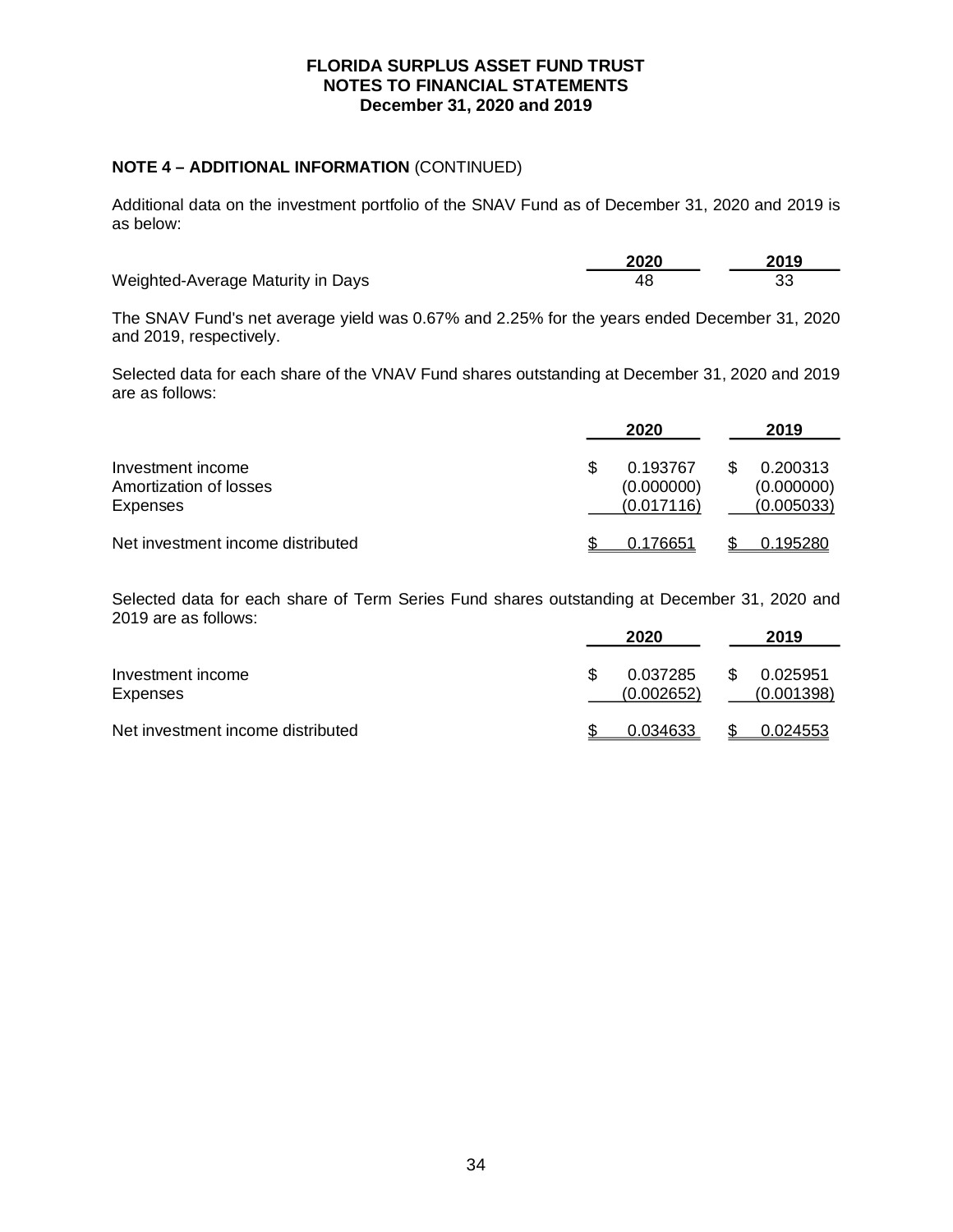**FLORIDA SURPLUS ASSET FUND TRUST**
**NOTES TO FINANCIAL STATEMENTS**
**December 31, 2020 and 2019**

**NOTE 4 – ADDITIONAL INFORMATION** (CONTINUED)

Additional data on the investment portfolio of the SNAV Fund as of December 31, 2020 and 2019 is as below:

| | 2020 | 2019 |
|---|---|---|
| Weighted-Average Maturity in Days | 48 | 33 |

The SNAV Fund's net average yield was 0.67% and 2.25% for the years ended December 31, 2020 and 2019, respectively.

Selected data for each share of the VNAV Fund shares outstanding at December 31, 2020 and 2019 are as follows:

| | 2020 | 2019 |
|---|---|---|
| Investment income | $ 0.193767 | $ 0.200313 |
| Amortization of losses | (0.000000) | (0.000000) |
| Expenses | (0.017116) | (0.005033) |
| Net investment income distributed | $ 0.176651 | $ 0.195280 |

Selected data for each share of Term Series Fund shares outstanding at December 31, 2020 and 2019 are as follows:

| | 2020 | 2019 |
|---|---|---|
| Investment income | $ 0.037285 | $ 0.025951 |
| Expenses | (0.002652) | (0.001398) |
| Net investment income distributed | $ 0.034633 | $ 0.024553 |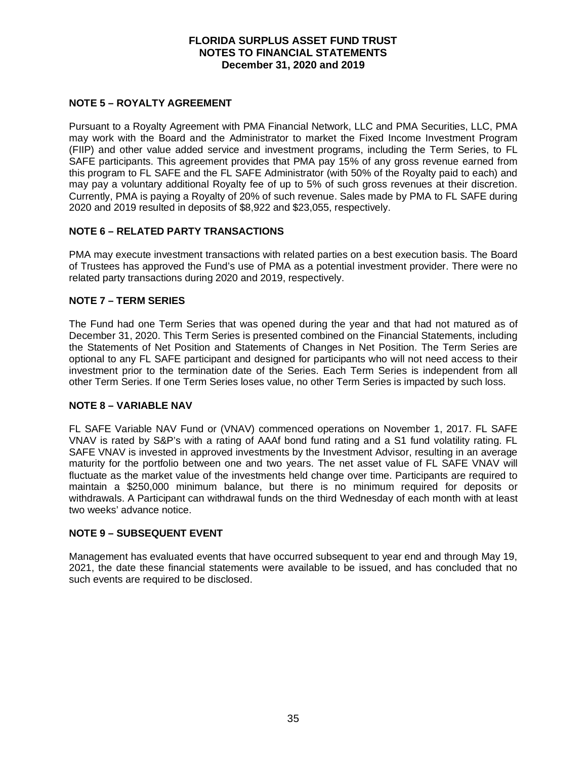## NOTE 5 – ROYALTY AGREEMENT

Pursuant to a Royalty Agreement with PMA Financial Network, LLC and PMA Securities, LLC, PMA may work with the Board and the Administrator to market the Fixed Income Investment Program (FIIP) and other value added service and investment programs, including the Term Series, to FL SAFE participants. This agreement provides that PMA pay 15% of any gross revenue earned from this program to FL SAFE and the FL SAFE Administrator (with 50% of the Royalty paid to each) and may pay a voluntary additional Royalty fee of up to 5% of such gross revenues at their discretion. Currently, PMA is paying a Royalty of 20% of such revenue. Sales made by PMA to FL SAFE during 2020 and 2019 resulted in deposits of $8,922 and $23,055, respectively.

## NOTE 6 – RELATED PARTY TRANSACTIONS

PMA may execute investment transactions with related parties on a best execution basis. The Board of Trustees has approved the Fund's use of PMA as a potential investment provider. There were no related party transactions during 2020 and 2019, respectively.

## NOTE 7 – TERM SERIES

The Fund had one Term Series that was opened during the year and that had not matured as of December 31, 2020. This Term Series is presented combined on the Financial Statements, including the Statements of Net Position and Statements of Changes in Net Position. The Term Series are optional to any FL SAFE participant and designed for participants who will not need access to their investment prior to the termination date of the Series. Each Term Series is independent from all other Term Series. If one Term Series loses value, no other Term Series is impacted by such loss.

## NOTE 8 – VARIABLE NAV

FL SAFE Variable NAV Fund or (VNAV) commenced operations on November 1, 2017. FL SAFE VNAV is rated by S&P's with a rating of AAAf bond fund rating and a S1 fund volatility rating. FL SAFE VNAV is invested in approved investments by the Investment Advisor, resulting in an average maturity for the portfolio between one and two years. The net asset value of FL SAFE VNAV will fluctuate as the market value of the investments held change over time. Participants are required to maintain a $250,000 minimum balance, but there is no minimum required for deposits or withdrawals. A Participant can withdrawal funds on the third Wednesday of each month with at least two weeks' advance notice.

## NOTE 9 – SUBSEQUENT EVENT

Management has evaluated events that have occurred subsequent to year end and through May 19, 2021, the date these financial statements were available to be issued, and has concluded that no such events are required to be disclosed.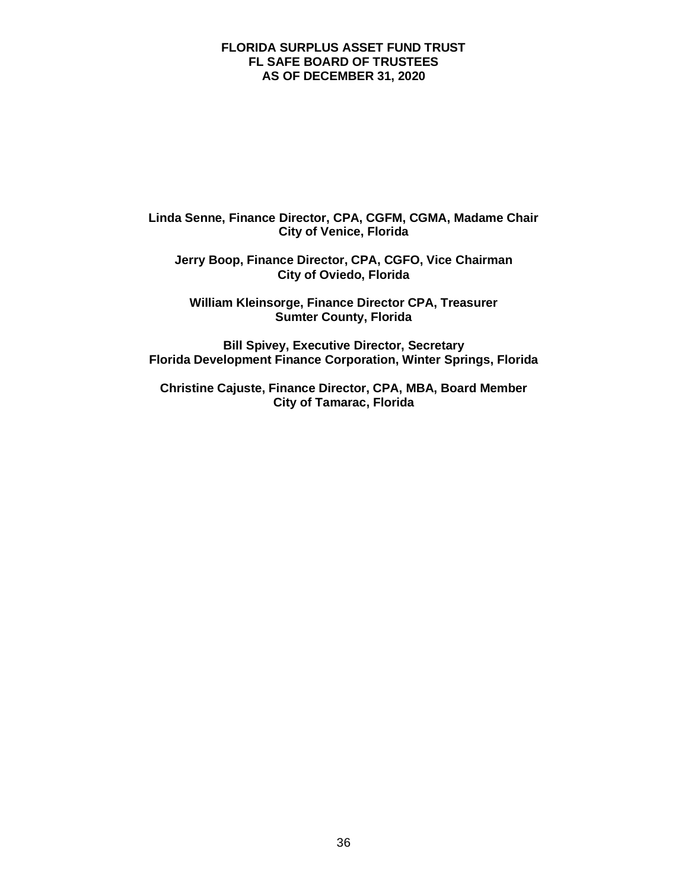**FLORIDA SURPLUS ASSET FUND TRUST**
**FL SAFE BOARD OF TRUSTEES**
**AS OF DECEMBER 31, 2020**

**Linda Senne, Finance Director, CPA, CGFM, CGMA, Madame Chair**
**City of Venice, Florida**

**Jerry Boop, Finance Director, CPA, CGFO, Vice Chairman**
**City of Oviedo, Florida**

**William Kleinsorge, Finance Director CPA, Treasurer**
**Sumter County, Florida**

**Bill Spivey, Executive Director, Secretary**
**Florida Development Finance Corporation, Winter Springs, Florida**

**Christine Cajuste, Finance Director, CPA, MBA, Board Member**
**City of Tamarac, Florida**